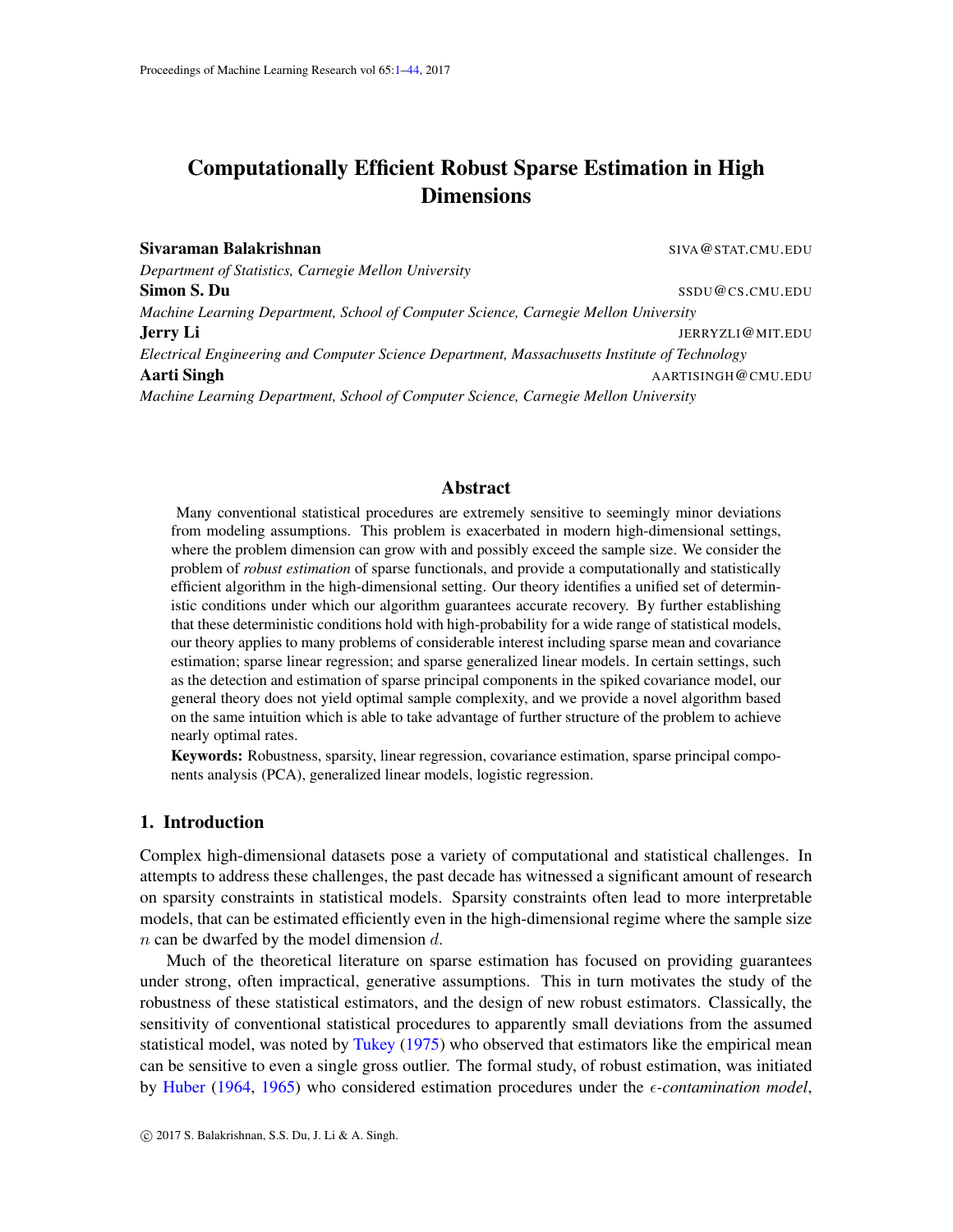# Computationally Efficient Robust Sparse Estimation in High Dimensions

**Sivaraman Balakrishnan** SIVA@STAT.CMU.EDU
*Department of Statistics, Carnegie Mellon University*

**Simon S. Du** SSDU@CS.CMU.EDU
*Machine Learning Department, School of Computer Science, Carnegie Mellon University*

**Jerry Li** JERRYZLI@MIT.EDU
*Electrical Engineering and Computer Science Department, Massachusetts Institute of Technology*

**Aarti Singh** AARTISINGH@CMU.EDU
*Machine Learning Department, School of Computer Science, Carnegie Mellon University*

## Abstract

Many conventional statistical procedures are extremely sensitive to seemingly minor deviations from modeling assumptions. This problem is exacerbated in modern high-dimensional settings, where the problem dimension can grow with and possibly exceed the sample size. We consider the problem of *robust estimation* of sparse functionals, and provide a computationally and statistically efficient algorithm in the high-dimensional setting. Our theory identifies a unified set of deterministic conditions under which our algorithm guarantees accurate recovery. By further establishing that these deterministic conditions hold with high-probability for a wide range of statistical models, our theory applies to many problems of considerable interest including sparse mean and covariance estimation; sparse linear regression; and sparse generalized linear models. In certain settings, such as the detection and estimation of sparse principal components in the spiked covariance model, our general theory does not yield optimal sample complexity, and we provide a novel algorithm based on the same intuition which is able to take advantage of further structure of the problem to achieve nearly optimal rates.

**Keywords:** Robustness, sparsity, linear regression, covariance estimation, sparse principal components analysis (PCA), generalized linear models, logistic regression.

## 1. Introduction

Complex high-dimensional datasets pose a variety of computational and statistical challenges. In attempts to address these challenges, the past decade has witnessed a significant amount of research on sparsity constraints in statistical models. Sparsity constraints often lead to more interpretable models, that can be estimated efficiently even in the high-dimensional regime where the sample size $n$ can be dwarfed by the model dimension $d$.

Much of the theoretical literature on sparse estimation has focused on providing guarantees under strong, often impractical, generative assumptions. This in turn motivates the study of the robustness of these statistical estimators, and the design of new robust estimators. Classically, the sensitivity of conventional statistical procedures to apparently small deviations from the assumed statistical model, was noted by Tukey (1975) who observed that estimators like the empirical mean can be sensitive to even a single gross outlier. The formal study, of robust estimation, was initiated by Huber (1964, 1965) who considered estimation procedures under the $\epsilon$*-contamination model*,

© 2017 S. Balakrishnan, S.S. Du, J. Li & A. Singh.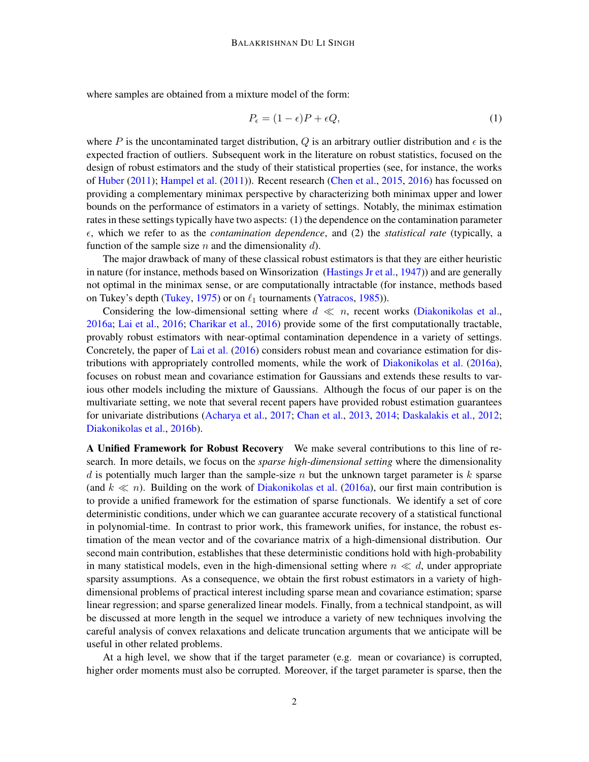where samples are obtained from a mixture model of the form:

$$P_\epsilon = (1-\epsilon)P + \epsilon Q, \tag{1}$$

where $P$ is the uncontaminated target distribution, $Q$ is an arbitrary outlier distribution and $\epsilon$ is the expected fraction of outliers. Subsequent work in the literature on robust statistics, focused on the design of robust estimators and the study of their statistical properties (see, for instance, the works of Huber (2011); Hampel et al. (2011)). Recent research (Chen et al., 2015, 2016) has focussed on providing a complementary minimax perspective by characterizing both minimax upper and lower bounds on the performance of estimators in a variety of settings. Notably, the minimax estimation rates in these settings typically have two aspects: (1) the dependence on the contamination parameter $\epsilon$, which we refer to as the *contamination dependence*, and (2) the *statistical rate* (typically, a function of the sample size $n$ and the dimensionality $d$).

The major drawback of many of these classical robust estimators is that they are either heuristic in nature (for instance, methods based on Winsorization (Hastings Jr et al., 1947)) and are generally not optimal in the minimax sense, or are computationally intractable (for instance, methods based on Tukey's depth (Tukey, 1975) or on $\ell_1$ tournaments (Yatracos, 1985)).

Considering the low-dimensional setting where $d \ll n$, recent works (Diakonikolas et al., 2016a; Lai et al., 2016; Charikar et al., 2016) provide some of the first computationally tractable, provably robust estimators with near-optimal contamination dependence in a variety of settings. Concretely, the paper of Lai et al. (2016) considers robust mean and covariance estimation for distributions with appropriately controlled moments, while the work of Diakonikolas et al. (2016a), focuses on robust mean and covariance estimation for Gaussians and extends these results to various other models including the mixture of Gaussians. Although the focus of our paper is on the multivariate setting, we note that several recent papers have provided robust estimation guarantees for univariate distributions (Acharya et al., 2017; Chan et al., 2013, 2014; Daskalakis et al., 2012; Diakonikolas et al., 2016b).

**A Unified Framework for Robust Recovery** We make several contributions to this line of research. In more details, we focus on the *sparse high-dimensional setting* where the dimensionality $d$ is potentially much larger than the sample-size $n$ but the unknown target parameter is $k$ sparse (and $k \ll n$). Building on the work of Diakonikolas et al. (2016a), our first main contribution is to provide a unified framework for the estimation of sparse functionals. We identify a set of core deterministic conditions, under which we can guarantee accurate recovery of a statistical functional in polynomial-time. In contrast to prior work, this framework unifies, for instance, the robust estimation of the mean vector and of the covariance matrix of a high-dimensional distribution. Our second main contribution, establishes that these deterministic conditions hold with high-probability in many statistical models, even in the high-dimensional setting where $n \ll d$, under appropriate sparsity assumptions. As a consequence, we obtain the first robust estimators in a variety of high-dimensional problems of practical interest including sparse mean and covariance estimation; sparse linear regression; and sparse generalized linear models. Finally, from a technical standpoint, as will be discussed at more length in the sequel we introduce a variety of new techniques involving the careful analysis of convex relaxations and delicate truncation arguments that we anticipate will be useful in other related problems.

At a high level, we show that if the target parameter (e.g. mean or covariance) is corrupted, higher order moments must also be corrupted. Moreover, if the target parameter is sparse, then the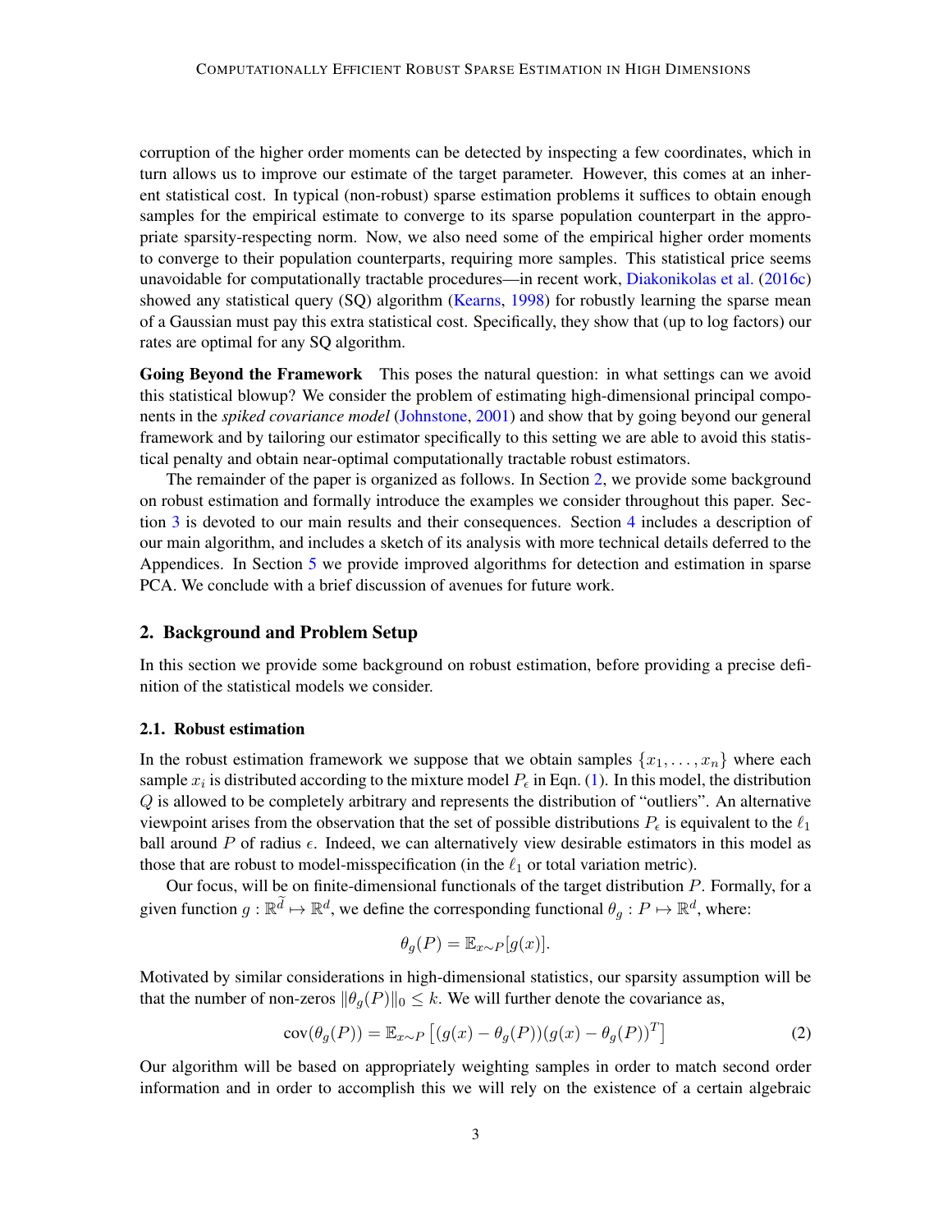corruption of the higher order moments can be detected by inspecting a few coordinates, which in turn allows us to improve our estimate of the target parameter. However, this comes at an inherent statistical cost. In typical (non-robust) sparse estimation problems it suffices to obtain enough samples for the empirical estimate to converge to its sparse population counterpart in the appropriate sparsity-respecting norm. Now, we also need some of the empirical higher order moments to converge to their population counterparts, requiring more samples. This statistical price seems unavoidable for computationally tractable procedures—in recent work, Diakonikolas et al. (2016c) showed any statistical query (SQ) algorithm (Kearns, 1998) for robustly learning the sparse mean of a Gaussian must pay this extra statistical cost. Specifically, they show that (up to log factors) our rates are optimal for any SQ algorithm.

**Going Beyond the Framework** This poses the natural question: in what settings can we avoid this statistical blowup? We consider the problem of estimating high-dimensional principal components in the *spiked covariance model* (Johnstone, 2001) and show that by going beyond our general framework and by tailoring our estimator specifically to this setting we are able to avoid this statistical penalty and obtain near-optimal computationally tractable robust estimators.

The remainder of the paper is organized as follows. In Section 2, we provide some background on robust estimation and formally introduce the examples we consider throughout this paper. Section 3 is devoted to our main results and their consequences. Section 4 includes a description of our main algorithm, and includes a sketch of its analysis with more technical details deferred to the Appendices. In Section 5 we provide improved algorithms for detection and estimation in sparse PCA. We conclude with a brief discussion of avenues for future work.

## 2. Background and Problem Setup

In this section we provide some background on robust estimation, before providing a precise definition of the statistical models we consider.

### 2.1. Robust estimation

In the robust estimation framework we suppose that we obtain samples $\{x_1, \ldots, x_n\}$ where each sample $x_i$ is distributed according to the mixture model $P_\epsilon$ in Eqn. (1). In this model, the distribution $Q$ is allowed to be completely arbitrary and represents the distribution of "outliers". An alternative viewpoint arises from the observation that the set of possible distributions $P_\epsilon$ is equivalent to the $\ell_1$ ball around $P$ of radius $\epsilon$. Indeed, we can alternatively view desirable estimators in this model as those that are robust to model-misspecification (in the $\ell_1$ or total variation metric).

Our focus, will be on finite-dimensional functionals of the target distribution $P$. Formally, for a given function $g : \mathbb{R}^{\tilde{d}} \mapsto \mathbb{R}^d$, we define the corresponding functional $\theta_g : P \mapsto \mathbb{R}^d$, where:

$$\theta_g(P) = \mathbb{E}_{x \sim P}[g(x)].$$

Motivated by similar considerations in high-dimensional statistics, our sparsity assumption will be that the number of non-zeros $\|\theta_g(P)\|_0 \leq k$. We will further denote the covariance as,

$$\text{cov}(\theta_g(P)) = \mathbb{E}_{x \sim P}\left[(g(x) - \theta_g(P))(g(x) - \theta_g(P))^T\right] \tag{2}$$

Our algorithm will be based on appropriately weighting samples in order to match second order information and in order to accomplish this we will rely on the existence of a certain algebraic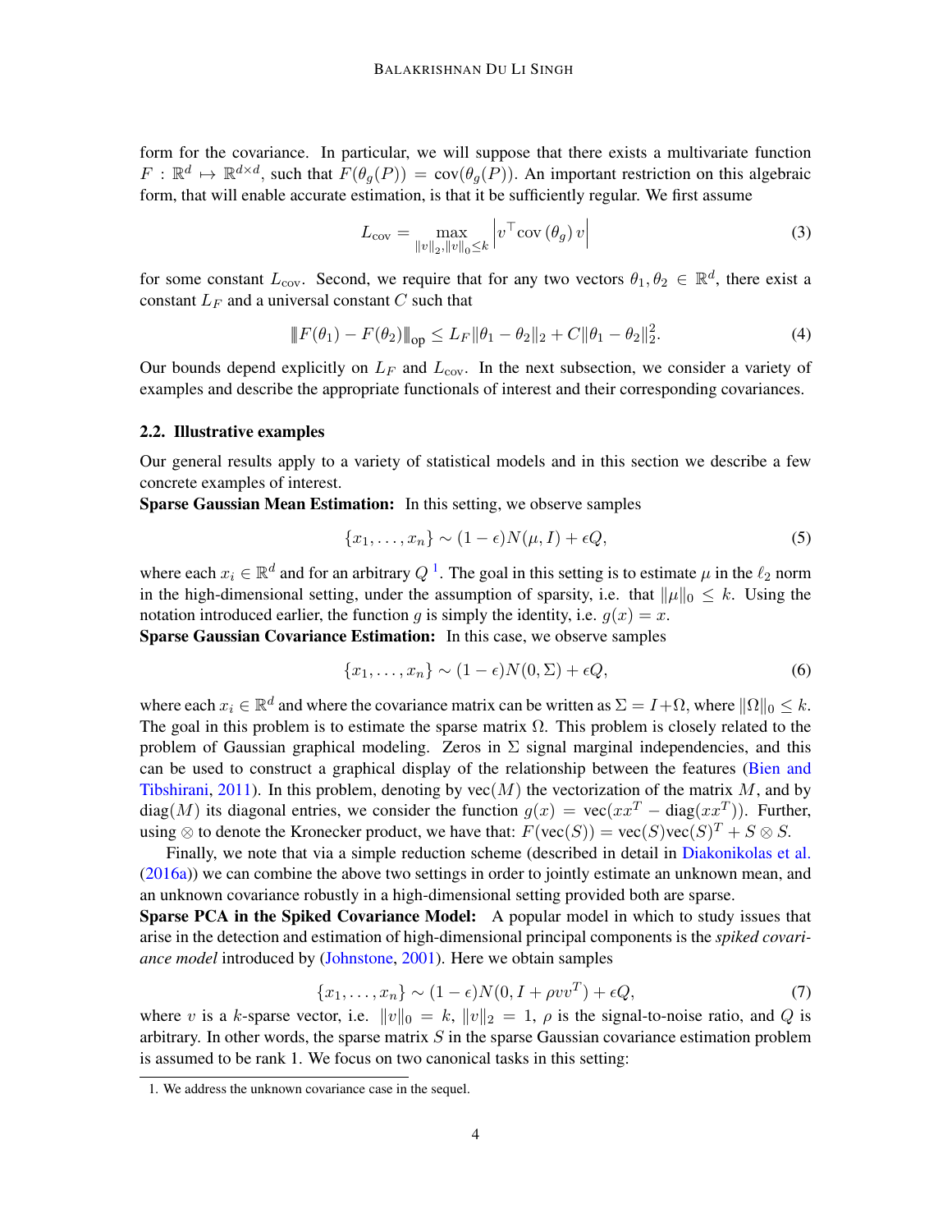form for the covariance. In particular, we will suppose that there exists a multivariate function $F : \mathbb{R}^d \mapsto \mathbb{R}^{d \times d}$, such that $F(\theta_g(P)) = \text{cov}(\theta_g(P))$. An important restriction on this algebraic form, that will enable accurate estimation, is that it be sufficiently regular. We first assume

$$L_{\text{cov}} = \max_{\|v\|_2, \|v\|_0 \leq k} \left| v^\top \text{cov}\left(\theta_g\right) v \right| \tag{3}$$

for some constant $L_{\text{cov}}$. Second, we require that for any two vectors $\theta_1, \theta_2 \in \mathbb{R}^d$, there exist a constant $L_F$ and a universal constant $C$ such that

$$\| F(\theta_1) - F(\theta_2) \|_{\text{op}} \leq L_F \|\theta_1 - \theta_2\|_2 + C\|\theta_1 - \theta_2\|_2^2. \tag{4}$$

Our bounds depend explicitly on $L_F$ and $L_{\text{cov}}$. In the next subsection, we consider a variety of examples and describe the appropriate functionals of interest and their corresponding covariances.

### 2.2. Illustrative examples

Our general results apply to a variety of statistical models and in this section we describe a few concrete examples of interest.

**Sparse Gaussian Mean Estimation:** In this setting, we observe samples

$$\{x_1, \ldots, x_n\} \sim (1 - \epsilon)N(\mu, I) + \epsilon Q, \tag{5}$$

where each $x_i \in \mathbb{R}^d$ and for an arbitrary $Q$ [1]. The goal in this setting is to estimate $\mu$ in the $\ell_2$ norm in the high-dimensional setting, under the assumption of sparsity, i.e. that $\|\mu\|_0 \leq k$. Using the notation introduced earlier, the function $g$ is simply the identity, i.e. $g(x) = x$.

**Sparse Gaussian Covariance Estimation:** In this case, we observe samples

$$\{x_1, \ldots, x_n\} \sim (1 - \epsilon)N(0, \Sigma) + \epsilon Q, \tag{6}$$

where each $x_i \in \mathbb{R}^d$ and where the covariance matrix can be written as $\Sigma = I + \Omega$, where $\|\Omega\|_0 \leq k$. The goal in this problem is to estimate the sparse matrix $\Omega$. This problem is closely related to the problem of Gaussian graphical modeling. Zeros in $\Sigma$ signal marginal independencies, and this can be used to construct a graphical display of the relationship between the features (Bien and Tibshirani, 2011). In this problem, denoting by $\text{vec}(M)$ the vectorization of the matrix $M$, and by $\text{diag}(M)$ its diagonal entries, we consider the function $g(x) = \text{vec}(xx^T - \text{diag}(xx^T))$. Further, using $\otimes$ to denote the Kronecker product, we have that: $F(\text{vec}(S)) = \text{vec}(S)\text{vec}(S)^T + S \otimes S$.

Finally, we note that via a simple reduction scheme (described in detail in Diakonikolas et al. (2016a)) we can combine the above two settings in order to jointly estimate an unknown mean, and an unknown covariance robustly in a high-dimensional setting provided both are sparse.

**Sparse PCA in the Spiked Covariance Model:** A popular model in which to study issues that arise in the detection and estimation of high-dimensional principal components is the *spiked covariance model* introduced by (Johnstone, 2001). Here we obtain samples

$$\{x_1, \ldots, x_n\} \sim (1 - \epsilon)N(0, I + \rho vv^T) + \epsilon Q, \tag{7}$$

where $v$ is a $k$-sparse vector, i.e. $\|v\|_0 = k$, $\|v\|_2 = 1$, $\rho$ is the signal-to-noise ratio, and $Q$ is arbitrary. In other words, the sparse matrix $S$ in the sparse Gaussian covariance estimation problem is assumed to be rank 1. We focus on two canonical tasks in this setting:

---

1. We address the unknown covariance case in the sequel.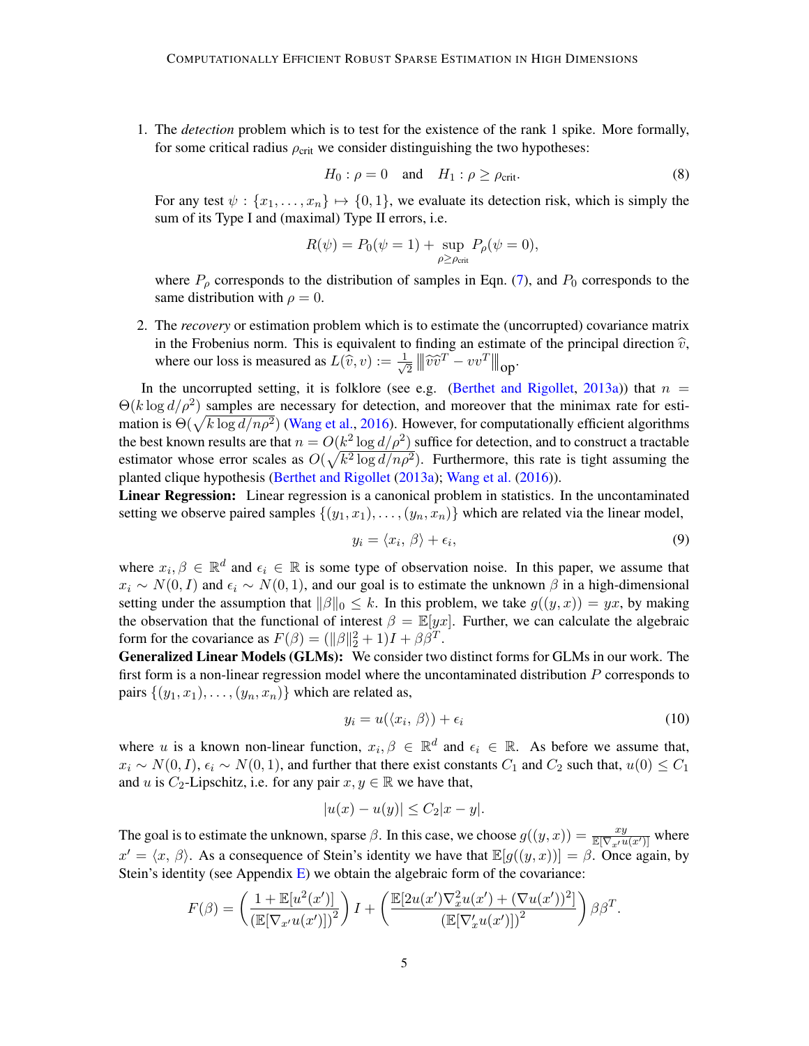1. The *detection* problem which is to test for the existence of the rank 1 spike. More formally, for some critical radius $\rho_{\text{crit}}$ we consider distinguishing the two hypotheses:

$$H_0 : \rho = 0 \quad \text{and} \quad H_1 : \rho \geq \rho_{\text{crit}}. \tag{8}$$

   For any test $\psi : \{x_1, \ldots, x_n\} \mapsto \{0, 1\}$, we evaluate its detection risk, which is simply the sum of its Type I and (maximal) Type II errors, i.e.

$$R(\psi) = P_0(\psi = 1) + \sup_{\rho \geq \rho_{\text{crit}}} P_\rho(\psi = 0),$$

   where $P_\rho$ corresponds to the distribution of samples in Eqn. (7), and $P_0$ corresponds to the same distribution with $\rho = 0$.

2. The *recovery* or estimation problem which is to estimate the (uncorrupted) covariance matrix in the Frobenius norm. This is equivalent to finding an estimate of the principal direction $\widehat{v}$, where our loss is measured as $L(\widehat{v}, v) := \frac{1}{\sqrt{2}} \left\| \widehat{v}\widehat{v}^T - vv^T \right\|_{\text{op}}$.

In the uncorrupted setting, it is folklore (see e.g. (Berthet and Rigollet, 2013a)) that $n = \Theta(k \log d / \rho^2)$ samples are necessary for detection, and moreover that the minimax rate for estimation is $\Theta(\sqrt{k \log d / n\rho^2})$ (Wang et al., 2016). However, for computationally efficient algorithms the best known results are that $n = O(k^2 \log d / \rho^2)$ suffice for detection, and to construct a tractable estimator whose error scales as $O(\sqrt{k^2 \log d / n\rho^2})$. Furthermore, this rate is tight assuming the planted clique hypothesis (Berthet and Rigollet (2013a); Wang et al. (2016)).

**Linear Regression:** Linear regression is a canonical problem in statistics. In the uncontaminated setting we observe paired samples $\{(y_1, x_1), \ldots, (y_n, x_n)\}$ which are related via the linear model,

$$y_i = \langle x_i, \beta \rangle + \epsilon_i, \tag{9}$$

where $x_i, \beta \in \mathbb{R}^d$ and $\epsilon_i \in \mathbb{R}$ is some type of observation noise. In this paper, we assume that $x_i \sim N(0, I)$ and $\epsilon_i \sim N(0, 1)$, and our goal is to estimate the unknown $\beta$ in a high-dimensional setting under the assumption that $\|\beta\|_0 \leq k$. In this problem, we take $g((y, x)) = yx$, by making the observation that the functional of interest $\beta = \mathbb{E}[yx]$. Further, we can calculate the algebraic form for the covariance as $F(\beta) = (\|\beta\|_2^2 + 1)I + \beta\beta^T$.

**Generalized Linear Models (GLMs):** We consider two distinct forms for GLMs in our work. The first form is a non-linear regression model where the uncontaminated distribution $P$ corresponds to pairs $\{(y_1, x_1), \ldots, (y_n, x_n)\}$ which are related as,

$$y_i = u(\langle x_i, \beta \rangle) + \epsilon_i \tag{10}$$

where $u$ is a known non-linear function, $x_i, \beta \in \mathbb{R}^d$ and $\epsilon_i \in \mathbb{R}$. As before we assume that, $x_i \sim N(0, I)$, $\epsilon_i \sim N(0, 1)$, and further that there exist constants $C_1$ and $C_2$ such that, $u(0) \leq C_1$ and $u$ is $C_2$-Lipschitz, i.e. for any pair $x, y \in \mathbb{R}$ we have that,

$$|u(x) - u(y)| \leq C_2 |x - y|.$$

The goal is to estimate the unknown, sparse $\beta$. In this case, we choose $g((y, x)) = \frac{xy}{\mathbb{E}[\nabla_{x'} u(x')]}$ where $x' = \langle x, \beta \rangle$. As a consequence of Stein's identity we have that $\mathbb{E}[g((y, x))] = \beta$. Once again, by Stein's identity (see Appendix E) we obtain the algebraic form of the covariance:

$$F(\beta) = \left( \frac{1 + \mathbb{E}[u^2(x')]}{(\mathbb{E}[\nabla_{x'} u(x')])^2} \right) I + \left( \frac{\mathbb{E}[2u(x')\nabla_x^2 u(x') + (\nabla u(x'))^2]}{(\mathbb{E}[\nabla_x' u(x')])^2} \right) \beta\beta^T.$$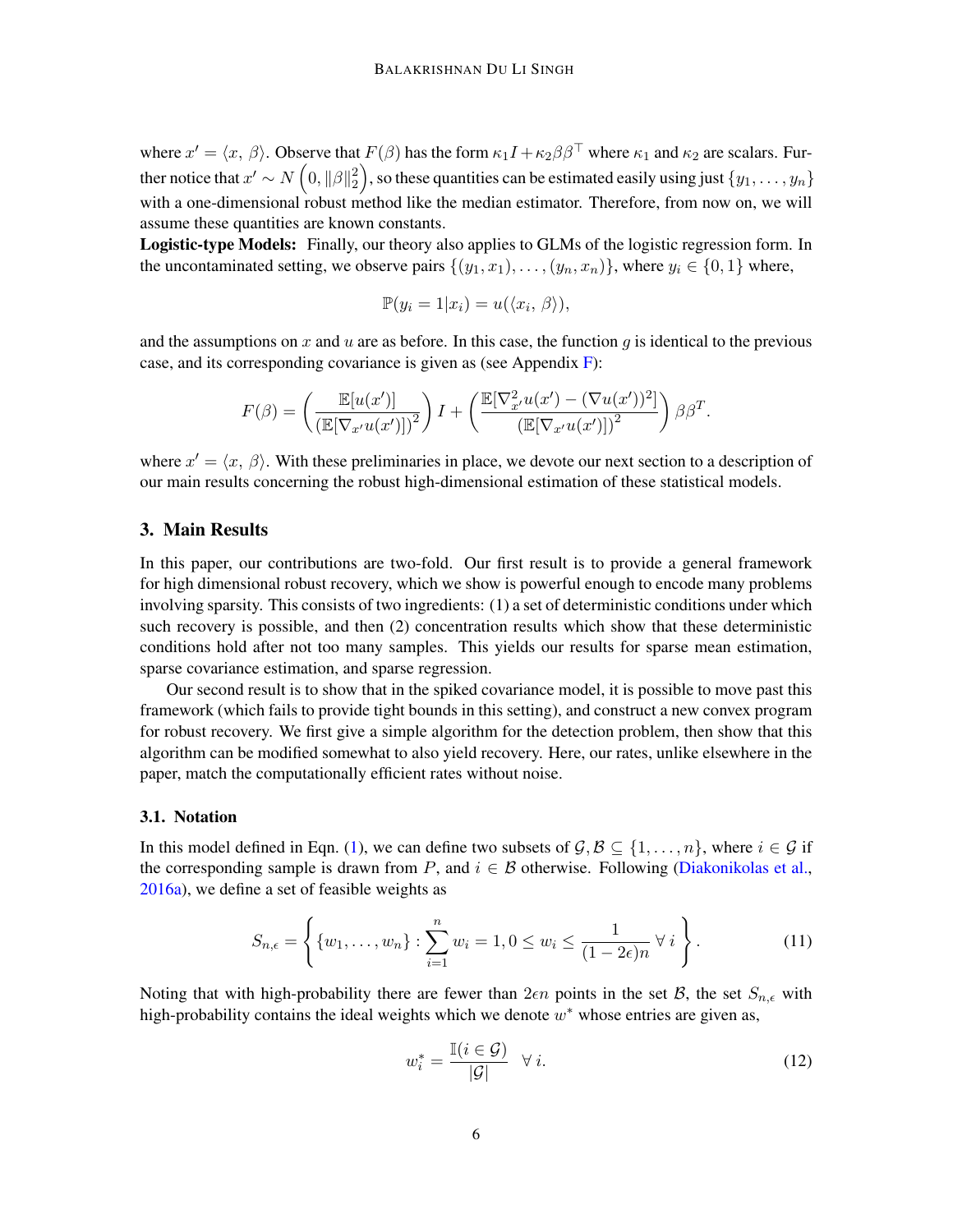where $x' = \langle x, \beta \rangle$. Observe that $F(\beta)$ has the form $\kappa_1 I + \kappa_2 \beta\beta^\top$ where $\kappa_1$ and $\kappa_2$ are scalars. Further notice that $x' \sim N\left(0, \|\beta\|_2^2\right)$, so these quantities can be estimated easily using just $\{y_1, \ldots, y_n\}$ with a one-dimensional robust method like the median estimator. Therefore, from now on, we will assume these quantities are known constants.

**Logistic-type Models:** Finally, our theory also applies to GLMs of the logistic regression form. In the uncontaminated setting, we observe pairs $\{(y_1, x_1), \ldots, (y_n, x_n)\}$, where $y_i \in \{0, 1\}$ where,

$$\mathbb{P}(y_i = 1 | x_i) = u(\langle x_i, \beta \rangle),$$

and the assumptions on $x$ and $u$ are as before. In this case, the function $g$ is identical to the previous case, and its corresponding covariance is given as (see Appendix F):

$$F(\beta) = \left( \frac{\mathbb{E}[u(x')]}{\left(\mathbb{E}[\nabla_{x'} u(x')]\right)^2} \right) I + \left( \frac{\mathbb{E}[\nabla_{x'}^2 u(x') - (\nabla u(x'))^2]}{\left(\mathbb{E}[\nabla_{x'} u(x')]\right)^2} \right) \beta\beta^T.$$

where $x' = \langle x, \beta \rangle$. With these preliminaries in place, we devote our next section to a description of our main results concerning the robust high-dimensional estimation of these statistical models.

## 3. Main Results

In this paper, our contributions are two-fold. Our first result is to provide a general framework for high dimensional robust recovery, which we show is powerful enough to encode many problems involving sparsity. This consists of two ingredients: (1) a set of deterministic conditions under which such recovery is possible, and then (2) concentration results which show that these deterministic conditions hold after not too many samples. This yields our results for sparse mean estimation, sparse covariance estimation, and sparse regression.

Our second result is to show that in the spiked covariance model, it is possible to move past this framework (which fails to provide tight bounds in this setting), and construct a new convex program for robust recovery. We first give a simple algorithm for the detection problem, then show that this algorithm can be modified somewhat to also yield recovery. Here, our rates, unlike elsewhere in the paper, match the computationally efficient rates without noise.

### 3.1. Notation

In this model defined in Eqn. (1), we can define two subsets of $\mathcal{G}, \mathcal{B} \subseteq \{1, \ldots, n\}$, where $i \in \mathcal{G}$ if the corresponding sample is drawn from $P$, and $i \in \mathcal{B}$ otherwise. Following (Diakonikolas et al., 2016a), we define a set of feasible weights as

$$S_{n,\epsilon} = \left\{ \{w_1, \ldots, w_n\} : \sum_{i=1}^n w_i = 1, 0 \le w_i \le \frac{1}{(1 - 2\epsilon)n} \;\forall\, i \right\}. \tag{11}$$

Noting that with high-probability there are fewer than $2\epsilon n$ points in the set $\mathcal{B}$, the set $S_{n,\epsilon}$ with high-probability contains the ideal weights which we denote $w^*$ whose entries are given as,

$$w_i^* = \frac{\mathbb{I}(i \in \mathcal{G})}{|\mathcal{G}|} \quad \forall\, i. \tag{12}$$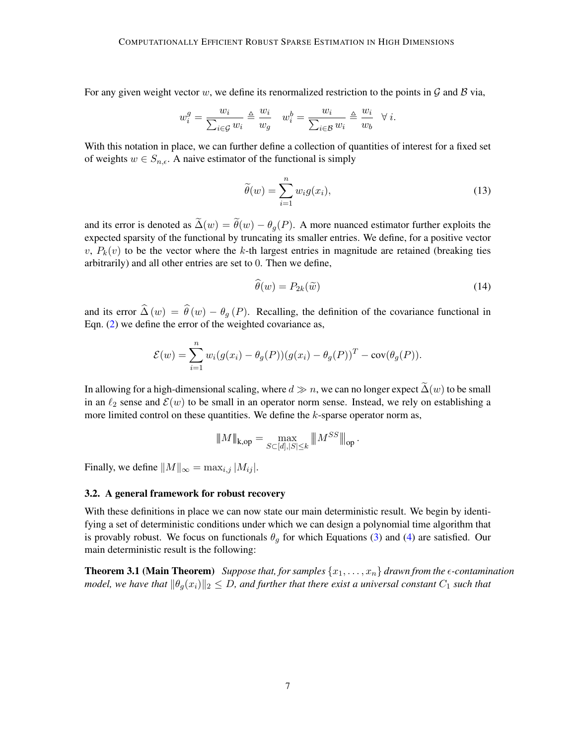For any given weight vector $w$, we define its renormalized restriction to the points in $\mathcal{G}$ and $\mathcal{B}$ via,

$$w_i^g = \frac{w_i}{\sum_{i \in \mathcal{G}} w_i} \triangleq \frac{w_i}{w_g} \quad w_i^b = \frac{w_i}{\sum_{i \in \mathcal{B}} w_i} \triangleq \frac{w_i}{w_b} \quad \forall\, i.$$

With this notation in place, we can further define a collection of quantities of interest for a fixed set of weights $w \in S_{n,\epsilon}$. A naive estimator of the functional is simply

$$\widetilde{\theta}(w) = \sum_{i=1}^{n} w_i g(x_i), \tag{13}$$

and its error is denoted as $\widetilde{\Delta}(w) = \widetilde{\theta}(w) - \theta_g(P)$. A more nuanced estimator further exploits the expected sparsity of the functional by truncating its smaller entries. We define, for a positive vector $v$, $P_k(v)$ to be the vector where the $k$-th largest entries in magnitude are retained (breaking ties arbitrarily) and all other entries are set to $0$. Then we define,

$$\widehat{\theta}(w) = P_{2k}(\widetilde{w}) \tag{14}$$

and its error $\widehat{\Delta}(w) = \widehat{\theta}(w) - \theta_g(P)$. Recalling, the definition of the covariance functional in Eqn. (2) we define the error of the weighted covariance as,

$$\mathcal{E}(w) = \sum_{i=1}^{n} w_i (g(x_i) - \theta_g(P))(g(x_i) - \theta_g(P))^T - \text{cov}(\theta_g(P)).$$

In allowing for a high-dimensional scaling, where $d \gg n$, we can no longer expect $\widetilde{\Delta}(w)$ to be small in an $\ell_2$ sense and $\mathcal{E}(w)$ to be small in an operator norm sense. Instead, we rely on establishing a more limited control on these quantities. We define the $k$-sparse operator norm as,

$$\|M\|_{\text{k,op}} = \max_{S \subset [d], |S| \leq k} \left\| M^{SS} \right\|_{\text{op}}.$$

Finally, we define $\|M\|_\infty = \max_{i,j} |M_{ij}|$.

### 3.2. A general framework for robust recovery

With these definitions in place we can now state our main deterministic result. We begin by identifying a set of deterministic conditions under which we can design a polynomial time algorithm that is provably robust. We focus on functionals $\theta_g$ for which Equations (3) and (4) are satisfied. Our main deterministic result is the following:

**Theorem 3.1 (Main Theorem)** *Suppose that, for samples $\{x_1, \ldots, x_n\}$ drawn from the $\epsilon$-contamination model, we have that $\|\theta_g(x_i)\|_2 \leq D$, and further that there exist a universal constant $C_1$ such that*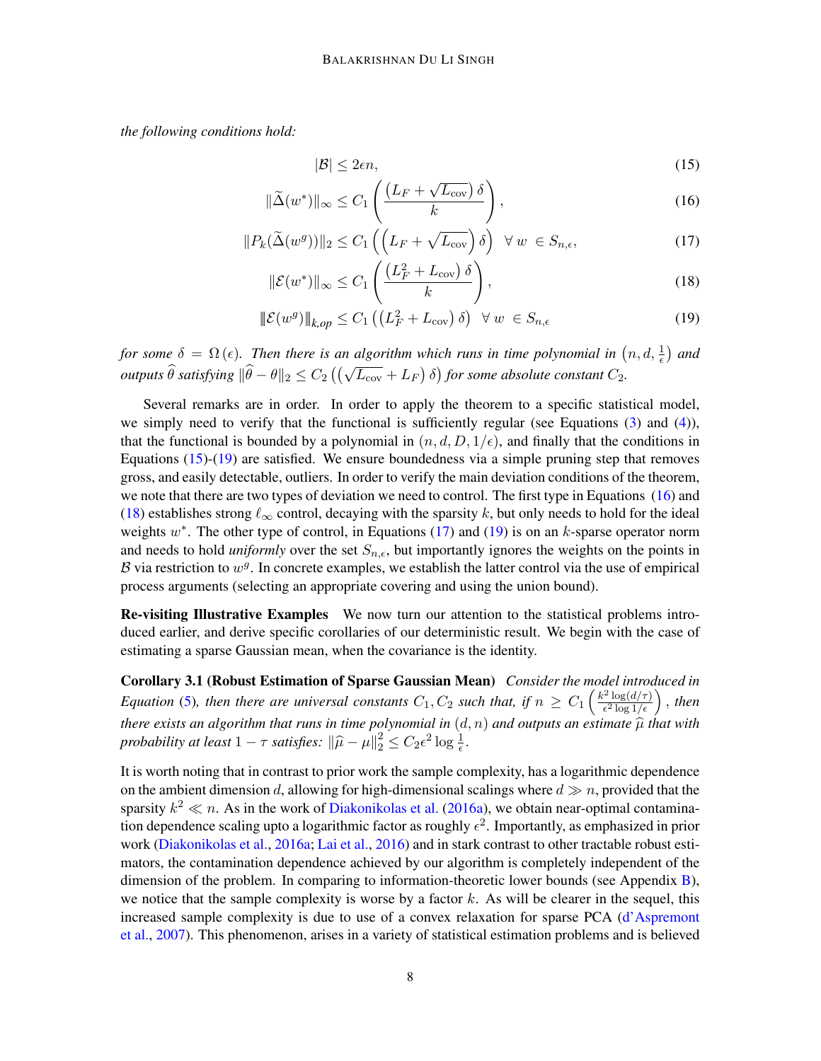*the following conditions hold:*

$$|\mathcal{B}| \leq 2\epsilon n, \tag{15}$$

$$\|\widetilde{\Delta}(w^*)\|_\infty \leq C_1 \left( \frac{\left(L_F + \sqrt{L_{\text{cov}}}\right)\delta}{k} \right), \tag{16}$$

$$\|P_k(\widetilde{\Delta}(w^g))\|_2 \leq C_1 \left( \left(L_F + \sqrt{L_{\text{cov}}}\right)\delta \right) \quad \forall\, w \in S_{n,\epsilon}, \tag{17}$$

$$\|\mathcal{E}(w^*)\|_\infty \leq C_1 \left( \frac{\left(L_F^2 + L_{\text{cov}}\right)\delta}{k} \right), \tag{18}$$

$$\|\mathcal{E}(w^g)\|_{k,op} \leq C_1 \left( \left(L_F^2 + L_{\text{cov}}\right)\delta \right) \quad \forall\, w \in S_{n,\epsilon} \tag{19}$$

*for some $\delta = \Omega(\epsilon)$. Then there is an algorithm which runs in time polynomial in $\left(n, d, \frac{1}{\epsilon}\right)$ and outputs $\widehat{\theta}$ satisfying $\|\widehat{\theta} - \theta\|_2 \leq C_2 \left(\left(\sqrt{L_{\text{cov}}} + L_F\right)\delta\right)$ for some absolute constant $C_2$.*

Several remarks are in order. In order to apply the theorem to a specific statistical model, we simply need to verify that the functional is sufficiently regular (see Equations (3) and (4)), that the functional is bounded by a polynomial in $(n, d, D, 1/\epsilon)$, and finally that the conditions in Equations (15)-(19) are satisfied. We ensure boundedness via a simple pruning step that removes gross, and easily detectable, outliers. In order to verify the main deviation conditions of the theorem, we note that there are two types of deviation we need to control. The first type in Equations (16) and (18) establishes strong $\ell_\infty$ control, decaying with the sparsity $k$, but only needs to hold for the ideal weights $w^*$. The other type of control, in Equations (17) and (19) is on an $k$-sparse operator norm and needs to hold *uniformly* over the set $S_{n,\epsilon}$, but importantly ignores the weights on the points in $\mathcal{B}$ via restriction to $w^g$. In concrete examples, we establish the latter control via the use of empirical process arguments (selecting an appropriate covering and using the union bound).

**Re-visiting Illustrative Examples** We now turn our attention to the statistical problems introduced earlier, and derive specific corollaries of our deterministic result. We begin with the case of estimating a sparse Gaussian mean, when the covariance is the identity.

**Corollary 3.1 (Robust Estimation of Sparse Gaussian Mean)** *Consider the model introduced in Equation (5), then there are universal constants $C_1, C_2$ such that, if $n \geq C_1 \left(\frac{k^2 \log(d/\tau)}{\epsilon^2 \log 1/\epsilon}\right)$, then there exists an algorithm that runs in time polynomial in $(d, n)$ and outputs an estimate $\widehat{\mu}$ that with probability at least $1 - \tau$ satisfies: $\|\widehat{\mu} - \mu\|_2^2 \leq C_2 \epsilon^2 \log \frac{1}{\epsilon}$.*

It is worth noting that in contrast to prior work the sample complexity, has a logarithmic dependence on the ambient dimension $d$, allowing for high-dimensional scalings where $d \gg n$, provided that the sparsity $k^2 \ll n$. As in the work of Diakonikolas et al. (2016a), we obtain near-optimal contamination dependence scaling upto a logarithmic factor as roughly $\epsilon^2$. Importantly, as emphasized in prior work (Diakonikolas et al., 2016a; Lai et al., 2016) and in stark contrast to other tractable robust estimators, the contamination dependence achieved by our algorithm is completely independent of the dimension of the problem. In comparing to information-theoretic lower bounds (see Appendix B), we notice that the sample complexity is worse by a factor $k$. As will be clearer in the sequel, this increased sample complexity is due to use of a convex relaxation for sparse PCA (d'Aspremont et al., 2007). This phenomenon, arises in a variety of statistical estimation problems and is believed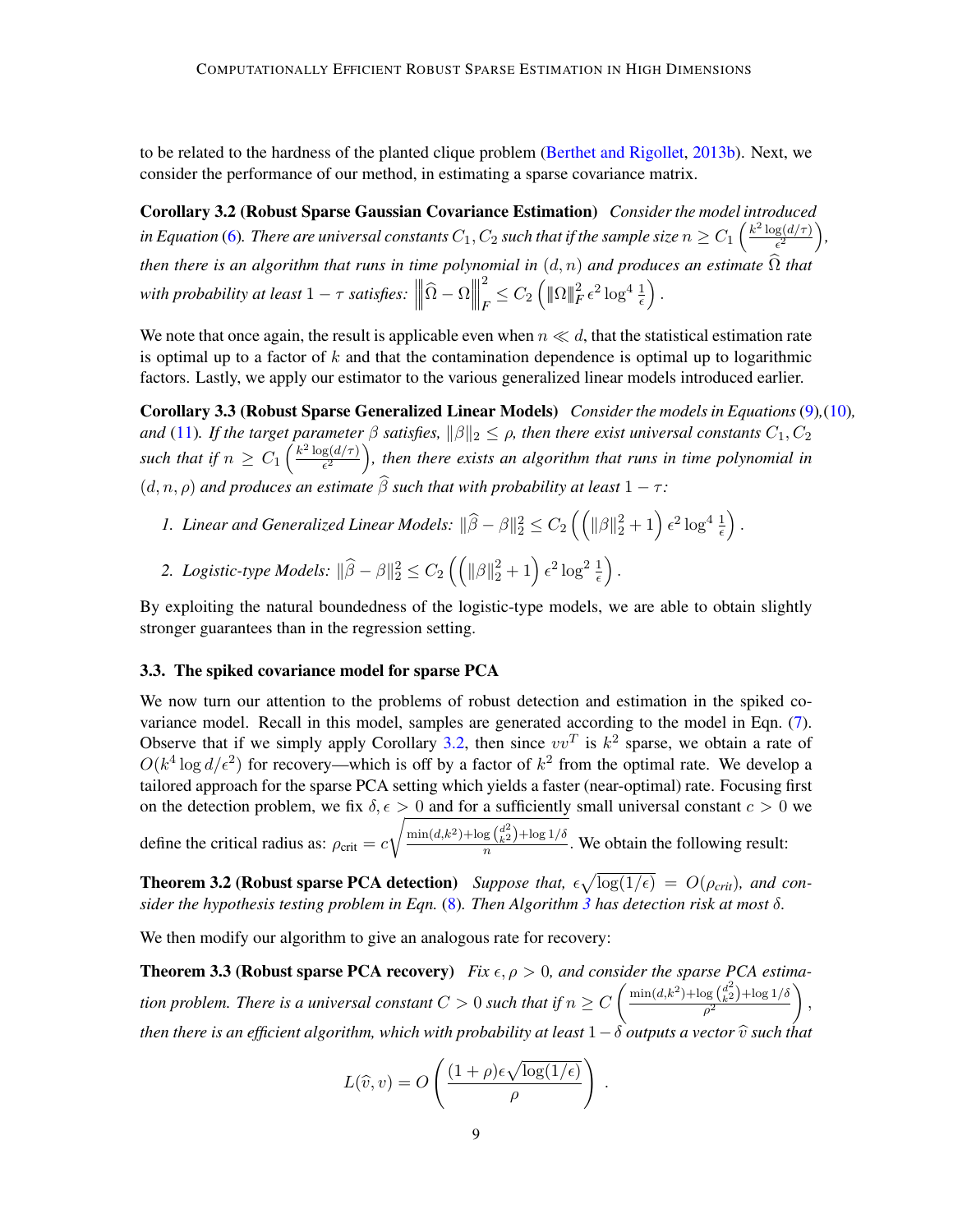to be related to the hardness of the planted clique problem (Berthet and Rigollet, 2013b). Next, we consider the performance of our method, in estimating a sparse covariance matrix.

**Corollary 3.2 (Robust Sparse Gaussian Covariance Estimation)** *Consider the model introduced in Equation (6). There are universal constants $C_1, C_2$ such that if the sample size $n \geq C_1 \left(\frac{k^2 \log(d/\tau)}{\epsilon^2}\right)$, then there is an algorithm that runs in time polynomial in $(d, n)$ and produces an estimate $\widehat{\Omega}$ that with probability at least $1 - \tau$ satisfies: $\left\|\widehat{\Omega} - \Omega\right\|_F^2 \leq C_2 \left(\|\Omega\|_F^2 \epsilon^2 \log^4 \frac{1}{\epsilon}\right)$.*

We note that once again, the result is applicable even when $n \ll d$, that the statistical estimation rate is optimal up to a factor of $k$ and that the contamination dependence is optimal up to logarithmic factors. Lastly, we apply our estimator to the various generalized linear models introduced earlier.

**Corollary 3.3 (Robust Sparse Generalized Linear Models)** *Consider the models in Equations (9),(10), and (11). If the target parameter $\beta$ satisfies, $\|\beta\|_2 \leq \rho$, then there exist universal constants $C_1, C_2$ such that if $n \geq C_1 \left(\frac{k^2 \log(d/\tau)}{\epsilon^2}\right)$, then there exists an algorithm that runs in time polynomial in $(d, n, \rho)$ and produces an estimate $\widehat{\beta}$ such that with probability at least $1 - \tau$:*

1. *Linear and Generalized Linear Models: $\|\widehat{\beta} - \beta\|_2^2 \leq C_2 \left(\left(\|\beta\|_2^2 + 1\right) \epsilon^2 \log^4 \frac{1}{\epsilon}\right)$.*
2. *Logistic-type Models: $\|\widehat{\beta} - \beta\|_2^2 \leq C_2 \left(\left(\|\beta\|_2^2 + 1\right) \epsilon^2 \log^2 \frac{1}{\epsilon}\right)$.*

By exploiting the natural boundedness of the logistic-type models, we are able to obtain slightly stronger guarantees than in the regression setting.

### 3.3. The spiked covariance model for sparse PCA

We now turn our attention to the problems of robust detection and estimation in the spiked covariance model. Recall in this model, samples are generated according to the model in Eqn. (7). Observe that if we simply apply Corollary 3.2, then since $vv^T$ is $k^2$ sparse, we obtain a rate of $O(k^4 \log d/\epsilon^2)$ for recovery—which is off by a factor of $k^2$ from the optimal rate. We develop a tailored approach for the sparse PCA setting which yields a faster (near-optimal) rate. Focusing first on the detection problem, we fix $\delta, \epsilon > 0$ and for a sufficiently small universal constant $c > 0$ we define the critical radius as: $\rho_{\text{crit}} = c\sqrt{\frac{\min(d,k^2) + \log \binom{d^2}{k^2} + \log 1/\delta}{n}}$. We obtain the following result:

**Theorem 3.2 (Robust sparse PCA detection)** *Suppose that, $\epsilon\sqrt{\log(1/\epsilon)} = O(\rho_{crit})$, and consider the hypothesis testing problem in Eqn. (8). Then Algorithm 3 has detection risk at most $\delta$.*

We then modify our algorithm to give an analogous rate for recovery:

**Theorem 3.3 (Robust sparse PCA recovery)** *Fix $\epsilon, \rho > 0$, and consider the sparse PCA estimation problem. There is a universal constant $C > 0$ such that if $n \geq C\left(\frac{\min(d,k^2) + \log \binom{d^2}{k^2} + \log 1/\delta}{\rho^2}\right)$, then there is an efficient algorithm, which with probability at least $1 - \delta$ outputs a vector $\widehat{v}$ such that*

$$
L(\widehat{v}, v) = O\left(\frac{(1+\rho)\epsilon\sqrt{\log(1/\epsilon)}}{\rho}\right).
$$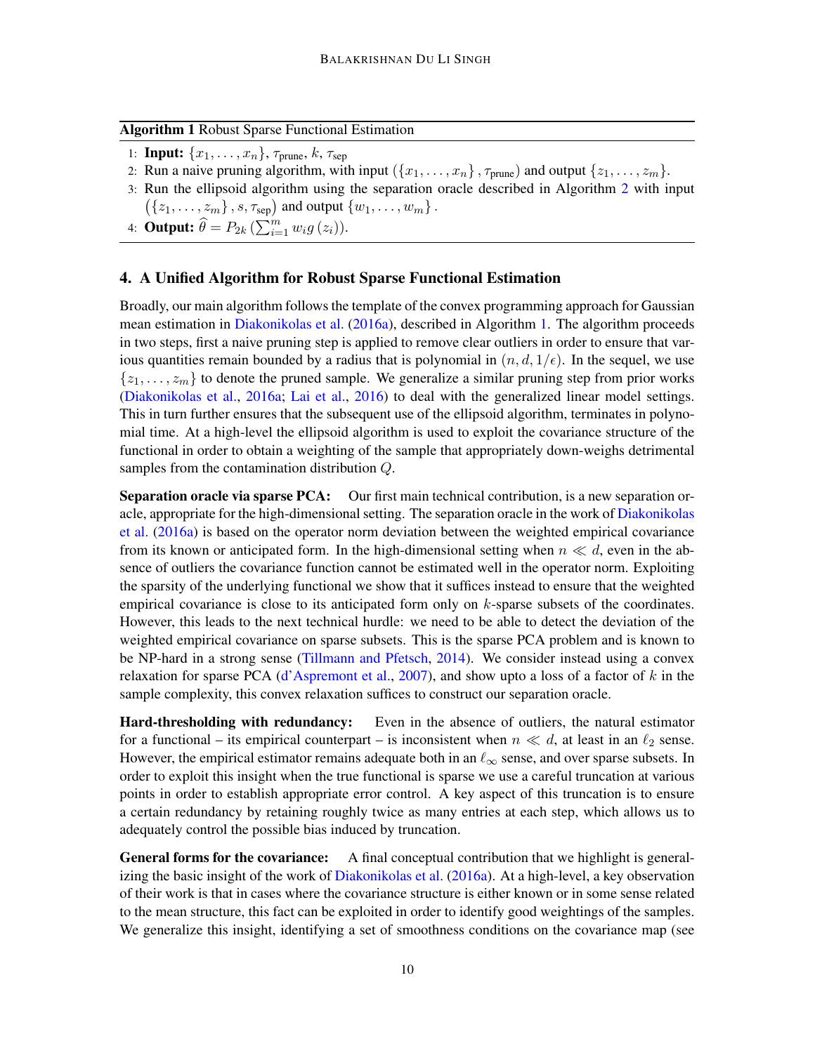**Algorithm 1** Robust Sparse Functional Estimation

1: **Input:** $\{x_1, \ldots, x_n\}$, $\tau_{\text{prune}}$, $k$, $\tau_{\text{sep}}$

2: Run a naive pruning algorithm, with input $(\{x_1, \ldots, x_n\}, \tau_{\text{prune}})$ and output $\{z_1, \ldots, z_m\}$.

3: Run the ellipsoid algorithm using the separation oracle described in Algorithm 2 with input $(\{z_1, \ldots, z_m\}, s, \tau_{\text{sep}})$ and output $\{w_1, \ldots, w_m\}$.

4: **Output:** $\widehat{\theta} = P_{2k}\left(\sum_{i=1}^{m} w_i g(z_i)\right)$.

## 4. A Unified Algorithm for Robust Sparse Functional Estimation

Broadly, our main algorithm follows the template of the convex programming approach for Gaussian mean estimation in Diakonikolas et al. (2016a), described in Algorithm 1. The algorithm proceeds in two steps, first a naive pruning step is applied to remove clear outliers in order to ensure that various quantities remain bounded by a radius that is polynomial in $(n, d, 1/\epsilon)$. In the sequel, we use $\{z_1, \ldots, z_m\}$ to denote the pruned sample. We generalize a similar pruning step from prior works (Diakonikolas et al., 2016a; Lai et al., 2016) to deal with the generalized linear model settings. This in turn further ensures that the subsequent use of the ellipsoid algorithm, terminates in polynomial time. At a high-level the ellipsoid algorithm is used to exploit the covariance structure of the functional in order to obtain a weighting of the sample that appropriately down-weighs detrimental samples from the contamination distribution $Q$.

**Separation oracle via sparse PCA:** Our first main technical contribution, is a new separation oracle, appropriate for the high-dimensional setting. The separation oracle in the work of Diakonikolas et al. (2016a) is based on the operator norm deviation between the weighted empirical covariance from its known or anticipated form. In the high-dimensional setting when $n \ll d$, even in the absence of outliers the covariance function cannot be estimated well in the operator norm. Exploiting the sparsity of the underlying functional we show that it suffices instead to ensure that the weighted empirical covariance is close to its anticipated form only on $k$-sparse subsets of the coordinates. However, this leads to the next technical hurdle: we need to be able to detect the deviation of the weighted empirical covariance on sparse subsets. This is the sparse PCA problem and is known to be NP-hard in a strong sense (Tillmann and Pfetsch, 2014). We consider instead using a convex relaxation for sparse PCA (d'Aspremont et al., 2007), and show upto a loss of a factor of $k$ in the sample complexity, this convex relaxation suffices to construct our separation oracle.

**Hard-thresholding with redundancy:** Even in the absence of outliers, the natural estimator for a functional – its empirical counterpart – is inconsistent when $n \ll d$, at least in an $\ell_2$ sense. However, the empirical estimator remains adequate both in an $\ell_\infty$ sense, and over sparse subsets. In order to exploit this insight when the true functional is sparse we use a careful truncation at various points in order to establish appropriate error control. A key aspect of this truncation is to ensure a certain redundancy by retaining roughly twice as many entries at each step, which allows us to adequately control the possible bias induced by truncation.

**General forms for the covariance:** A final conceptual contribution that we highlight is generalizing the basic insight of the work of Diakonikolas et al. (2016a). At a high-level, a key observation of their work is that in cases where the covariance structure is either known or in some sense related to the mean structure, this fact can be exploited in order to identify good weightings of the samples. We generalize this insight, identifying a set of smoothness conditions on the covariance map (see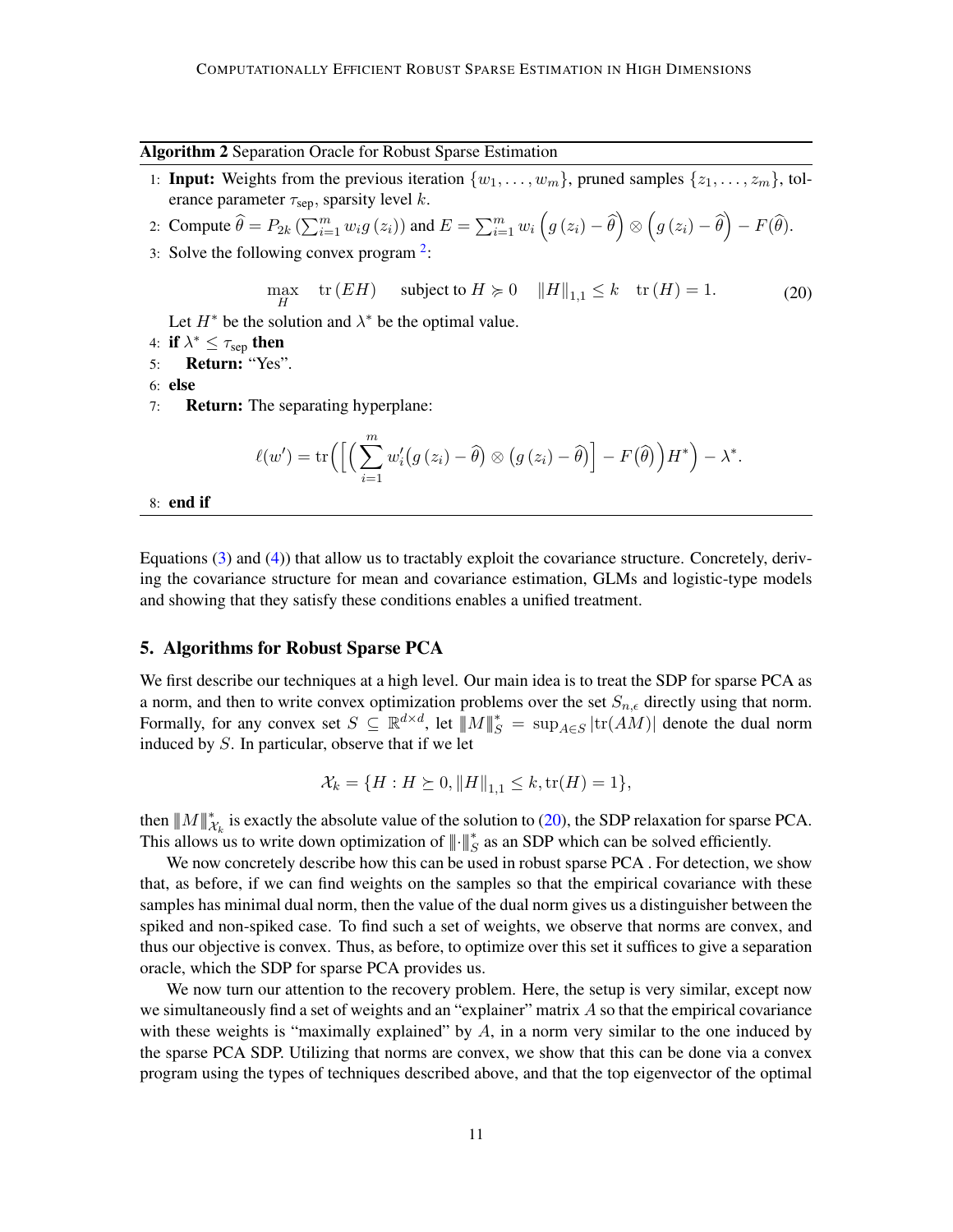**Algorithm 2** Separation Oracle for Robust Sparse Estimation

1: **Input:** Weights from the previous iteration $\{w_1, \ldots, w_m\}$, pruned samples $\{z_1, \ldots, z_m\}$, tolerance parameter $\tau_{\text{sep}}$, sparsity level $k$.

2: Compute $\widehat{\theta} = P_{2k}\left(\sum_{i=1}^m w_i g\left(z_i\right)\right)$ and $E = \sum_{i=1}^m w_i \left(g\left(z_i\right) - \widehat{\theta}\right) \otimes \left(g\left(z_i\right) - \widehat{\theta}\right) - F(\widehat{\theta})$.

3: Solve the following convex program [2]:

$$\max_{H} \quad \operatorname{tr}(EH) \quad \text{ subject to } H \succcurlyeq 0 \quad \|H\|_{1,1} \le k \quad \operatorname{tr}(H) = 1. \tag{20}$$

Let $H^*$ be the solution and $\lambda^*$ be the optimal value.

4: **if** $\lambda^* \le \tau_{\text{sep}}$ **then**

5: **Return:** "Yes".

6: **else**

7: **Return:** The separating hyperplane:

$$\ell(w') = \operatorname{tr}\Big(\Big[\Big(\sum_{i=1}^m w_i'\big(g\left(z_i\right) - \widehat{\theta}\big) \otimes \big(g\left(z_i\right) - \widehat{\theta}\big)\Big] - F\big(\widehat{\theta}\big) H^*\Big) - \lambda^*.$$

8: **end if**

Equations (3) and (4)) that allow us to tractably exploit the covariance structure. Concretely, deriving the covariance structure for mean and covariance estimation, GLMs and logistic-type models and showing that they satisfy these conditions enables a unified treatment.

## 5. Algorithms for Robust Sparse PCA

We first describe our techniques at a high level. Our main idea is to treat the SDP for sparse PCA as a norm, and then to write convex optimization problems over the set $S_{n,\epsilon}$ directly using that norm. Formally, for any convex set $S \subseteq \mathbb{R}^{d\times d}$, let $\|M\|_S^* = \sup_{A\in S} |\operatorname{tr}(AM)|$ denote the dual norm induced by $S$. In particular, observe that if we let

$$\mathcal{X}_k = \{H : H \succeq 0, \|H\|_{1,1} \le k, \operatorname{tr}(H) = 1\},$$

then $\|M\|_{\mathcal{X}_k}^*$ is exactly the absolute value of the solution to (20), the SDP relaxation for sparse PCA. This allows us to write down optimization of $\|\cdot\|_S^*$ as an SDP which can be solved efficiently.

We now concretely describe how this can be used in robust sparse PCA . For detection, we show that, as before, if we can find weights on the samples so that the empirical covariance with these samples has minimal dual norm, then the value of the dual norm gives us a distinguisher between the spiked and non-spiked case. To find such a set of weights, we observe that norms are convex, and thus our objective is convex. Thus, as before, to optimize over this set it suffices to give a separation oracle, which the SDP for sparse PCA provides us.

We now turn our attention to the recovery problem. Here, the setup is very similar, except now we simultaneously find a set of weights and an "explainer" matrix $A$ so that the empirical covariance with these weights is "maximally explained" by $A$, in a norm very similar to the one induced by the sparse PCA SDP. Utilizing that norms are convex, we show that this can be done via a convex program using the types of techniques described above, and that the top eigenvector of the optimal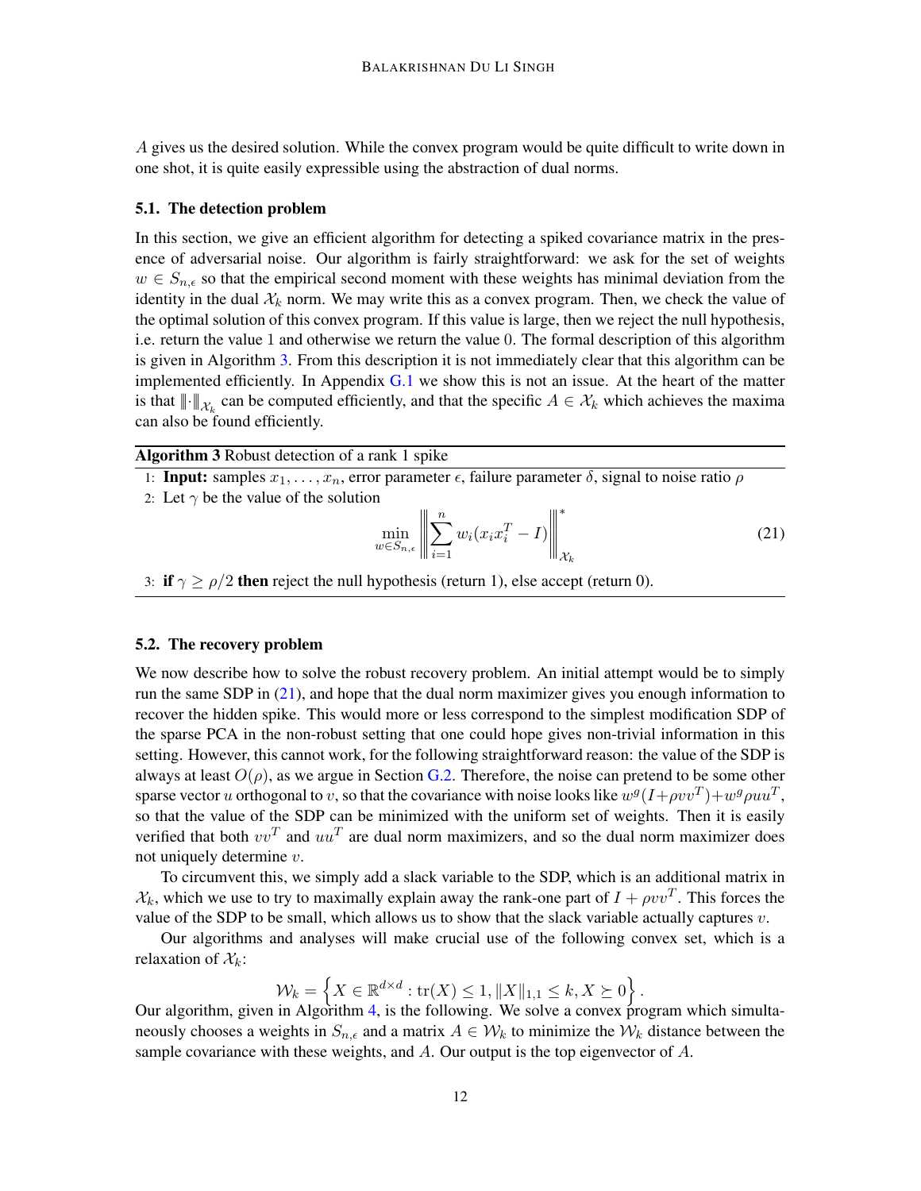$A$ gives us the desired solution. While the convex program would be quite difficult to write down in one shot, it is quite easily expressible using the abstraction of dual norms.

### 5.1. The detection problem

In this section, we give an efficient algorithm for detecting a spiked covariance matrix in the presence of adversarial noise. Our algorithm is fairly straightforward: we ask for the set of weights $w \in S_{n,\epsilon}$ so that the empirical second moment with these weights has minimal deviation from the identity in the dual $\mathcal{X}_k$ norm. We may write this as a convex program. Then, we check the value of the optimal solution of this convex program. If this value is large, then we reject the null hypothesis, i.e. return the value 1 and otherwise we return the value 0. The formal description of this algorithm is given in Algorithm 3. From this description it is not immediately clear that this algorithm can be implemented efficiently. In Appendix G.1 we show this is not an issue. At the heart of the matter is that $\|\!|\cdot|\!\|_{\mathcal{X}_k}$ can be computed efficiently, and that the specific $A \in \mathcal{X}_k$ which achieves the maxima can also be found efficiently.

---

**Algorithm 3** Robust detection of a rank 1 spike

1: **Input:** samples $x_1, \ldots, x_n$, error parameter $\epsilon$, failure parameter $\delta$, signal to noise ratio $\rho$

2: Let $\gamma$ be the value of the solution

$$\min_{w \in S_{n,\epsilon}} \left\|\!\left| \sum_{i=1}^{n} w_i (x_i x_i^T - I) \right|\!\right\|_{\mathcal{X}_k}^{*} \tag{21}$$

3: **if** $\gamma \geq \rho/2$ **then** reject the null hypothesis (return 1), else accept (return 0).

---

### 5.2. The recovery problem

We now describe how to solve the robust recovery problem. An initial attempt would be to simply run the same SDP in (21), and hope that the dual norm maximizer gives you enough information to recover the hidden spike. This would more or less correspond to the simplest modification SDP of the sparse PCA in the non-robust setting that one could hope gives non-trivial information in this setting. However, this cannot work, for the following straightforward reason: the value of the SDP is always at least $O(\rho)$, as we argue in Section G.2. Therefore, the noise can pretend to be some other sparse vector $u$ orthogonal to $v$, so that the covariance with noise looks like $w^g(I+\rho vv^T)+w^g\rho uu^T$, so that the value of the SDP can be minimized with the uniform set of weights. Then it is easily verified that both $vv^T$ and $uu^T$ are dual norm maximizers, and so the dual norm maximizer does not uniquely determine $v$.

To circumvent this, we simply add a slack variable to the SDP, which is an additional matrix in $\mathcal{X}_k$, which we use to try to maximally explain away the rank-one part of $I + \rho vv^T$. This forces the value of the SDP to be small, which allows us to show that the slack variable actually captures $v$.

Our algorithms and analyses will make crucial use of the following convex set, which is a relaxation of $\mathcal{X}_k$:

$$\mathcal{W}_k = \left\{ X \in \mathbb{R}^{d \times d} : \operatorname{tr}(X) \leq 1, \|X\|_{1,1} \leq k, X \succeq 0 \right\}.$$

Our algorithm, given in Algorithm 4, is the following. We solve a convex program which simultaneously chooses a weights in $S_{n,\epsilon}$ and a matrix $A \in \mathcal{W}_k$ to minimize the $\mathcal{W}_k$ distance between the sample covariance with these weights, and $A$. Our output is the top eigenvector of $A$.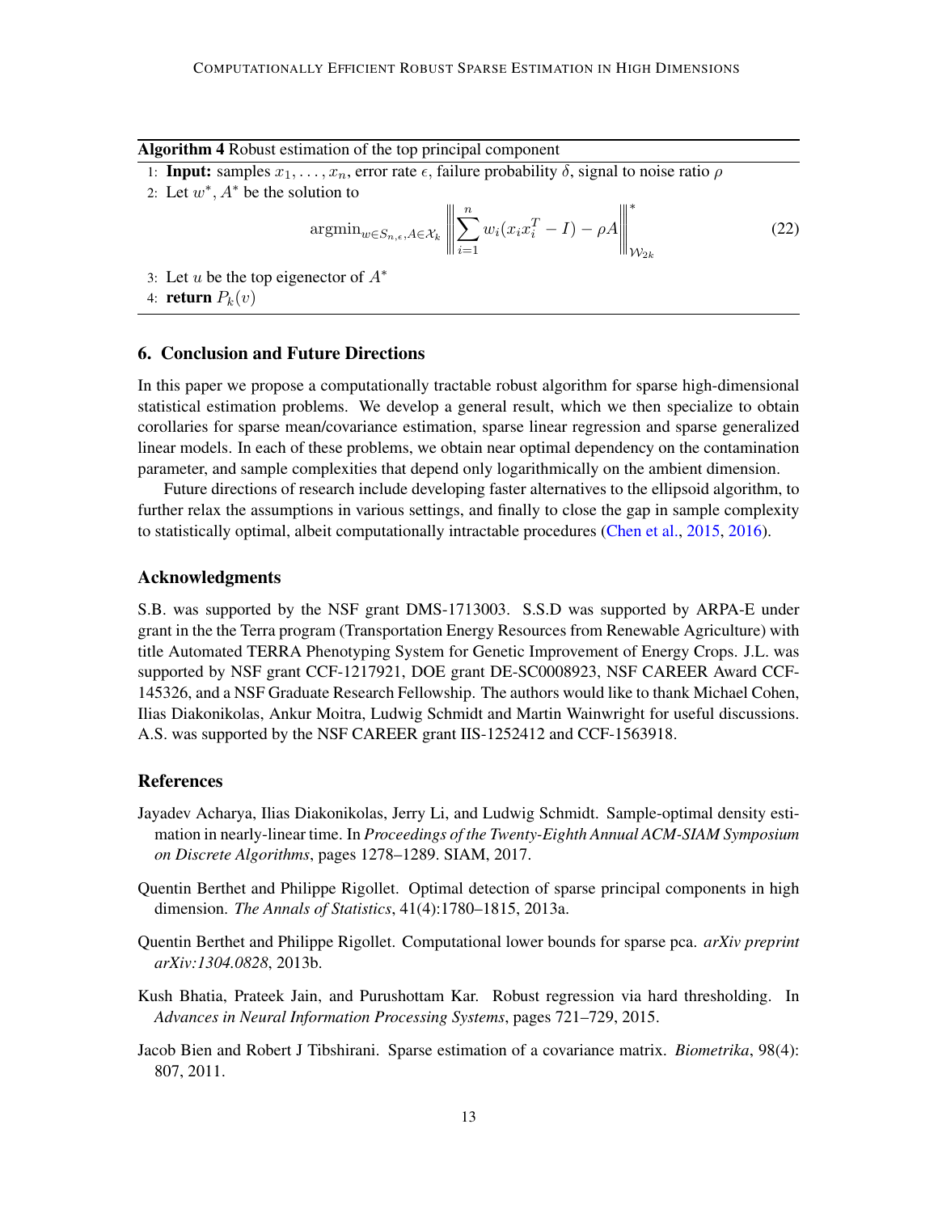**Algorithm 4** Robust estimation of the top principal component

1: **Input:** samples $x_1, \ldots, x_n$, error rate $\epsilon$, failure probability $\delta$, signal to noise ratio $\rho$

2: Let $w^*, A^*$ be the solution to

$$\operatorname{argmin}_{w \in S_{n,\epsilon}, A \in \mathcal{X}_k} \left\| \sum_{i=1}^{n} w_i (x_i x_i^T - I) - \rho A \right\|_{\mathcal{W}_{2k}}^{*} \tag{22}$$

3: Let $u$ be the top eigenector of $A^*$

4: **return** $P_k(v)$

## 6. Conclusion and Future Directions

In this paper we propose a computationally tractable robust algorithm for sparse high-dimensional statistical estimation problems. We develop a general result, which we then specialize to obtain corollaries for sparse mean/covariance estimation, sparse linear regression and sparse generalized linear models. In each of these problems, we obtain near optimal dependency on the contamination parameter, and sample complexities that depend only logarithmically on the ambient dimension.

Future directions of research include developing faster alternatives to the ellipsoid algorithm, to further relax the assumptions in various settings, and finally to close the gap in sample complexity to statistically optimal, albeit computationally intractable procedures (Chen et al., 2015, 2016).

## Acknowledgments

S.B. was supported by the NSF grant DMS-1713003. S.S.D was supported by ARPA-E under grant in the the Terra program (Transportation Energy Resources from Renewable Agriculture) with title Automated TERRA Phenotyping System for Genetic Improvement of Energy Crops. J.L. was supported by NSF grant CCF-1217921, DOE grant DE-SC0008923, NSF CAREER Award CCF-145326, and a NSF Graduate Research Fellowship. The authors would like to thank Michael Cohen, Ilias Diakonikolas, Ankur Moitra, Ludwig Schmidt and Martin Wainwright for useful discussions. A.S. was supported by the NSF CAREER grant IIS-1252412 and CCF-1563918.

## References

Jayadev Acharya, Ilias Diakonikolas, Jerry Li, and Ludwig Schmidt. Sample-optimal density estimation in nearly-linear time. In *Proceedings of the Twenty-Eighth Annual ACM-SIAM Symposium on Discrete Algorithms*, pages 1278–1289. SIAM, 2017.

Quentin Berthet and Philippe Rigollet. Optimal detection of sparse principal components in high dimension. *The Annals of Statistics*, 41(4):1780–1815, 2013a.

Quentin Berthet and Philippe Rigollet. Computational lower bounds for sparse pca. *arXiv preprint arXiv:1304.0828*, 2013b.

Kush Bhatia, Prateek Jain, and Purushottam Kar. Robust regression via hard thresholding. In *Advances in Neural Information Processing Systems*, pages 721–729, 2015.

Jacob Bien and Robert J Tibshirani. Sparse estimation of a covariance matrix. *Biometrika*, 98(4): 807, 2011.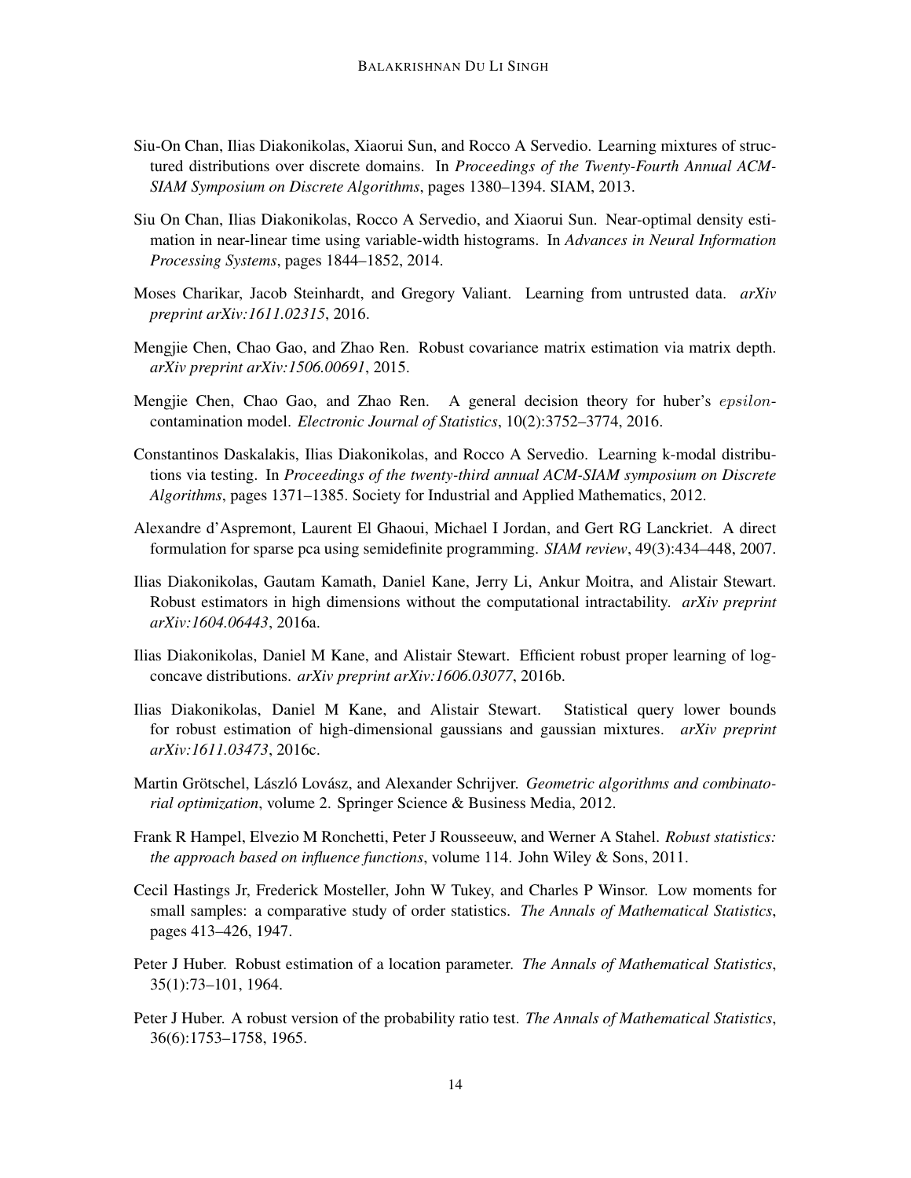Siu-On Chan, Ilias Diakonikolas, Xiaorui Sun, and Rocco A Servedio. Learning mixtures of structured distributions over discrete domains. In *Proceedings of the Twenty-Fourth Annual ACM-SIAM Symposium on Discrete Algorithms*, pages 1380–1394. SIAM, 2013.

Siu On Chan, Ilias Diakonikolas, Rocco A Servedio, and Xiaorui Sun. Near-optimal density estimation in near-linear time using variable-width histograms. In *Advances in Neural Information Processing Systems*, pages 1844–1852, 2014.

Moses Charikar, Jacob Steinhardt, and Gregory Valiant. Learning from untrusted data. *arXiv preprint arXiv:1611.02315*, 2016.

Mengjie Chen, Chao Gao, and Zhao Ren. Robust covariance matrix estimation via matrix depth. *arXiv preprint arXiv:1506.00691*, 2015.

Mengjie Chen, Chao Gao, and Zhao Ren. A general decision theory for huber's $epsilon$-contamination model. *Electronic Journal of Statistics*, 10(2):3752–3774, 2016.

Constantinos Daskalakis, Ilias Diakonikolas, and Rocco A Servedio. Learning k-modal distributions via testing. In *Proceedings of the twenty-third annual ACM-SIAM symposium on Discrete Algorithms*, pages 1371–1385. Society for Industrial and Applied Mathematics, 2012.

Alexandre d'Aspremont, Laurent El Ghaoui, Michael I Jordan, and Gert RG Lanckriet. A direct formulation for sparse pca using semidefinite programming. *SIAM review*, 49(3):434–448, 2007.

Ilias Diakonikolas, Gautam Kamath, Daniel Kane, Jerry Li, Ankur Moitra, and Alistair Stewart. Robust estimators in high dimensions without the computational intractability. *arXiv preprint arXiv:1604.06443*, 2016a.

Ilias Diakonikolas, Daniel M Kane, and Alistair Stewart. Efficient robust proper learning of log-concave distributions. *arXiv preprint arXiv:1606.03077*, 2016b.

Ilias Diakonikolas, Daniel M Kane, and Alistair Stewart. Statistical query lower bounds for robust estimation of high-dimensional gaussians and gaussian mixtures. *arXiv preprint arXiv:1611.03473*, 2016c.

Martin Grötschel, László Lovász, and Alexander Schrijver. *Geometric algorithms and combinatorial optimization*, volume 2. Springer Science & Business Media, 2012.

Frank R Hampel, Elvezio M Ronchetti, Peter J Rousseeuw, and Werner A Stahel. *Robust statistics: the approach based on influence functions*, volume 114. John Wiley & Sons, 2011.

Cecil Hastings Jr, Frederick Mosteller, John W Tukey, and Charles P Winsor. Low moments for small samples: a comparative study of order statistics. *The Annals of Mathematical Statistics*, pages 413–426, 1947.

Peter J Huber. Robust estimation of a location parameter. *The Annals of Mathematical Statistics*, 35(1):73–101, 1964.

Peter J Huber. A robust version of the probability ratio test. *The Annals of Mathematical Statistics*, 36(6):1753–1758, 1965.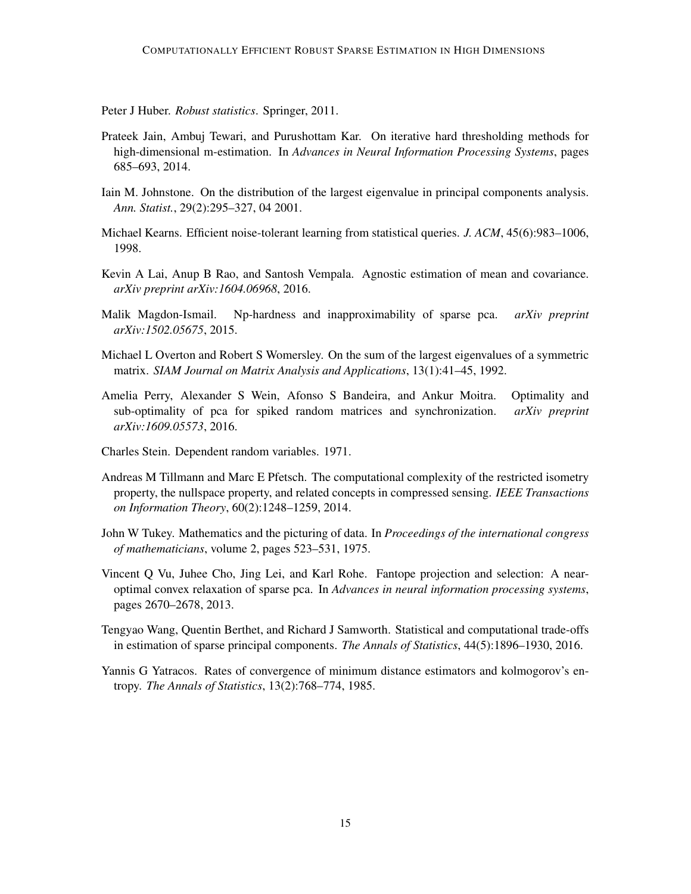Peter J Huber. *Robust statistics*. Springer, 2011.

Prateek Jain, Ambuj Tewari, and Purushottam Kar. On iterative hard thresholding methods for high-dimensional m-estimation. In *Advances in Neural Information Processing Systems*, pages 685–693, 2014.

Iain M. Johnstone. On the distribution of the largest eigenvalue in principal components analysis. *Ann. Statist.*, 29(2):295–327, 04 2001.

Michael Kearns. Efficient noise-tolerant learning from statistical queries. *J. ACM*, 45(6):983–1006, 1998.

Kevin A Lai, Anup B Rao, and Santosh Vempala. Agnostic estimation of mean and covariance. *arXiv preprint arXiv:1604.06968*, 2016.

Malik Magdon-Ismail. Np-hardness and inapproximability of sparse pca. *arXiv preprint arXiv:1502.05675*, 2015.

Michael L Overton and Robert S Womersley. On the sum of the largest eigenvalues of a symmetric matrix. *SIAM Journal on Matrix Analysis and Applications*, 13(1):41–45, 1992.

Amelia Perry, Alexander S Wein, Afonso S Bandeira, and Ankur Moitra. Optimality and sub-optimality of pca for spiked random matrices and synchronization. *arXiv preprint arXiv:1609.05573*, 2016.

Charles Stein. Dependent random variables. 1971.

Andreas M Tillmann and Marc E Pfetsch. The computational complexity of the restricted isometry property, the nullspace property, and related concepts in compressed sensing. *IEEE Transactions on Information Theory*, 60(2):1248–1259, 2014.

John W Tukey. Mathematics and the picturing of data. In *Proceedings of the international congress of mathematicians*, volume 2, pages 523–531, 1975.

Vincent Q Vu, Juhee Cho, Jing Lei, and Karl Rohe. Fantope projection and selection: A near-optimal convex relaxation of sparse pca. In *Advances in neural information processing systems*, pages 2670–2678, 2013.

Tengyao Wang, Quentin Berthet, and Richard J Samworth. Statistical and computational trade-offs in estimation of sparse principal components. *The Annals of Statistics*, 44(5):1896–1930, 2016.

Yannis G Yatracos. Rates of convergence of minimum distance estimators and kolmogorov's entropy. *The Annals of Statistics*, 13(2):768–774, 1985.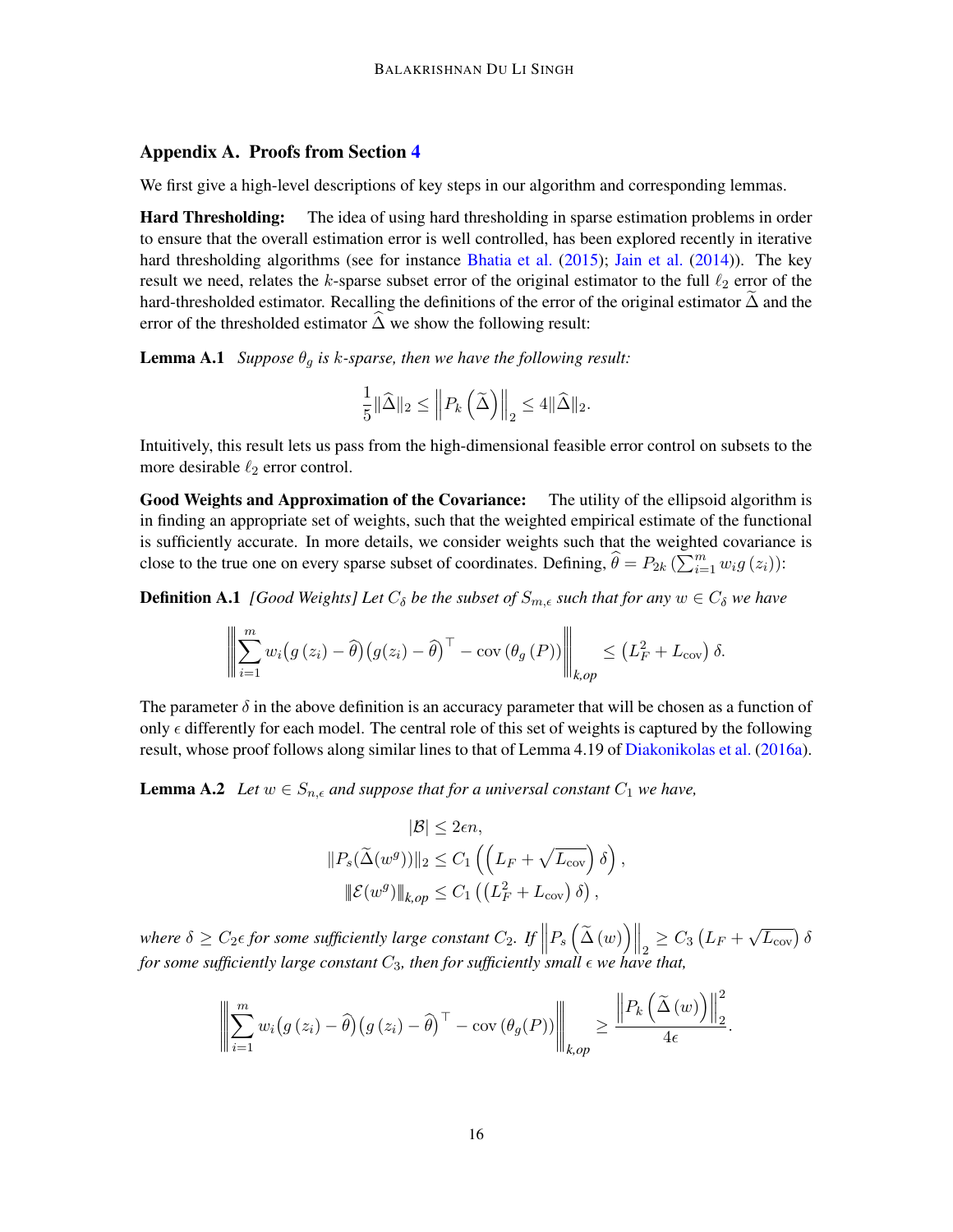## Appendix A. Proofs from Section 4

We first give a high-level descriptions of key steps in our algorithm and corresponding lemmas.

**Hard Thresholding:** The idea of using hard thresholding in sparse estimation problems in order to ensure that the overall estimation error is well controlled, has been explored recently in iterative hard thresholding algorithms (see for instance Bhatia et al. (2015); Jain et al. (2014)). The key result we need, relates the $k$-sparse subset error of the original estimator to the full $\ell_2$ error of the hard-thresholded estimator. Recalling the definitions of the error of the original estimator $\widetilde{\Delta}$ and the error of the thresholded estimator $\widehat{\Delta}$ we show the following result:

**Lemma A.1** *Suppose $\theta_g$ is $k$-sparse, then we have the following result:*

$$\frac{1}{5}\|\widehat{\Delta}\|_2 \leq \left\| P_k\left(\widetilde{\Delta}\right)\right\|_2 \leq 4\|\widehat{\Delta}\|_2.$$

Intuitively, this result lets us pass from the high-dimensional feasible error control on subsets to the more desirable $\ell_2$ error control.

**Good Weights and Approximation of the Covariance:** The utility of the ellipsoid algorithm is in finding an appropriate set of weights, such that the weighted empirical estimate of the functional is sufficiently accurate. In more details, we consider weights such that the weighted covariance is close to the true one on every sparse subset of coordinates. Defining, $\widehat{\theta} = P_{2k}\left(\sum_{i=1}^{m} w_i g\left(z_i\right)\right)$:

**Definition A.1** *[Good Weights] Let $C_\delta$ be the subset of $S_{m,\epsilon}$ such that for any $w \in C_\delta$ we have*

$$\left\| \sum_{i=1}^{m} w_i \big(g\left(z_i\right) - \widehat{\theta}\big)\big(g(z_i) - \widehat{\theta}\big)^\top - \operatorname{cov}\left(\theta_g\left(P\right)\right) \right\|_{k,op} \leq \left(L_F^2 + L_{\text{cov}}\right)\delta.$$

The parameter $\delta$ in the above definition is an accuracy parameter that will be chosen as a function of only $\epsilon$ differently for each model. The central role of this set of weights is captured by the following result, whose proof follows along similar lines to that of Lemma 4.19 of Diakonikolas et al. (2016a).

**Lemma A.2** *Let $w \in S_{n,\epsilon}$ and suppose that for a universal constant $C_1$ we have,*

$$|\mathcal{B}| \leq 2\epsilon n,$$
$$\|P_s(\widetilde{\Delta}(w^g))\|_2 \leq C_1\left(\left(L_F + \sqrt{L_{\text{cov}}}\right)\delta\right),$$
$$\|\mathcal{E}(w^g)\|_{k,op} \leq C_1\left(\left(L_F^2 + L_{\text{cov}}\right)\delta\right),$$

*where $\delta \geq C_2\epsilon$ for some sufficiently large constant $C_2$. If $\left\|P_s\left(\widetilde{\Delta}\left(w\right)\right)\right\|_2 \geq C_3\left(L_F + \sqrt{L_{\text{cov}}}\right)\delta$ for some sufficiently large constant $C_3$, then for sufficiently small $\epsilon$ we have that,*

$$\left\| \sum_{i=1}^{m} w_i \big(g\left(z_i\right) - \widehat{\theta}\big)\big(g\left(z_i\right) - \widehat{\theta}\big)^\top - \operatorname{cov}\left(\theta_g(P)\right) \right\|_{k,op} \geq \frac{\left\|P_k\left(\widetilde{\Delta}\left(w\right)\right)\right\|_2^2}{4\epsilon}.$$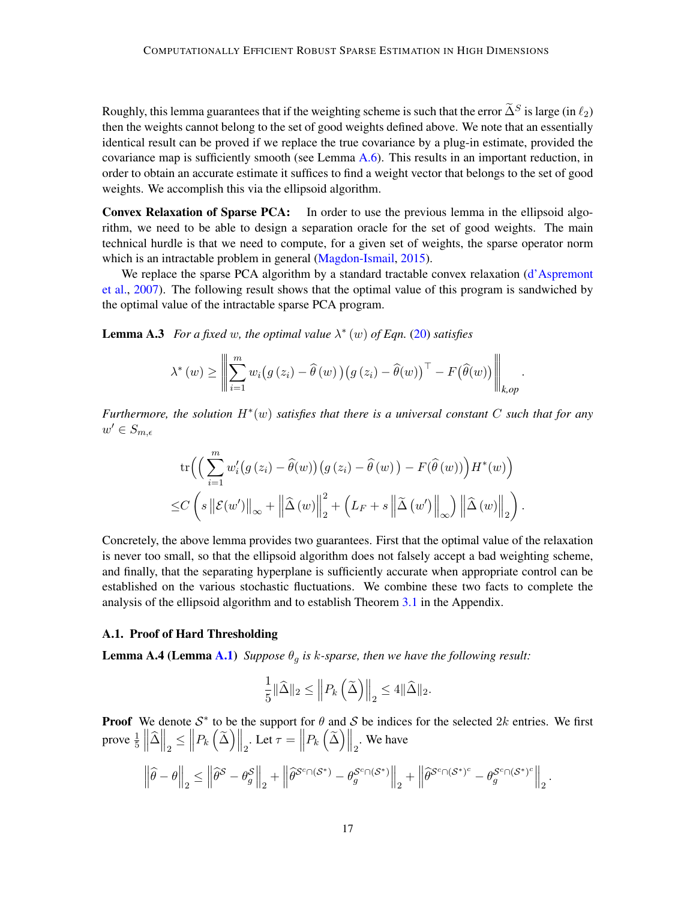Roughly, this lemma guarantees that if the weighting scheme is such that the error $\widetilde{\Delta}^S$ is large (in $\ell_2$) then the weights cannot belong to the set of good weights defined above. We note that an essentially identical result can be proved if we replace the true covariance by a plug-in estimate, provided the covariance map is sufficiently smooth (see Lemma A.6). This results in an important reduction, in order to obtain an accurate estimate it suffices to find a weight vector that belongs to the set of good weights. We accomplish this via the ellipsoid algorithm.

**Convex Relaxation of Sparse PCA:** In order to use the previous lemma in the ellipsoid algorithm, we need to be able to design a separation oracle for the set of good weights. The main technical hurdle is that we need to compute, for a given set of weights, the sparse operator norm which is an intractable problem in general (Magdon-Ismail, 2015).

We replace the sparse PCA algorithm by a standard tractable convex relaxation (d'Aspremont et al., 2007). The following result shows that the optimal value of this program is sandwiched by the optimal value of the intractable sparse PCA program.

**Lemma A.3** *For a fixed $w$, the optimal value $\lambda^*(w)$ of Eqn. (20) satisfies*

$$\lambda^*(w) \geq \left\| \sum_{i=1}^{m} w_i \big(g(z_i) - \widehat{\theta}(w)\big)\big(g(z_i) - \widehat{\theta}(w)\big)^\top - F\big(\widehat{\theta}(w)\big) \right\|_{k,op}.$$

*Furthermore, the solution $H^*(w)$ satisfies that there is a universal constant $C$ such that for any $w' \in S_{m,\epsilon}$*

$$\begin{aligned}
&\operatorname{tr}\Big(\Big(\sum_{i=1}^{m} w_i'\big(g(z_i) - \widehat{\theta}(w)\big)\big(g(z_i) - \widehat{\theta}(w)\big) - F\big(\widehat{\theta}(w)\big)\Big) H^*(w)\Big) \\
\leq & C\left(s\left\|\mathcal{E}(w')\right\|_\infty + \left\|\widehat{\Delta}(w)\right\|_2^2 + \left(L_F + s\left\|\widetilde{\Delta}(w')\right\|_\infty\right)\left\|\widehat{\Delta}(w)\right\|_2\right).
\end{aligned}$$

Concretely, the above lemma provides two guarantees. First that the optimal value of the relaxation is never too small, so that the ellipsoid algorithm does not falsely accept a bad weighting scheme, and finally, that the separating hyperplane is sufficiently accurate when appropriate control can be established on the various stochastic fluctuations. We combine these two facts to complete the analysis of the ellipsoid algorithm and to establish Theorem 3.1 in the Appendix.

### A.1. Proof of Hard Thresholding

**Lemma A.4 (Lemma A.1)** *Suppose $\theta_g$ is $k$-sparse, then we have the following result:*

$$\frac{1}{5}\|\widehat{\Delta}\|_2 \leq \left\|P_k\left(\widetilde{\Delta}\right)\right\|_2 \leq 4\|\widehat{\Delta}\|_2.$$

**Proof** We denote $\mathcal{S}^*$ to be the support for $\theta$ and $\mathcal{S}$ be indices for the selected $2k$ entries. We first prove $\frac{1}{5}\left\|\widehat{\Delta}\right\|_2 \leq \left\|P_k\left(\widetilde{\Delta}\right)\right\|_2$. Let $\tau = \left\|P_k\left(\widetilde{\Delta}\right)\right\|_2$. We have

$$\left\|\widehat{\theta} - \theta\right\|_2 \leq \left\|\widehat{\theta}^{\mathcal{S}} - \theta_g^{\mathcal{S}}\right\|_2 + \left\|\widehat{\theta}^{\mathcal{S}^c \cap (\mathcal{S}^*)} - \theta_g^{\mathcal{S}^c \cap (\mathcal{S}^*)}\right\|_2 + \left\|\widehat{\theta}^{\mathcal{S}^c \cap (\mathcal{S}^*)^c} - \theta_g^{\mathcal{S}^c \cap (\mathcal{S}^*)^c}\right\|_2.$$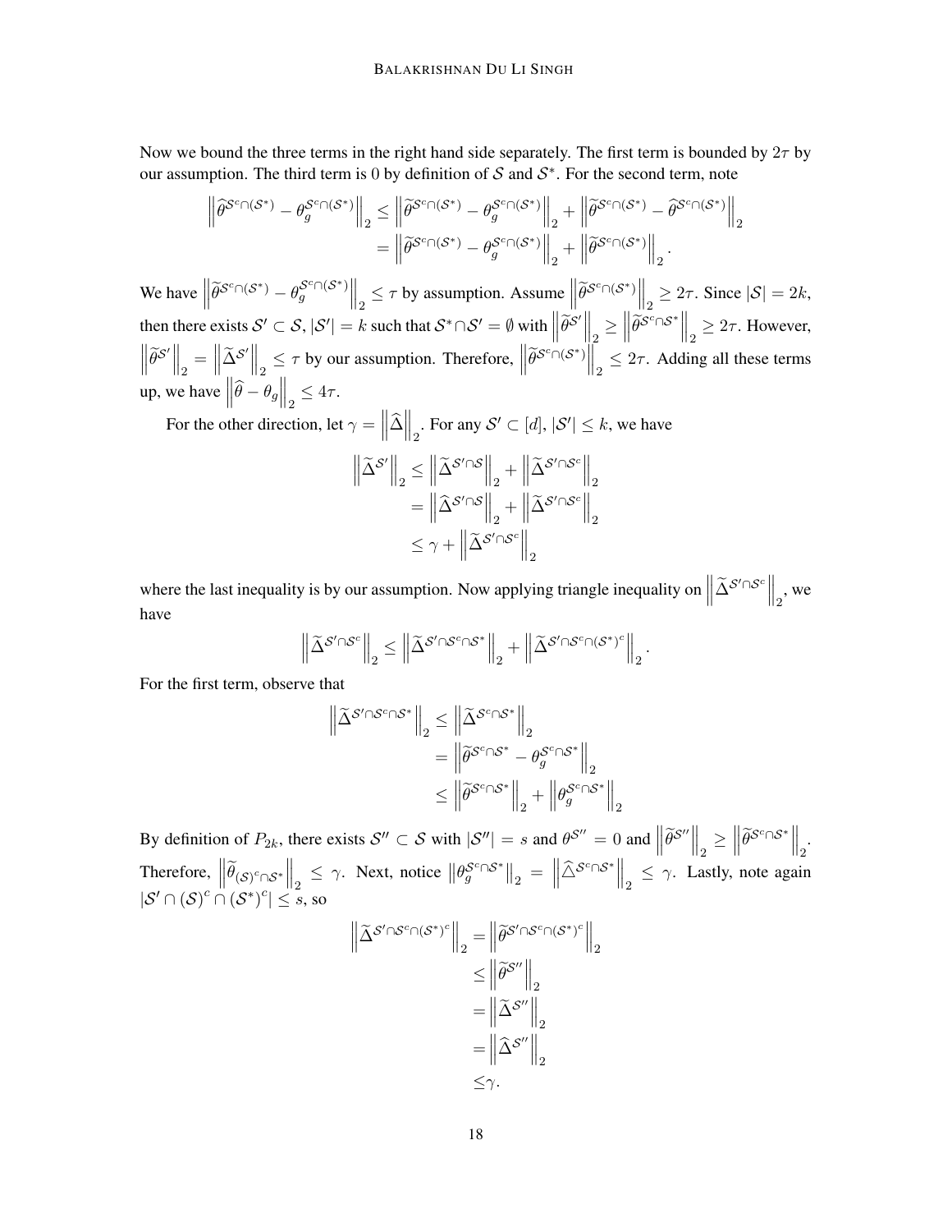Now we bound the three terms in the right hand side separately. The first term is bounded by $2\tau$ by our assumption. The third term is 0 by definition of $\mathcal{S}$ and $\mathcal{S}^*$. For the second term, note

$$
\begin{aligned}
\left\|\widehat{\theta}^{\mathcal{S}^c\cap(\mathcal{S}^*)} - \theta_g^{\mathcal{S}^c\cap(\mathcal{S}^*)}\right\|_2 &\leq \left\|\widetilde{\theta}^{\mathcal{S}^c\cap(\mathcal{S}^*)} - \theta_g^{\mathcal{S}^c\cap(\mathcal{S}^*)}\right\|_2 + \left\|\widetilde{\theta}^{\mathcal{S}^c\cap(\mathcal{S}^*)} - \widehat{\theta}^{\mathcal{S}^c\cap(\mathcal{S}^*)}\right\|_2 \\
&= \left\|\widetilde{\theta}^{\mathcal{S}^c\cap(\mathcal{S}^*)} - \theta_g^{\mathcal{S}^c\cap(\mathcal{S}^*)}\right\|_2 + \left\|\widetilde{\theta}^{\mathcal{S}^c\cap(\mathcal{S}^*)}\right\|_2.
\end{aligned}
$$

We have $\left\|\widetilde{\theta}^{\mathcal{S}^c\cap(\mathcal{S}^*)} - \theta_g^{\mathcal{S}^c\cap(\mathcal{S}^*)}\right\|_2 \leq \tau$ by assumption. Assume $\left\|\widetilde{\theta}^{\mathcal{S}^c\cap(\mathcal{S}^*)}\right\|_2 \geq 2\tau$. Since $|\mathcal{S}| = 2k$, then there exists $\mathcal{S}' \subset \mathcal{S}$, $|\mathcal{S}'| = k$ such that $\mathcal{S}^* \cap \mathcal{S}' = \emptyset$ with $\left\|\widetilde{\theta}^{\mathcal{S}'}\right\|_2 \geq \left\|\widetilde{\theta}^{\mathcal{S}^c\cap\mathcal{S}^*}\right\|_2 \geq 2\tau$. However, $\left\|\widetilde{\theta}^{\mathcal{S}'}\right\|_2 = \left\|\widetilde{\Delta}^{\mathcal{S}'}\right\|_2 \leq \tau$ by our assumption. Therefore, $\left\|\widetilde{\theta}^{\mathcal{S}^c\cap(\mathcal{S}^*)}\right\|_2 \leq 2\tau$. Adding all these terms up, we have $\left\|\widehat{\theta} - \theta_g\right\|_2 \leq 4\tau$.

For the other direction, let $\gamma = \left\|\widehat{\Delta}\right\|_2$. For any $\mathcal{S}' \subset [d]$, $|\mathcal{S}'| \leq k$, we have

$$
\begin{aligned}
\left\|\widetilde{\Delta}^{\mathcal{S}'}\right\|_2 &\leq \left\|\widetilde{\Delta}^{\mathcal{S}'\cap\mathcal{S}}\right\|_2 + \left\|\widetilde{\Delta}^{\mathcal{S}'\cap\mathcal{S}^c}\right\|_2 \\
&= \left\|\widehat{\Delta}^{\mathcal{S}'\cap\mathcal{S}}\right\|_2 + \left\|\widetilde{\Delta}^{\mathcal{S}'\cap\mathcal{S}^c}\right\|_2 \\
&\leq \gamma + \left\|\widetilde{\Delta}^{\mathcal{S}'\cap\mathcal{S}^c}\right\|_2
\end{aligned}
$$

where the last inequality is by our assumption. Now applying triangle inequality on $\left\|\widetilde{\Delta}^{\mathcal{S}'\cap\mathcal{S}^c}\right\|_2$, we have

$$
\left\|\widetilde{\Delta}^{\mathcal{S}'\cap\mathcal{S}^c}\right\|_2 \leq \left\|\widetilde{\Delta}^{\mathcal{S}'\cap\mathcal{S}^c\cap\mathcal{S}^*}\right\|_2 + \left\|\widetilde{\Delta}^{\mathcal{S}'\cap\mathcal{S}^c\cap(\mathcal{S}^*)^c}\right\|_2.
$$

For the first term, observe that

$$
\begin{aligned}
\left\|\widetilde{\Delta}^{\mathcal{S}'\cap\mathcal{S}^c\cap\mathcal{S}^*}\right\|_2 &\leq \left\|\widetilde{\Delta}^{\mathcal{S}^c\cap\mathcal{S}^*}\right\|_2 \\
&= \left\|\widetilde{\theta}^{\mathcal{S}^c\cap\mathcal{S}^*} - \theta_g^{\mathcal{S}^c\cap\mathcal{S}^*}\right\|_2 \\
&\leq \left\|\widetilde{\theta}^{\mathcal{S}^c\cap\mathcal{S}^*}\right\|_2 + \left\|\theta_g^{\mathcal{S}^c\cap\mathcal{S}^*}\right\|_2
\end{aligned}
$$

By definition of $P_{2k}$, there exists $\mathcal{S}'' \subset \mathcal{S}$ with $|\mathcal{S}''| = s$ and $\theta^{\mathcal{S}''} = 0$ and $\left\|\widetilde{\theta}^{\mathcal{S}''}\right\|_2 \geq \left\|\widetilde{\theta}^{\mathcal{S}^c\cap\mathcal{S}^*}\right\|_2$. Therefore, $\left\|\widetilde{\theta}_{(\mathcal{S})^c\cap\mathcal{S}^*}\right\|_2 \leq \gamma$. Next, notice $\left\|\theta_g^{\mathcal{S}^c\cap\mathcal{S}^*}\right\|_2 = \left\|\widehat{\triangle}^{\mathcal{S}^c\cap\mathcal{S}^*}\right\|_2 \leq \gamma$. Lastly, note again $|\mathcal{S}' \cap (\mathcal{S})^c \cap (\mathcal{S}^*)^c| \leq s$, so

$$
\begin{aligned}
\left\|\widetilde{\Delta}^{\mathcal{S}'\cap\mathcal{S}^c\cap(\mathcal{S}^*)^c}\right\|_2 &= \left\|\widetilde{\theta}^{\mathcal{S}'\cap\mathcal{S}^c\cap(\mathcal{S}^*)^c}\right\|_2 \\
&\leq \left\|\widetilde{\theta}^{\mathcal{S}''}\right\|_2 \\
&= \left\|\widetilde{\Delta}^{\mathcal{S}''}\right\|_2 \\
&= \left\|\widehat{\Delta}^{\mathcal{S}''}\right\|_2 \\
&\leq \gamma.
\end{aligned}
$$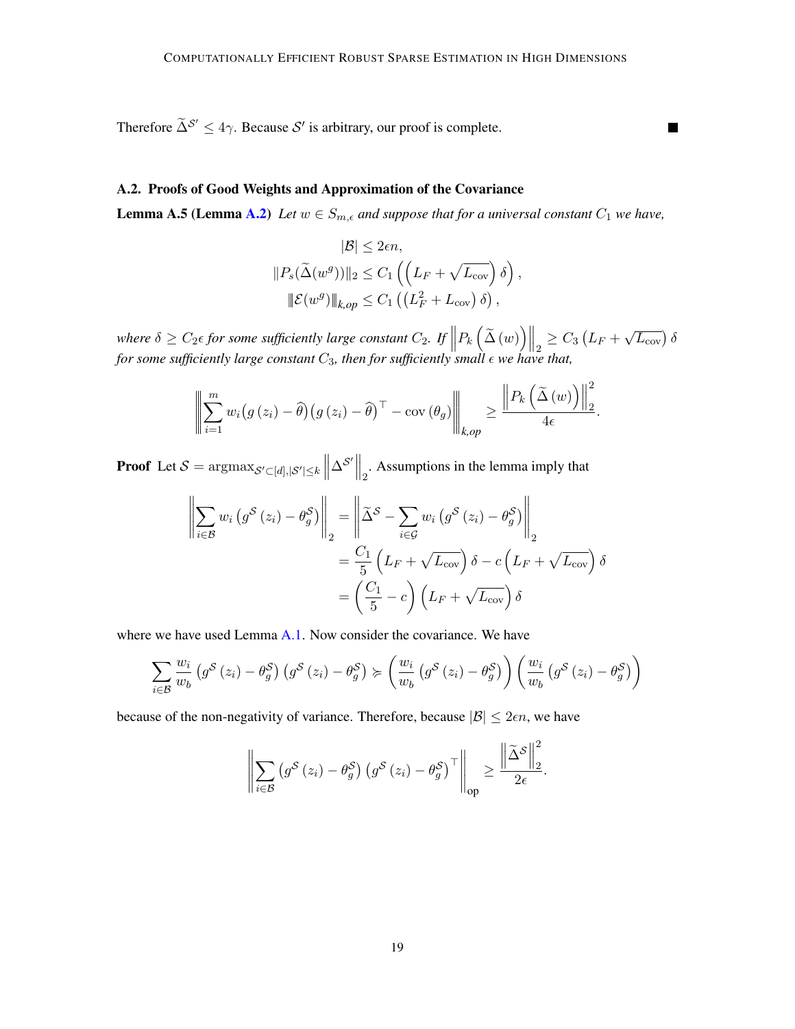Therefore $\widetilde{\Delta}^{\mathcal{S}'} \leq 4\gamma$. Because $\mathcal{S}'$ is arbitrary, our proof is complete. ■

### A.2. Proofs of Good Weights and Approximation of the Covariance

**Lemma A.5 (Lemma A.2)** *Let $w \in S_{m,\epsilon}$ and suppose that for a universal constant $C_1$ we have,*

$$
\begin{aligned}
|\mathcal{B}| &\leq 2\epsilon n, \\
\|P_s(\widetilde{\Delta}(w^g))\|_2 &\leq C_1 \left( \left( L_F + \sqrt{L_{\text{cov}}} \right) \delta \right), \\
\|\mathcal{E}(w^g)\|_{k,op} &\leq C_1 \left( \left( L_F^2 + L_{\text{cov}} \right) \delta \right),
\end{aligned}
$$

*where $\delta \geq C_2 \epsilon$ for some sufficiently large constant $C_2$. If $\left\| P_k \left( \widetilde{\Delta}\left(w\right) \right) \right\|_2 \geq C_3 \left( L_F + \sqrt{L_{\text{cov}}} \right) \delta$ for some sufficiently large constant $C_3$, then for sufficiently small $\epsilon$ we have that,*

$$
\left\| \sum_{i=1}^{m} w_i \big( g\left(z_i\right) - \widehat{\theta} \big) \big( g\left(z_i\right) - \widehat{\theta} \big)^\top - \operatorname{cov}\left(\theta_g\right) \right\|_{k,op} \geq \frac{\left\| P_k \left( \widetilde{\Delta}\left(w\right) \right) \right\|_2^2}{4\epsilon}.
$$

**Proof** Let $\mathcal{S} = \operatorname{argmax}_{\mathcal{S}' \subset [d], |\mathcal{S}'| \leq k} \left\| \Delta^{\mathcal{S}'} \right\|_2$. Assumptions in the lemma imply that

$$
\begin{aligned}
\left\| \sum_{i \in \mathcal{B}} w_i \left( g^{\mathcal{S}}\left(z_i\right) - \theta_g^{\mathcal{S}} \right) \right\|_2 &= \left\| \widetilde{\Delta}^{\mathcal{S}} - \sum_{i \in \mathcal{G}} w_i \left( g^{\mathcal{S}}\left(z_i\right) - \theta_g^{\mathcal{S}} \right) \right\|_2 \\
&= \frac{C_1}{5} \left( L_F + \sqrt{L_{\text{cov}}} \right) \delta - c \left( L_F + \sqrt{L_{\text{cov}}} \right) \delta \\
&= \left( \frac{C_1}{5} - c \right) \left( L_F + \sqrt{L_{\text{cov}}} \right) \delta
\end{aligned}
$$

where we have used Lemma A.1. Now consider the covariance. We have

$$
\sum_{i \in \mathcal{B}} \frac{w_i}{w_b} \left( g^{\mathcal{S}}\left(z_i\right) - \theta_g^{\mathcal{S}} \right) \left( g^{\mathcal{S}}\left(z_i\right) - \theta_g^{\mathcal{S}} \right) \succcurlyeq \left( \frac{w_i}{w_b} \left( g^{\mathcal{S}}\left(z_i\right) - \theta_g^{\mathcal{S}} \right) \right) \left( \frac{w_i}{w_b} \left( g^{\mathcal{S}}\left(z_i\right) - \theta_g^{\mathcal{S}} \right) \right)
$$

because of the non-negativity of variance. Therefore, because $|\mathcal{B}| \leq 2\epsilon n$, we have

$$
\left\| \sum_{i \in \mathcal{B}} \left( g^{\mathcal{S}}\left(z_i\right) - \theta_g^{\mathcal{S}} \right) \left( g^{\mathcal{S}}\left(z_i\right) - \theta_g^{\mathcal{S}} \right)^\top \right\|_{\text{op}} \geq \frac{\left\| \widetilde{\Delta}^{\mathcal{S}} \right\|_2^2}{2\epsilon}.
$$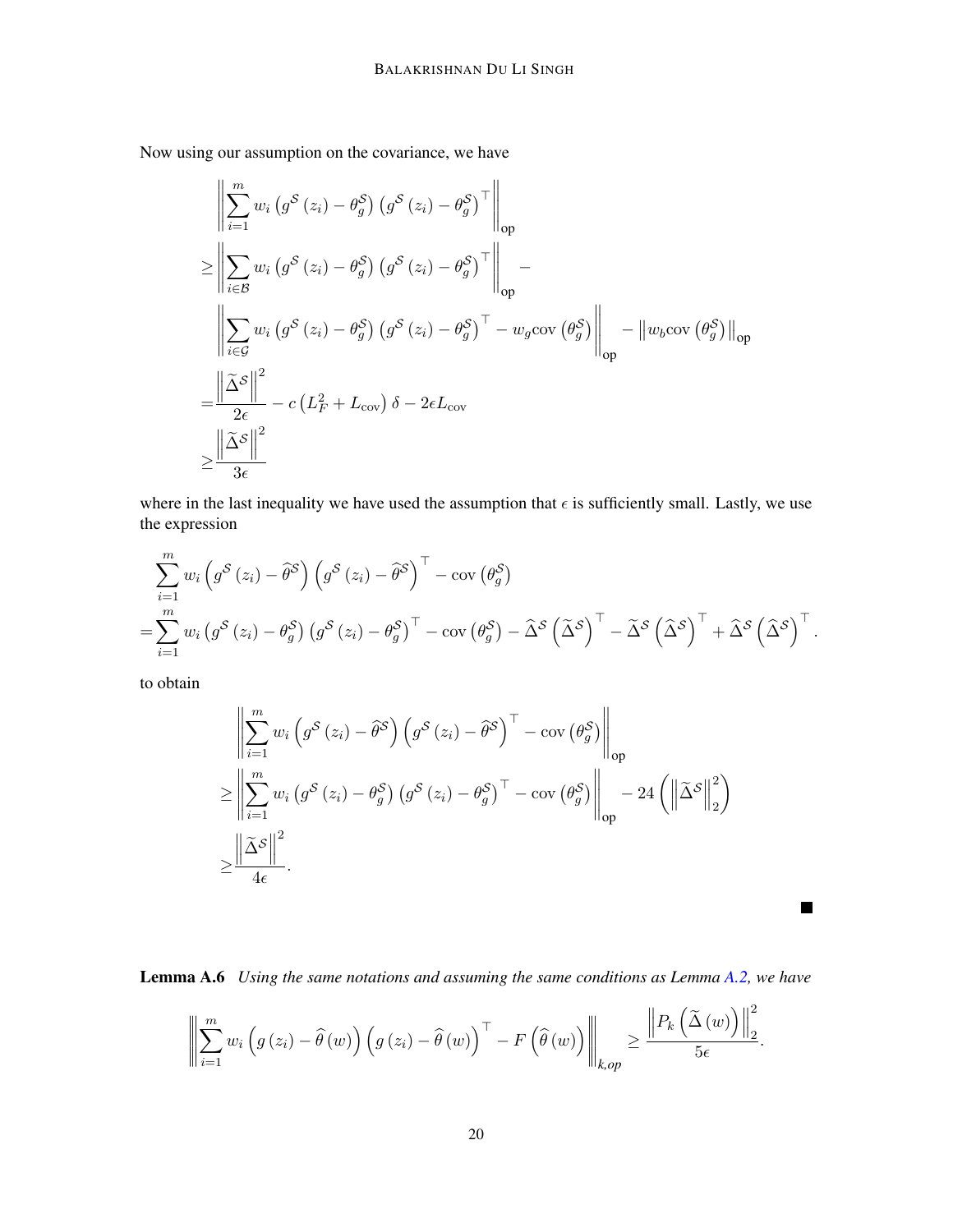Now using our assumption on the covariance, we have

$$
\begin{aligned}
&\left\| \sum_{i=1}^{m} w_i \left( g^{\mathcal{S}}(z_i) - \theta_g^{\mathcal{S}} \right) \left( g^{\mathcal{S}}(z_i) - \theta_g^{\mathcal{S}} \right)^\top \right\|_{\text{op}} \\
\geq &\left\| \sum_{i \in \mathcal{B}} w_i \left( g^{\mathcal{S}}(z_i) - \theta_g^{\mathcal{S}} \right) \left( g^{\mathcal{S}}(z_i) - \theta_g^{\mathcal{S}} \right)^\top \right\|_{\text{op}} - \\
&\left\| \sum_{i \in \mathcal{G}} w_i \left( g^{\mathcal{S}}(z_i) - \theta_g^{\mathcal{S}} \right) \left( g^{\mathcal{S}}(z_i) - \theta_g^{\mathcal{S}} \right)^\top - w_g \text{cov}\left(\theta_g^{\mathcal{S}}\right) \right\|_{\text{op}} - \left\| w_b \text{cov}\left(\theta_g^{\mathcal{S}}\right) \right\|_{\text{op}} \\
= &\frac{\left\| \widetilde{\Delta}^{\mathcal{S}} \right\|^2}{2\epsilon} - c\left(L_F^2 + L_{\text{cov}}\right)\delta - 2\epsilon L_{\text{cov}} \\
\geq &\frac{\left\| \widetilde{\Delta}^{\mathcal{S}} \right\|^2}{3\epsilon}
\end{aligned}
$$

where in the last inequality we have used the assumption that $\epsilon$ is sufficiently small. Lastly, we use the expression

$$
\begin{aligned}
&\sum_{i=1}^{m} w_i \left( g^{\mathcal{S}}(z_i) - \widehat{\theta}^{\mathcal{S}} \right) \left( g^{\mathcal{S}}(z_i) - \widehat{\theta}^{\mathcal{S}} \right)^\top - \text{cov}\left(\theta_g^{\mathcal{S}}\right) \\
= &\sum_{i=1}^{m} w_i \left( g^{\mathcal{S}}(z_i) - \theta_g^{\mathcal{S}} \right) \left( g^{\mathcal{S}}(z_i) - \theta_g^{\mathcal{S}} \right)^\top - \text{cov}\left(\theta_g^{\mathcal{S}}\right) - \widehat{\Delta}^{\mathcal{S}} \left( \widetilde{\Delta}^{\mathcal{S}} \right)^\top - \widetilde{\Delta}^{\mathcal{S}} \left( \widehat{\Delta}^{\mathcal{S}} \right)^\top + \widehat{\Delta}^{\mathcal{S}} \left( \widehat{\Delta}^{\mathcal{S}} \right)^\top.
\end{aligned}
$$

to obtain

$$
\begin{aligned}
&\left\| \sum_{i=1}^{m} w_i \left( g^{\mathcal{S}}(z_i) - \widehat{\theta}^{\mathcal{S}} \right) \left( g^{\mathcal{S}}(z_i) - \widehat{\theta}^{\mathcal{S}} \right)^\top - \text{cov}\left(\theta_g^{\mathcal{S}}\right) \right\|_{\text{op}} \\
\geq &\left\| \sum_{i=1}^{m} w_i \left( g^{\mathcal{S}}(z_i) - \theta_g^{\mathcal{S}} \right) \left( g^{\mathcal{S}}(z_i) - \theta_g^{\mathcal{S}} \right)^\top - \text{cov}\left(\theta_g^{\mathcal{S}}\right) \right\|_{\text{op}} - 24\left( \left\| \widetilde{\Delta}^{\mathcal{S}} \right\|_2^2 \right) \\
\geq &\frac{\left\| \widetilde{\Delta}^{\mathcal{S}} \right\|^2}{4\epsilon}.
\end{aligned}
$$

■

**Lemma A.6** *Using the same notations and assuming the same conditions as Lemma A.2, we have*

$$
\left\| \sum_{i=1}^{m} w_i \left( g(z_i) - \widehat{\theta}(w) \right) \left( g(z_i) - \widehat{\theta}(w) \right)^\top - F\left(\widehat{\theta}(w)\right) \right\|_{k,op} \geq \frac{\left\| P_k\left(\widetilde{\Delta}(w)\right) \right\|_2^2}{5\epsilon}.
$$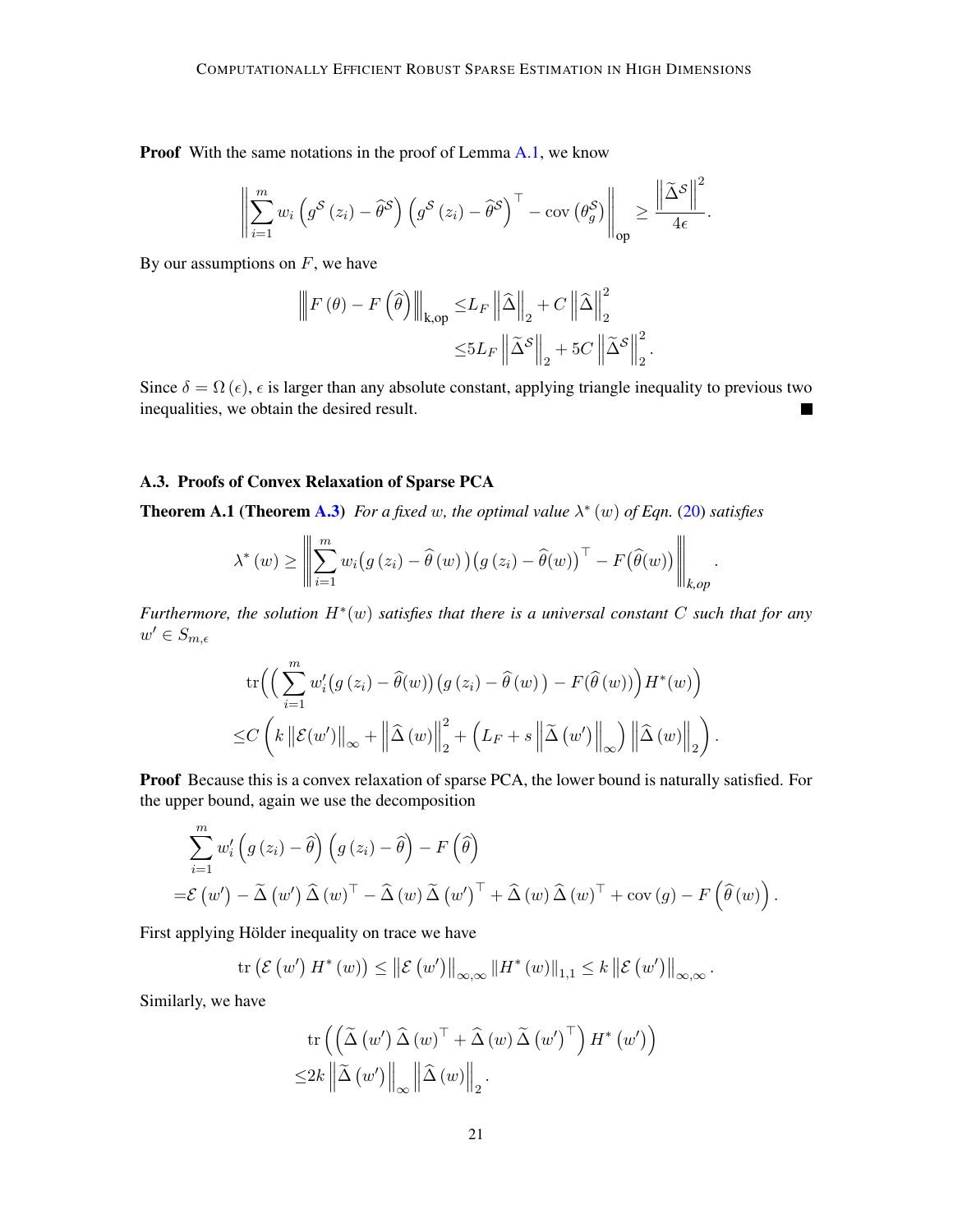**Proof** With the same notations in the proof of Lemma A.1, we know

$$\left\| \sum_{i=1}^{m} w_i \left( g^{\mathcal{S}}\left(z_i\right) - \widehat{\theta}^{\mathcal{S}} \right) \left( g^{\mathcal{S}}\left(z_i\right) - \widehat{\theta}^{\mathcal{S}} \right)^\top - \operatorname{cov}\left(\theta_g^{\mathcal{S}}\right) \right\|_{\text{op}} \geq \frac{\left\| \widetilde{\Delta}^{\mathcal{S}} \right\|^2}{4\epsilon}.$$

By our assumptions on $F$, we have

$$\begin{aligned} \left\| F\left(\theta\right) - F\left(\widehat{\theta}\right) \right\|_{\text{k,op}} \leq & L_F \left\| \widehat{\Delta} \right\|_2 + C \left\| \widehat{\Delta} \right\|_2^2 \\ \leq & 5 L_F \left\| \widetilde{\Delta}^{\mathcal{S}} \right\|_2 + 5C \left\| \widetilde{\Delta}^{\mathcal{S}} \right\|_2^2. \end{aligned}$$

Since $\delta = \Omega\left(\epsilon\right)$, $\epsilon$ is larger than any absolute constant, applying triangle inequality to previous two inequalities, we obtain the desired result. ∎

### A.3. Proofs of Convex Relaxation of Sparse PCA

**Theorem A.1 (Theorem A.3)** *For a fixed $w$, the optimal value $\lambda^*\left(w\right)$ of Eqn. (20) satisfies*

$$\lambda^*\left(w\right) \geq \left\| \sum_{i=1}^{m} w_i \big( g\left(z_i\right) - \widehat{\theta}\left(w\right) \big) \big( g\left(z_i\right) - \widehat{\theta}(w) \big)^\top - F\big(\widehat{\theta}(w)\big) \right\|_{k,op}.$$

*Furthermore, the solution $H^*(w)$ satisfies that there is a universal constant $C$ such that for any $w' \in S_{m,\epsilon}$*

$$\begin{aligned} & \operatorname{tr}\Big( \Big( \sum_{i=1}^{m} w_i' \big( g\left(z_i\right) - \widehat{\theta}(w) \big) \big( g\left(z_i\right) - \widehat{\theta}\left(w\right) \big) - F\big(\widehat{\theta}\left(w\right)\big) \Big) H^*\left(w\right) \Big) \\ \leq & C \left( k \left\| \mathcal{E}(w') \right\|_\infty + \left\| \widehat{\Delta}\left(w\right) \right\|_2^2 + \left( L_F + s \left\| \widetilde{\Delta}\left(w'\right) \right\|_\infty \right) \left\| \widehat{\Delta}\left(w\right) \right\|_2 \right). \end{aligned}$$

**Proof** Because this is a convex relaxation of sparse PCA, the lower bound is naturally satisfied. For the upper bound, again we use the decomposition

$$\begin{aligned} & \sum_{i=1}^{m} w_i' \left( g\left(z_i\right) - \widehat{\theta} \right) \left( g\left(z_i\right) - \widehat{\theta} \right) - F\left(\widehat{\theta}\right) \\ = & \mathcal{E}\left(w'\right) - \widetilde{\Delta}\left(w'\right) \widehat{\Delta}\left(w\right)^\top - \widehat{\Delta}\left(w\right) \widetilde{\Delta}\left(w'\right)^\top + \widehat{\Delta}\left(w\right) \widehat{\Delta}\left(w\right)^\top + \operatorname{cov}\left(g\right) - F\left(\widehat{\theta}\left(w\right)\right). \end{aligned}$$

First applying Hölder inequality on trace we have

$$\operatorname{tr}\left(\mathcal{E}\left(w'\right) H^*\left(w\right)\right) \leq \left\| \mathcal{E}\left(w'\right) \right\|_{\infty,\infty} \left\| H^*\left(w\right) \right\|_{1,1} \leq k \left\| \mathcal{E}\left(w'\right) \right\|_{\infty,\infty}.$$

Similarly, we have

$$\begin{aligned} & \operatorname{tr}\left( \left( \widetilde{\Delta}\left(w'\right) \widehat{\Delta}\left(w\right)^\top + \widehat{\Delta}\left(w\right) \widetilde{\Delta}\left(w'\right)^\top \right) H^*\left(w'\right) \right) \\ \leq & 2k \left\| \widetilde{\Delta}\left(w'\right) \right\|_\infty \left\| \widehat{\Delta}\left(w\right) \right\|_2. \end{aligned}$$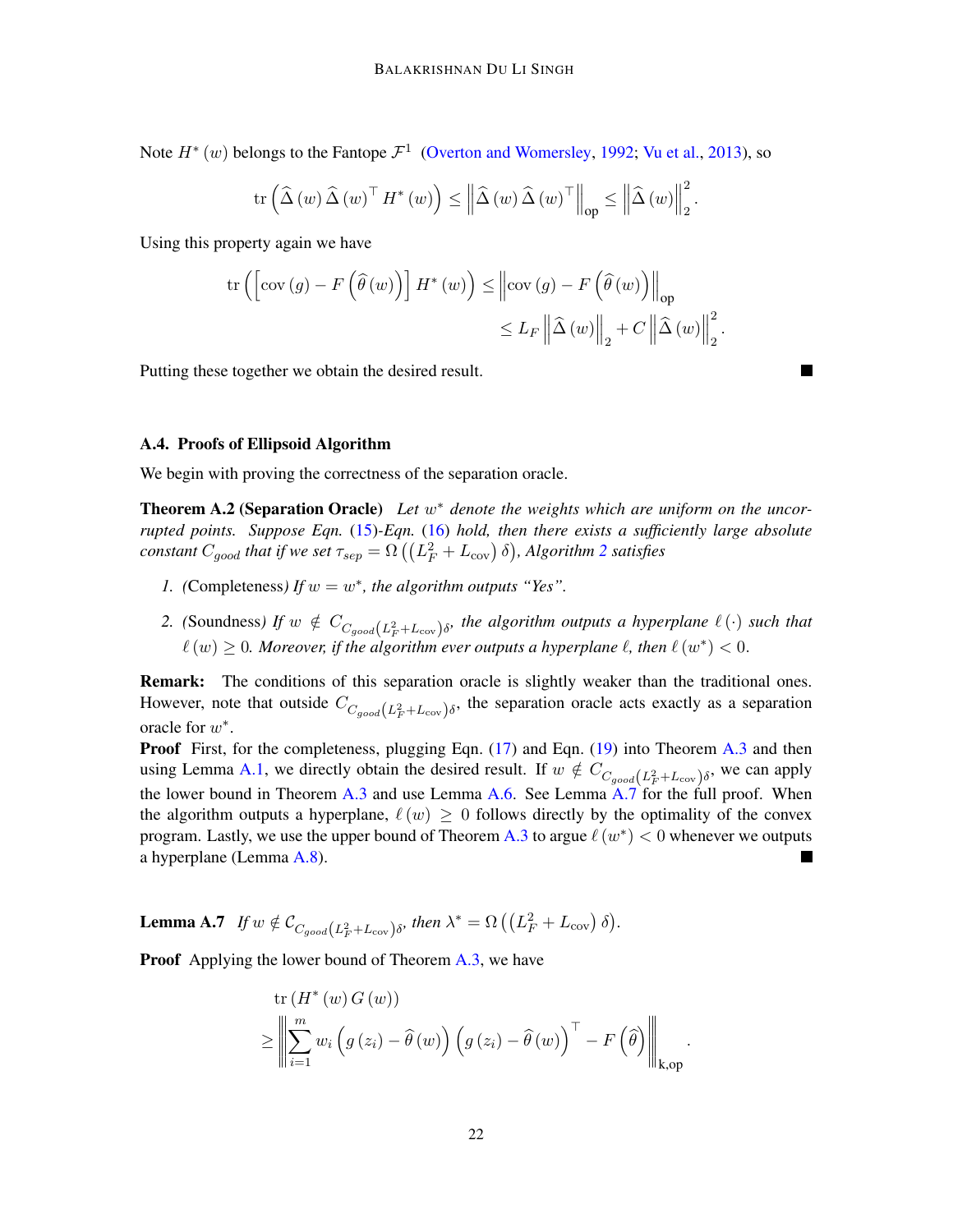Note $H^*(w)$ belongs to the Fantope $\mathcal{F}^1$ (Overton and Womersley, 1992; Vu et al., 2013), so

$$\operatorname{tr}\left(\widehat{\Delta}(w)\widehat{\Delta}(w)^\top H^*(w)\right) \leq \left\|\widehat{\Delta}(w)\widehat{\Delta}(w)^\top\right\|_{\text{op}} \leq \left\|\widehat{\Delta}(w)\right\|_2^2.$$

Using this property again we have

$$\begin{aligned}\operatorname{tr}\left(\left[\operatorname{cov}(g) - F\left(\widehat{\theta}(w)\right)\right] H^*(w)\right) &\leq \left\|\operatorname{cov}(g) - F\left(\widehat{\theta}(w)\right)\right\|_{\text{op}} \\ &\leq L_F \left\|\widehat{\Delta}(w)\right\|_2 + C\left\|\widehat{\Delta}(w)\right\|_2^2.\end{aligned}$$

Putting these together we obtain the desired result. ∎

### A.4. Proofs of Ellipsoid Algorithm

We begin with proving the correctness of the separation oracle.

**Theorem A.2 (Separation Oracle)** *Let $w^*$ denote the weights which are uniform on the uncorrupted points. Suppose Eqn. (15)-Eqn. (16) hold, then there exists a sufficiently large absolute constant $C_{good}$ that if we set $\tau_{sep} = \Omega\left(\left(L_F^2 + L_{\text{cov}}\right)\delta\right)$, Algorithm 2 satisfies*

1. *(Completeness) If $w = w^*$, the algorithm outputs "Yes".*
2. *(Soundness) If $w \notin C_{C_{good}\left(L_F^2 + L_{\text{cov}}\right)\delta}$, the algorithm outputs a hyperplane $\ell(\cdot)$ such that $\ell(w) \geq 0$. Moreover, if the algorithm ever outputs a hyperplane $\ell$, then $\ell(w^*) < 0$.*

**Remark:** The conditions of this separation oracle is slightly weaker than the traditional ones. However, note that outside $C_{C_{good}\left(L_F^2 + L_{\text{cov}}\right)\delta}$, the separation oracle acts exactly as a separation oracle for $w^*$.

**Proof** First, for the completeness, plugging Eqn. (17) and Eqn. (19) into Theorem A.3 and then using Lemma A.1, we directly obtain the desired result. If $w \notin C_{C_{good}\left(L_F^2 + L_{\text{cov}}\right)\delta}$, we can apply the lower bound in Theorem A.3 and use Lemma A.6. See Lemma A.7 for the full proof. When the algorithm outputs a hyperplane, $\ell(w) \geq 0$ follows directly by the optimality of the convex program. Lastly, we use the upper bound of Theorem A.3 to argue $\ell(w^*) < 0$ whenever we outputs a hyperplane (Lemma A.8). ∎

**Lemma A.7** *If $w \notin \mathcal{C}_{C_{good}\left(L_F^2 + L_{\text{cov}}\right)\delta}$, then $\lambda^* = \Omega\left(\left(L_F^2 + L_{\text{cov}}\right)\delta\right)$.*

**Proof** Applying the lower bound of Theorem A.3, we have

$$\begin{aligned}&\operatorname{tr}\left(H^*(w)\, G(w)\right) \\ \geq &\left\|\sum_{i=1}^m w_i \left(g(z_i) - \widehat{\theta}(w)\right)\left(g(z_i) - \widehat{\theta}(w)\right)^\top - F\left(\widehat{\theta}\right)\right\|_{\text{k,op}}.\end{aligned}$$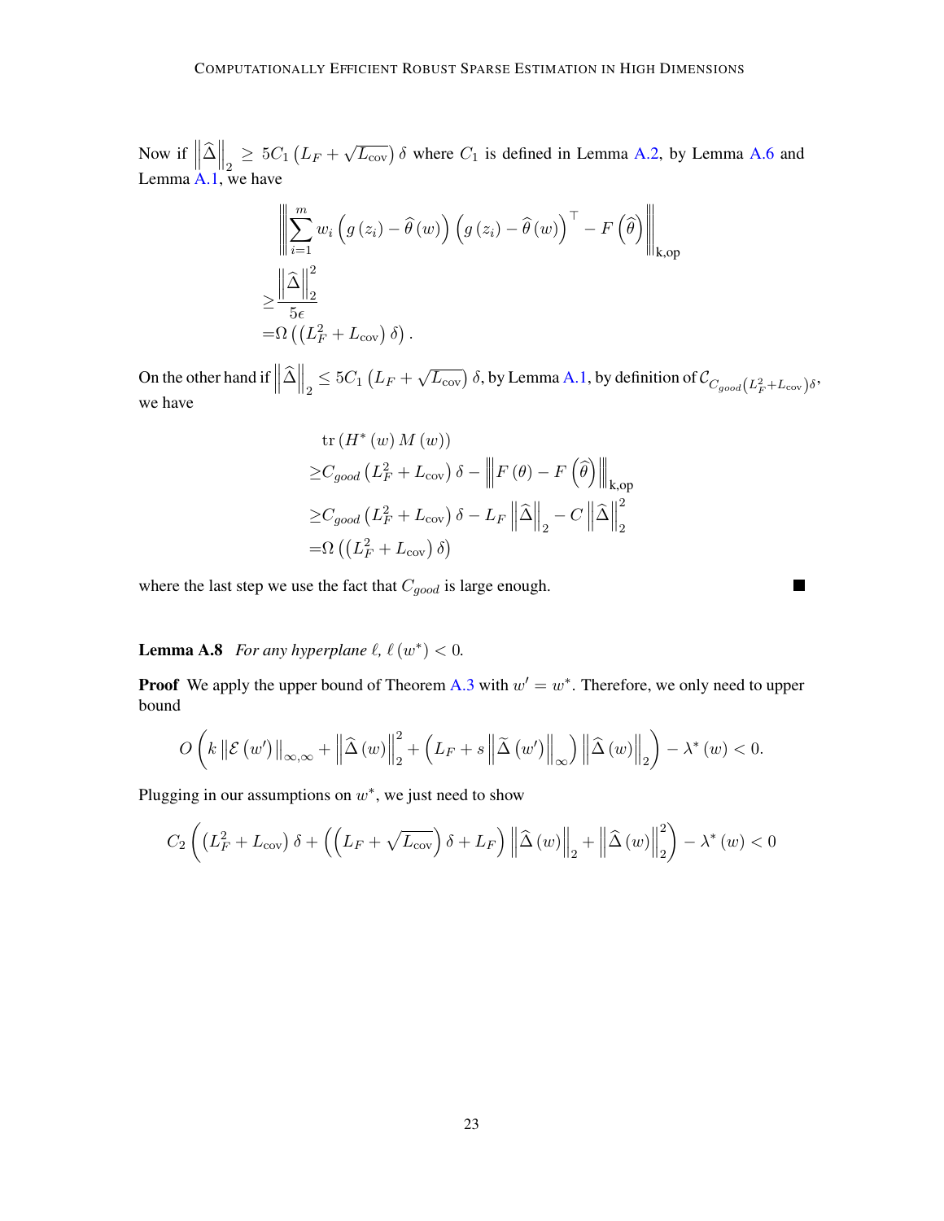Now if $\left\|\widehat{\Delta}\right\|_2 \geq 5C_1\left(L_F + \sqrt{L_{\text{cov}}}\right)\delta$ where $C_1$ is defined in Lemma A.2, by Lemma A.6 and Lemma A.1, we have

$$
\begin{aligned}
&\left\|\sum_{i=1}^{m} w_i \left(g\left(z_i\right) - \widehat{\theta}\left(w\right)\right)\left(g\left(z_i\right) - \widehat{\theta}\left(w\right)\right)^\top - F\left(\widehat{\theta}\right)\right\|_{\text{k,op}} \\
\geq & \frac{\left\|\widehat{\Delta}\right\|_2^2}{5\epsilon} \\
= & \Omega\left(\left(L_F^2 + L_{\text{cov}}\right)\delta\right).
\end{aligned}
$$

On the other hand if $\left\|\widehat{\Delta}\right\|_2 \leq 5C_1\left(L_F + \sqrt{L_{\text{cov}}}\right)\delta$, by Lemma A.1, by definition of $\mathcal{C}_{C_{good}\left(L_F^2 + L_{\text{cov}}\right)\delta}$, we have

$$
\begin{aligned}
& \operatorname{tr}\left(H^*\left(w\right)M\left(w\right)\right) \\
\geq & C_{good}\left(L_F^2 + L_{\text{cov}}\right)\delta - \left\|F\left(\theta\right) - F\left(\widehat{\theta}\right)\right\|_{\text{k,op}} \\
\geq & C_{good}\left(L_F^2 + L_{\text{cov}}\right)\delta - L_F\left\|\widehat{\Delta}\right\|_2 - C\left\|\widehat{\Delta}\right\|_2^2 \\
= & \Omega\left(\left(L_F^2 + L_{\text{cov}}\right)\delta\right)
\end{aligned}
$$

where the last step we use the fact that $C_{good}$ is large enough. ■

**Lemma A.8** *For any hyperplane $\ell$, $\ell\left(w^*\right) < 0$.*

**Proof** We apply the upper bound of Theorem A.3 with $w' = w^*$. Therefore, we only need to upper bound

$$
O\left(k\left\|\mathcal{E}\left(w'\right)\right\|_{\infty,\infty} + \left\|\widehat{\Delta}\left(w\right)\right\|_2^2 + \left(L_F + s\left\|\widetilde{\Delta}\left(w'\right)\right\|_\infty\right)\left\|\widehat{\Delta}\left(w\right)\right\|_2\right) - \lambda^*\left(w\right) < 0.
$$

Plugging in our assumptions on $w^*$, we just need to show

$$
C_2\left(\left(L_F^2 + L_{\text{cov}}\right)\delta + \left(\left(L_F + \sqrt{L_{\text{cov}}}\right)\delta + L_F\right)\left\|\widehat{\Delta}\left(w\right)\right\|_2 + \left\|\widehat{\Delta}\left(w\right)\right\|_2^2\right) - \lambda^*\left(w\right) < 0
$$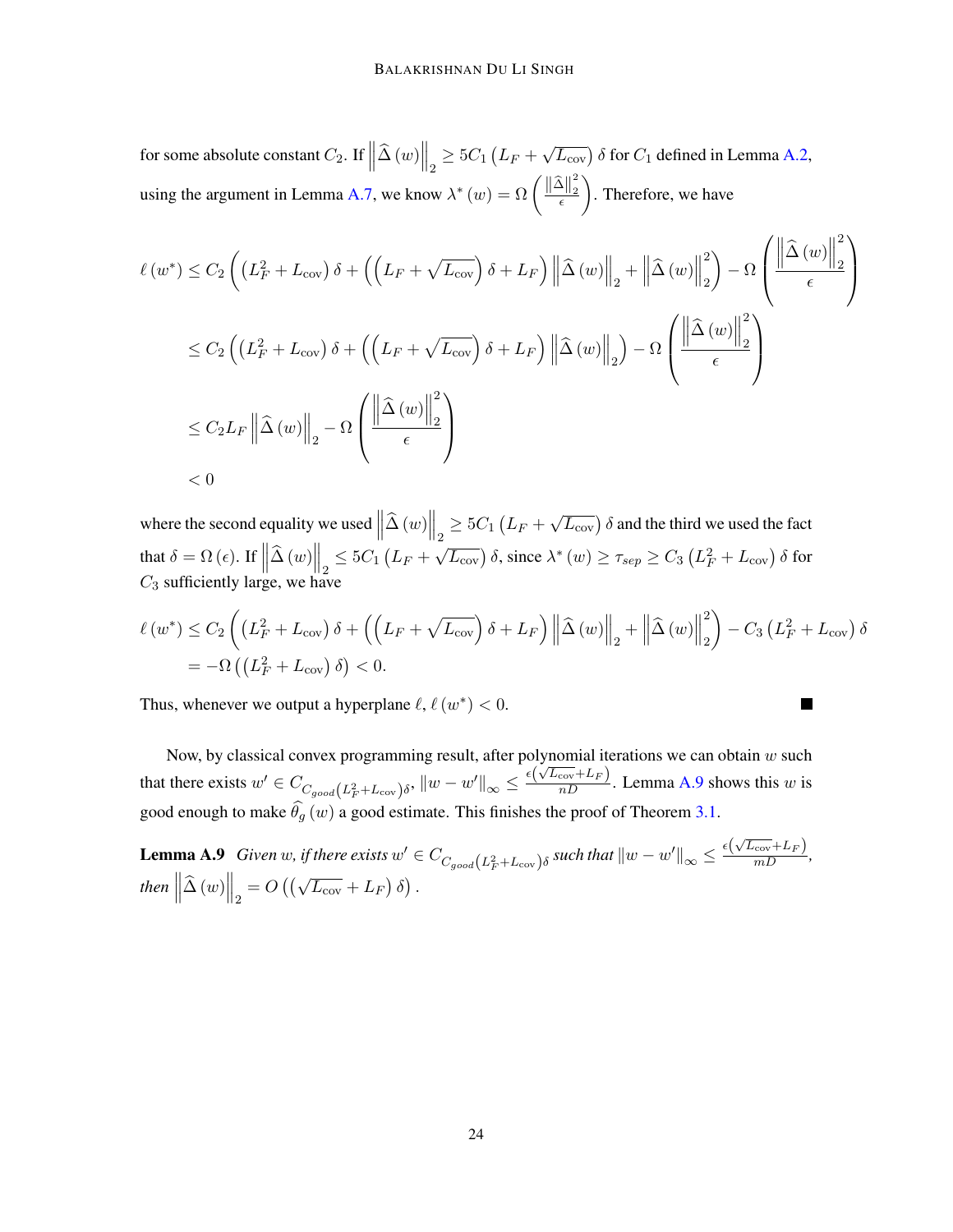for some absolute constant $C_2$. If $\left\|\widehat{\Delta}(w)\right\|_2 \geq 5C_1\left(L_F + \sqrt{L_{\text{cov}}}\right)\delta$ for $C_1$ defined in Lemma A.2, using the argument in Lemma A.7, we know $\lambda^*(w) = \Omega\left(\frac{\|\widehat{\Delta}\|_2^2}{\epsilon}\right)$. Therefore, we have

$$
\begin{aligned}
\ell(w^*) &\leq C_2\left(\left(L_F^2 + L_{\text{cov}}\right)\delta + \left(\left(L_F + \sqrt{L_{\text{cov}}}\right)\delta + L_F\right)\left\|\widehat{\Delta}(w)\right\|_2 + \left\|\widehat{\Delta}(w)\right\|_2^2\right) - \Omega\left(\frac{\left\|\widehat{\Delta}(w)\right\|_2^2}{\epsilon}\right) \\
&\leq C_2\left(\left(L_F^2 + L_{\text{cov}}\right)\delta + \left(\left(L_F + \sqrt{L_{\text{cov}}}\right)\delta + L_F\right)\left\|\widehat{\Delta}(w)\right\|_2\right) - \Omega\left(\frac{\left\|\widehat{\Delta}(w)\right\|_2^2}{\epsilon}\right) \\
&\leq C_2 L_F\left\|\widehat{\Delta}(w)\right\|_2 - \Omega\left(\frac{\left\|\widehat{\Delta}(w)\right\|_2^2}{\epsilon}\right) \\
&< 0
\end{aligned}
$$

where the second equality we used $\left\|\widehat{\Delta}(w)\right\|_2 \geq 5C_1\left(L_F + \sqrt{L_{\text{cov}}}\right)\delta$ and the third we used the fact that $\delta = \Omega(\epsilon)$. If $\left\|\widehat{\Delta}(w)\right\|_2 \leq 5C_1\left(L_F + \sqrt{L_{\text{cov}}}\right)\delta$, since $\lambda^*(w) \geq \tau_{sep} \geq C_3\left(L_F^2 + L_{\text{cov}}\right)\delta$ for $C_3$ sufficiently large, we have

$$
\begin{aligned}
\ell(w^*) &\leq C_2\left(\left(L_F^2 + L_{\text{cov}}\right)\delta + \left(\left(L_F + \sqrt{L_{\text{cov}}}\right)\delta + L_F\right)\left\|\widehat{\Delta}(w)\right\|_2 + \left\|\widehat{\Delta}(w)\right\|_2^2\right) - C_3\left(L_F^2 + L_{\text{cov}}\right)\delta \\
&= -\Omega\left(\left(L_F^2 + L_{\text{cov}}\right)\delta\right) < 0.
\end{aligned}
$$

Thus, whenever we output a hyperplane $\ell$, $\ell(w^*) < 0$. ■

Now, by classical convex programming result, after polynomial iterations we can obtain $w$ such that there exists $w' \in C_{C_{good}\left(L_F^2 + L_{\text{cov}}\right)\delta}$, $\|w - w'\|_\infty \leq \frac{\epsilon\left(\sqrt{L_{\text{cov}}} + L_F\right)}{nD}$. Lemma A.9 shows this $w$ is good enough to make $\widehat{\theta}_g(w)$ a good estimate. This finishes the proof of Theorem 3.1.

**Lemma A.9** *Given $w$, if there exists $w' \in C_{C_{good}\left(L_F^2 + L_{\text{cov}}\right)\delta}$ such that $\|w - w'\|_\infty \leq \frac{\epsilon\left(\sqrt{L_{\text{cov}}} + L_F\right)}{mD}$, then $\left\|\widehat{\Delta}(w)\right\|_2 = O\left(\left(\sqrt{L_{\text{cov}}} + L_F\right)\delta\right)$.*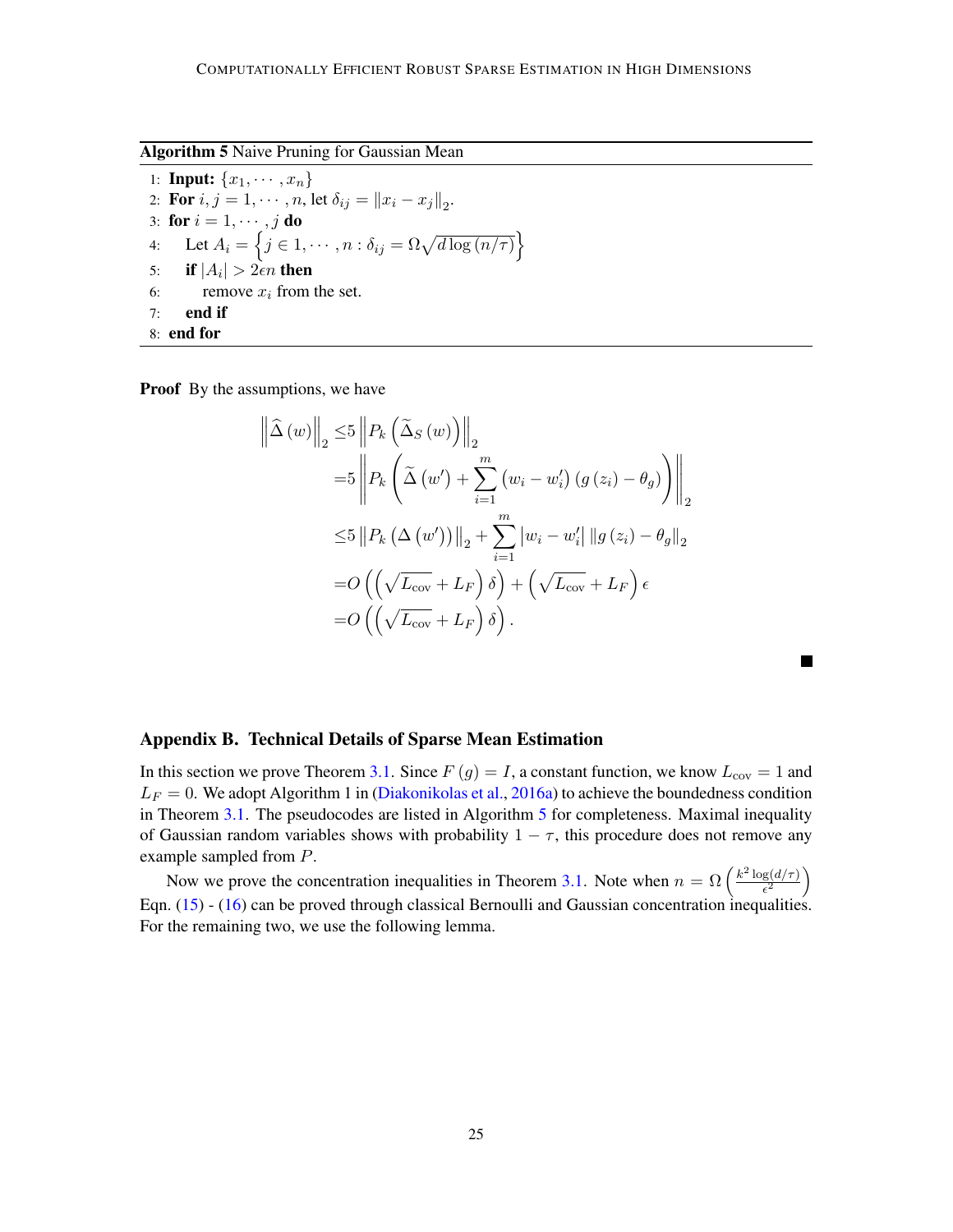**Algorithm 5** Naive Pruning for Gaussian Mean

```
1: Input: {x_1, ..., x_n}
2: For i, j = 1, ..., n, let δ_ij = ||x_i − x_j||_2.
3: for i = 1, ..., j do
4:     Let A_i = { j ∈ 1, ..., n : δ_ij = Ω sqrt(d log(n/τ)) }
5:     if |A_i| > 2εn then
6:         remove x_i from the set.
7:     end if
8: end for
```

**Proof** By the assumptions, we have

$$
\begin{aligned}
\left\|\widehat{\Delta}\left(w\right)\right\|_2 \leq & 5\left\|P_k\left(\widetilde{\Delta}_S\left(w\right)\right)\right\|_2 \\
= & 5\left\|P_k\left(\widetilde{\Delta}\left(w'\right)+\sum_{i=1}^{m}\left(w_i-w_i'\right)\left(g\left(z_i\right)-\theta_g\right)\right)\right\|_2 \\
\leq & 5\left\|P_k\left(\Delta\left(w'\right)\right)\right\|_2+\sum_{i=1}^{m}\left|w_i-w_i'\right|\left\|g\left(z_i\right)-\theta_g\right\|_2 \\
= & O\left(\left(\sqrt{L_{\text{cov}}}+L_F\right)\delta\right)+\left(\sqrt{L_{\text{cov}}}+L_F\right)\epsilon \\
= & O\left(\left(\sqrt{L_{\text{cov}}}+L_F\right)\delta\right).
\end{aligned}
$$

■

## Appendix B. Technical Details of Sparse Mean Estimation

In this section we prove Theorem 3.1. Since $F\left(g\right)=I$, a constant function, we know $L_{\text{cov}}=1$ and $L_F=0$. We adopt Algorithm 1 in (Diakonikolas et al., 2016a) to achieve the boundedness condition in Theorem 3.1. The pseudocodes are listed in Algorithm 5 for completeness. Maximal inequality of Gaussian random variables shows with probability $1-\tau$, this procedure does not remove any example sampled from $P$.

Now we prove the concentration inequalities in Theorem 3.1. Note when $n=\Omega\left(\frac{k^2\log(d/\tau)}{\epsilon^2}\right)$ Eqn. (15) - (16) can be proved through classical Bernoulli and Gaussian concentration inequalities. For the remaining two, we use the following lemma.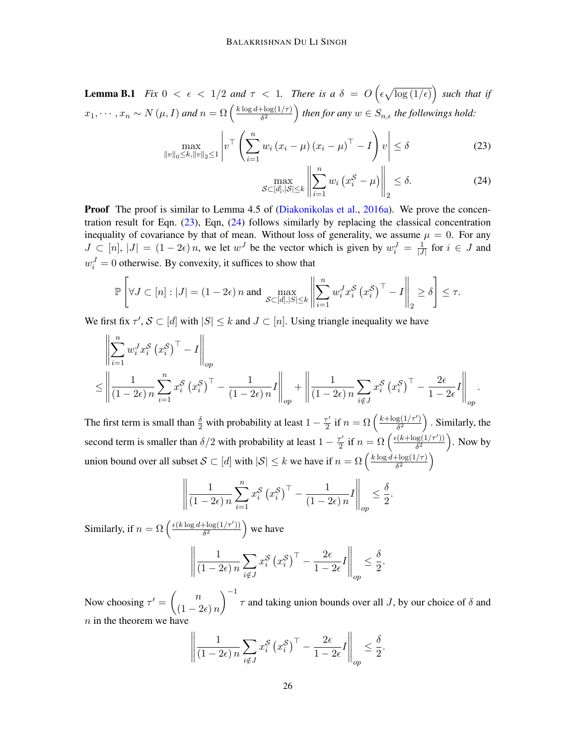**Lemma B.1** *Fix $0 < \epsilon < 1/2$ and $\tau < 1$. There is a $\delta = O\left(\epsilon\sqrt{\log(1/\epsilon)}\right)$ such that if $x_1, \cdots, x_n \sim N(\mu, I)$ and $n = \Omega\left(\frac{k \log d + \log(1/\tau)}{\delta^2}\right)$ then for any $w \in S_{n,\epsilon}$ the followings hold:*

$$\max_{\|v\|_0 \leq k, \|v\|_2 \leq 1} \left| v^\top \left( \sum_{i=1}^n w_i (x_i - \mu)(x_i - \mu)^\top - I \right) v \right| \leq \delta \tag{23}$$

$$\max_{\mathcal{S} \subset [d], |\mathcal{S}| \leq k} \left\| \sum_{i=1}^n w_i \left( x_i^{\mathcal{S}} - \mu \right) \right\|_2 \leq \delta. \tag{24}$$

**Proof** The proof is similar to Lemma 4.5 of (Diakonikolas et al., 2016a). We prove the concentration result for Eqn. (23), Eqn, (24) follows similarly by replacing the classical concentration inequality of covariance by that of mean. Without loss of generality, we assume $\mu = 0$. For any $J \subset [n]$, $|J| = (1-2\epsilon)n$, we let $w^J$ be the vector which is given by $w_i^J = \frac{1}{|J|}$ for $i \in J$ and $w_i^J = 0$ otherwise. By convexity, it suffices to show that

$$\mathbb{P}\left[ \forall J \subset [n] : |J| = (1-2\epsilon)n \text{ and } \max_{\mathcal{S} \subset [d], |\mathcal{S}| \leq k} \left\| \sum_{i=1}^n w_i^J x_i^{\mathcal{S}} \left( x_i^{\mathcal{S}} \right)^\top - I \right\|_2 \geq \delta \right] \leq \tau.$$

We first fix $\tau'$, $\mathcal{S} \subset [d]$ with $|S| \leq k$ and $J \subset [n]$. Using triangle inequality we have

$$\begin{aligned}
&\left\| \sum_{i=1}^n w_i^J x_i^{\mathcal{S}} \left( x_i^{\mathcal{S}} \right)^\top - I \right\|_{op} \\
\leq &\left\| \frac{1}{(1-2\epsilon)n} \sum_{i=1}^n x_i^{\mathcal{S}} \left( x_i^{\mathcal{S}} \right)^\top - \frac{1}{(1-2\epsilon)n} I \right\|_{op} + \left\| \frac{1}{(1-2\epsilon)n} \sum_{i \notin J} x_i^{\mathcal{S}} \left( x_i^{\mathcal{S}} \right)^\top - \frac{2\epsilon}{1-2\epsilon} I \right\|_{op}.
\end{aligned}$$

The first term is small than $\frac{\delta}{2}$ with probability at least $1 - \frac{\tau'}{2}$ if $n = \Omega\left(\frac{k + \log(1/\tau')}{\delta^2}\right)$. Similarly, the second term is smaller than $\delta/2$ with probability at least $1 - \frac{\tau'}{2}$ if $n = \Omega\left(\frac{\epsilon(k + \log(1/\tau'))}{\delta^2}\right)$. Now by union bound over all subset $\mathcal{S} \subset [d]$ with $|\mathcal{S}| \leq k$ we have if $n = \Omega\left(\frac{k \log d + \log(1/\tau)}{\delta^2}\right)$

$$\left\| \frac{1}{(1-2\epsilon)n} \sum_{i=1}^n x_i^{\mathcal{S}} \left( x_i^{\mathcal{S}} \right)^\top - \frac{1}{(1-2\epsilon)n} I \right\|_{op} \leq \frac{\delta}{2}.$$

Similarly, if $n = \Omega\left(\frac{\epsilon(k \log d + \log(1/\tau'))}{\delta^2}\right)$ we have

$$\left\| \frac{1}{(1-2\epsilon)n} \sum_{i \notin J} x_i^{\mathcal{S}} \left( x_i^{\mathcal{S}} \right)^\top - \frac{2\epsilon}{1-2\epsilon} I \right\|_{op} \leq \frac{\delta}{2}.$$

Now choosing $\tau' = \binom{n}{(1-2\epsilon)n}^{-1} \tau$ and taking union bounds over all $J$, by our choice of $\delta$ and $n$ in the theorem we have

$$\left\| \frac{1}{(1-2\epsilon)n} \sum_{i \notin J} x_i^{\mathcal{S}} \left( x_i^{\mathcal{S}} \right)^\top - \frac{2\epsilon}{1-2\epsilon} I \right\|_{op} \leq \frac{\delta}{2}.$$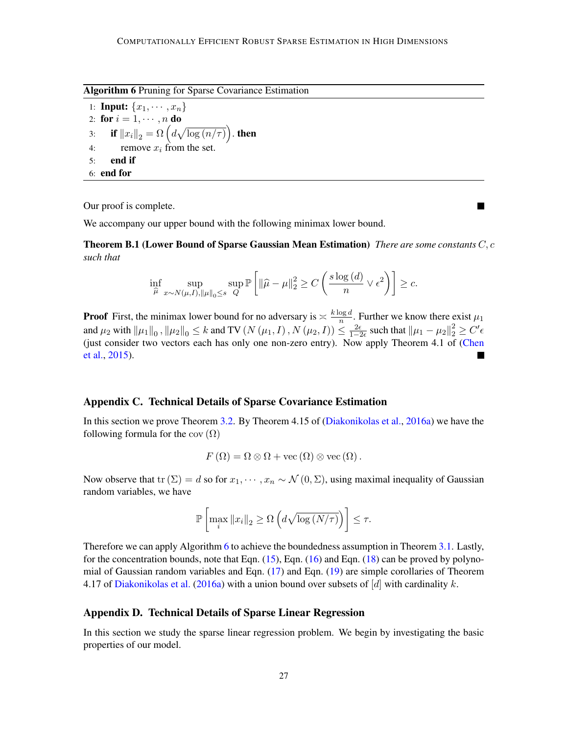**Algorithm 6** Pruning for Sparse Covariance Estimation

```
1: Input: {x_1, ..., x_n}
2: for i = 1, ..., n do
3:     if ||x_i||_2 = Ω(d sqrt(log(n/τ))). then
4:         remove x_i from the set.
5:     end if
6: end for
```

Our proof is complete. ∎

We accompany our upper bound with the following minimax lower bound.

**Theorem B.1 (Lower Bound of Sparse Gaussian Mean Estimation)** *There are some constants $C, c$ such that*

$$\inf_{\widehat{\mu}} \sup_{x \sim N(\mu, I), \|\mu\|_0 \leq s} \sup_{Q} \mathbb{P}\left[\|\widehat{\mu} - \mu\|_2^2 \geq C\left(\frac{s \log(d)}{n} \vee \epsilon^2\right)\right] \geq c.$$

**Proof** First, the minimax lower bound for no adversary is $\asymp \frac{k \log d}{n}$. Further we know there exist $\mu_1$ and $\mu_2$ with $\|\mu_1\|_0, \|\mu_2\|_0 \leq k$ and TV $\left(N(\mu_1, I), N(\mu_2, I)\right) \leq \frac{2\epsilon}{1-2\epsilon}$ such that $\|\mu_1 - \mu_2\|_2^2 \geq C'\epsilon$ (just consider two vectors each has only one non-zero entry). Now apply Theorem 4.1 of (Chen et al., 2015). ∎

## Appendix C. Technical Details of Sparse Covariance Estimation

In this section we prove Theorem 3.2. By Theorem 4.15 of (Diakonikolas et al., 2016a) we have the following formula for the cov $(\Omega)$

$$F(\Omega) = \Omega \otimes \Omega + \text{vec}(\Omega) \otimes \text{vec}(\Omega).$$

Now observe that $\text{tr}(\Sigma) = d$ so for $x_1, \cdots, x_n \sim \mathcal{N}(0, \Sigma)$, using maximal inequality of Gaussian random variables, we have

$$\mathbb{P}\left[\max_i \|x_i\|_2 \geq \Omega\left(d\sqrt{\log(N/\tau)}\right)\right] \leq \tau.$$

Therefore we can apply Algorithm 6 to achieve the boundedness assumption in Theorem 3.1. Lastly, for the concentration bounds, note that Eqn. (15), Eqn. (16) and Eqn. (18) can be proved by polynomial of Gaussian random variables and Eqn. (17) and Eqn. (19) are simple corollaries of Theorem 4.17 of Diakonikolas et al. (2016a) with a union bound over subsets of $[d]$ with cardinality $k$.

## Appendix D. Technical Details of Sparse Linear Regression

In this section we study the sparse linear regression problem. We begin by investigating the basic properties of our model.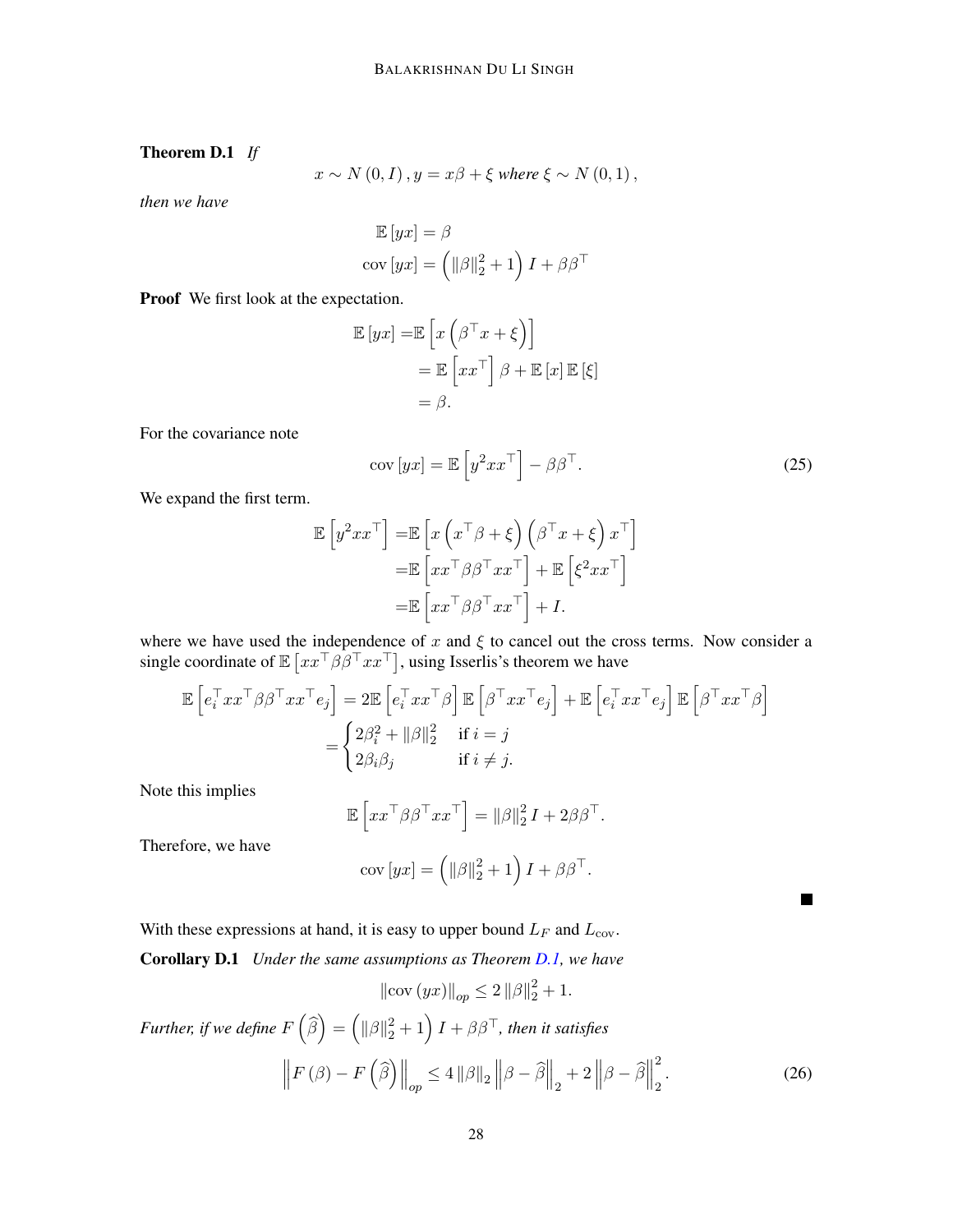**Theorem D.1** *If*

$$x \sim N(0, I), y = x\beta + \xi \text{ where } \xi \sim N(0, 1),$$

*then we have*

$$\mathbb{E}[yx] = \beta$$
$$\operatorname{cov}[yx] = \left(\|\beta\|_2^2 + 1\right) I + \beta\beta^\top$$

**Proof** We first look at the expectation.

$$\begin{aligned}
\mathbb{E}[yx] =& \mathbb{E}\left[x\left(\beta^\top x + \xi\right)\right] \\
&= \mathbb{E}\left[xx^\top\right]\beta + \mathbb{E}[x]\,\mathbb{E}[\xi] \\
&= \beta.
\end{aligned}$$

For the covariance note

$$\operatorname{cov}[yx] = \mathbb{E}\left[y^2 x x^\top\right] - \beta\beta^\top. \tag{25}$$

We expand the first term.

$$\begin{aligned}
\mathbb{E}\left[y^2 x x^\top\right] =& \mathbb{E}\left[x\left(x^\top\beta + \xi\right)\left(\beta^\top x + \xi\right)x^\top\right] \\
=& \mathbb{E}\left[xx^\top\beta\beta^\top x x^\top\right] + \mathbb{E}\left[\xi^2 x x^\top\right] \\
=& \mathbb{E}\left[xx^\top\beta\beta^\top x x^\top\right] + I.
\end{aligned}$$

where we have used the independence of $x$ and $\xi$ to cancel out the cross terms. Now consider a single coordinate of $\mathbb{E}\left[xx^\top\beta\beta^\top xx^\top\right]$, using Isserlis's theorem we have

$$\begin{aligned}
\mathbb{E}\left[e_i^\top xx^\top\beta\beta^\top xx^\top e_j\right] &= 2\mathbb{E}\left[e_i^\top xx^\top\beta\right]\mathbb{E}\left[\beta^\top xx^\top e_j\right] + \mathbb{E}\left[e_i^\top xx^\top e_j\right]\mathbb{E}\left[\beta^\top xx^\top\beta\right] \\
&= \begin{cases} 2\beta_i^2 + \|\beta\|_2^2 & \text{if } i = j \\ 2\beta_i\beta_j & \text{if } i \neq j. \end{cases}
\end{aligned}$$

Note this implies

$$\mathbb{E}\left[xx^\top\beta\beta^\top xx^\top\right] = \|\beta\|_2^2 I + 2\beta\beta^\top.$$

Therefore, we have

$$\operatorname{cov}[yx] = \left(\|\beta\|_2^2 + 1\right) I + \beta\beta^\top.$$

■

With these expressions at hand, it is easy to upper bound $L_F$ and $L_{\text{cov}}$.

**Corollary D.1** *Under the same assumptions as Theorem D.1, we have*

$$\|\operatorname{cov}(yx)\|_{op} \leq 2\|\beta\|_2^2 + 1.$$

*Further, if we define* $F\left(\widehat{\beta}\right) = \left(\|\beta\|_2^2 + 1\right) I + \beta\beta^\top$*, then it satisfies*

$$\left\|F(\beta) - F\left(\widehat{\beta}\right)\right\|_{op} \leq 4\|\beta\|_2 \left\|\beta - \widehat{\beta}\right\|_2 + 2\left\|\beta - \widehat{\beta}\right\|_2^2. \tag{26}$$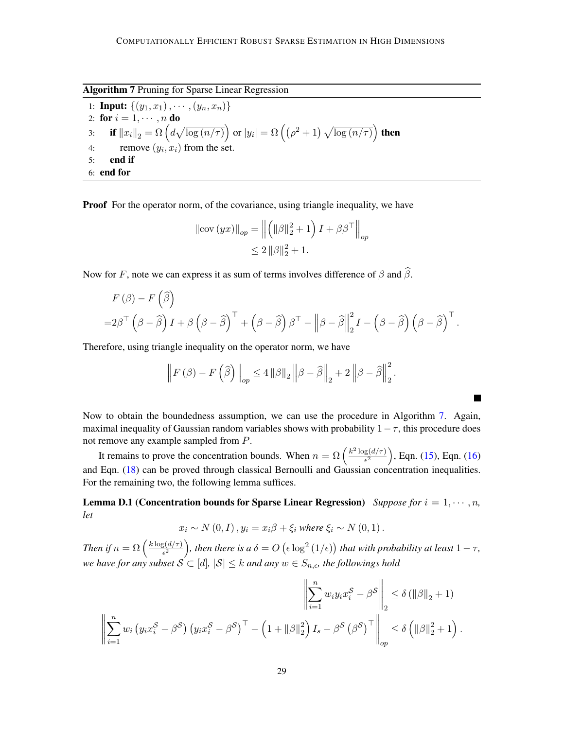**Algorithm 7** Pruning for Sparse Linear Regression

```
1: Input: {(y_1, x_1), ..., (y_n, x_n)}
2: for i = 1, ..., n do
3:     if ||x_i||_2 = Ω(d √log(n/τ)) or |y_i| = Ω((ρ^2 + 1) √log(n/τ)) then
4:         remove (y_i, x_i) from the set.
5:     end if
6: end for
```

**Proof** For the operator norm, of the covariance, using triangle inequality, we have

$$
\begin{aligned}
\|\mathrm{cov}(yx)\|_{op} &= \left\| \left(\|\beta\|_2^2 + 1\right) I + \beta\beta^\top \right\|_{op} \\
&\leq 2\|\beta\|_2^2 + 1.
\end{aligned}
$$

Now for $F$, note we can express it as sum of terms involves difference of $\beta$ and $\widehat{\beta}$.

$$
\begin{aligned}
&F(\beta) - F\left(\widehat{\beta}\right) \\
=&2\beta^\top \left(\beta - \widehat{\beta}\right) I + \beta\left(\beta - \widehat{\beta}\right)^\top + \left(\beta - \widehat{\beta}\right)\beta^\top - \left\|\beta - \widehat{\beta}\right\|_2^2 I - \left(\beta - \widehat{\beta}\right)\left(\beta - \widehat{\beta}\right)^\top.
\end{aligned}
$$

Therefore, using triangle inequality on the operator norm, we have

$$
\left\| F(\beta) - F\left(\widehat{\beta}\right) \right\|_{op} \leq 4\|\beta\|_2 \left\|\beta - \widehat{\beta}\right\|_2 + 2\left\|\beta - \widehat{\beta}\right\|_2^2.
$$

■

Now to obtain the boundedness assumption, we can use the procedure in Algorithm 7. Again, maximal inequality of Gaussian random variables shows with probability $1 - \tau$, this procedure does not remove any example sampled from $P$.

It remains to prove the concentration bounds. When $n = \Omega\left(\frac{k^2 \log(d/\tau)}{\epsilon^2}\right)$, Eqn. (15), Eqn. (16) and Eqn. (18) can be proved through classical Bernoulli and Gaussian concentration inequalities. For the remaining two, the following lemma suffices.

**Lemma D.1 (Concentration bounds for Sparse Linear Regression)** *Suppose for $i = 1, \cdots, n$, let*

$$
x_i \sim N(0, I), y_i = x_i\beta + \xi_i \text{ where } \xi_i \sim N(0, 1).
$$

*Then if $n = \Omega\left(\frac{k\log(d/\tau)}{\epsilon^2}\right)$, then there is a $\delta = O\left(\epsilon \log^2(1/\epsilon)\right)$ that with probability at least $1 - \tau$, we have for any subset $\mathcal{S} \subset [d]$, $|\mathcal{S}| \leq k$ and any $w \in S_{n,\epsilon}$, the followings hold*

$$
\left\| \sum_{i=1}^n w_i y_i x_i^{\mathcal{S}} - \beta^{\mathcal{S}} \right\|_2 \leq \delta\left(\|\beta\|_2 + 1\right)
$$

$$
\left\| \sum_{i=1}^n w_i \left(y_i x_i^{\mathcal{S}} - \beta^{\mathcal{S}}\right)\left(y_i x_i^{\mathcal{S}} - \beta^{\mathcal{S}}\right)^\top - \left(1 + \|\beta\|_2^2\right) I_s - \beta^{\mathcal{S}}\left(\beta^{\mathcal{S}}\right)^\top \right\|_{op} \leq \delta\left(\|\beta\|_2^2 + 1\right).
$$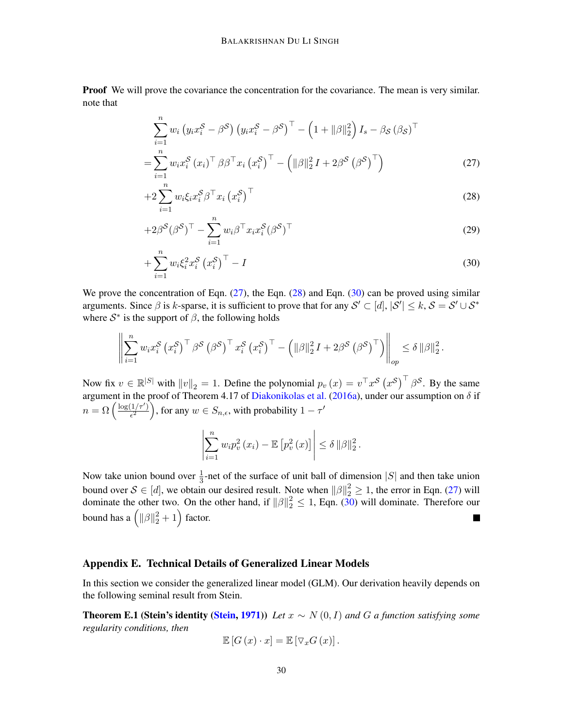**Proof** We will prove the covariance the concentration for the covariance. The mean is very similar. note that

$$
\begin{aligned}
&\sum_{i=1}^{n} w_i \left(y_i x_i^{\mathcal{S}} - \beta^{\mathcal{S}}\right)\left(y_i x_i^{\mathcal{S}} - \beta^{\mathcal{S}}\right)^\top - \left(1 + \|\beta\|_2^2\right) I_s - \beta_{\mathcal{S}} \left(\beta_{\mathcal{S}}\right)^\top \\
&= \sum_{i=1}^{n} w_i x_i^{\mathcal{S}} \left(x_i\right)^\top \beta \beta^\top x_i \left(x_i^{\mathcal{S}}\right)^\top - \left(\|\beta\|_2^2 I + 2\beta^{\mathcal{S}} \left(\beta^{\mathcal{S}}\right)^\top\right) \qquad (27) \\
&+ 2\sum_{i=1}^{n} w_i \xi_i x_i^{\mathcal{S}} \beta^\top x_i \left(x_i^{\mathcal{S}}\right)^\top \qquad (28) \\
&+ 2\beta^{\mathcal{S}} (\beta^{\mathcal{S}})^\top - \sum_{i=1}^{n} w_i \beta^\top x_i x_i^{\mathcal{S}} (\beta^{\mathcal{S}})^\top \qquad (29) \\
&+ \sum_{i=1}^{n} w_i \xi_i^2 x_i^{\mathcal{S}} \left(x_i^{\mathcal{S}}\right)^\top - I \qquad (30)
\end{aligned}
$$

We prove the concentration of Eqn. (27), the Eqn. (28) and Eqn. (30) can be proved using similar arguments. Since $\beta$ is $k$-sparse, it is sufficient to prove that for any $\mathcal{S}' \subset [d]$, $|\mathcal{S}'| \leq k$, $\mathcal{S} = \mathcal{S}' \cup \mathcal{S}^*$ where $\mathcal{S}^*$ is the support of $\beta$, the following holds

$$
\left\| \sum_{i=1}^{n} w_i x_i^{\mathcal{S}} \left(x_i^{\mathcal{S}}\right)^\top \beta^{\mathcal{S}} \left(\beta^{\mathcal{S}}\right)^\top x_i^{\mathcal{S}} \left(x_i^{\mathcal{S}}\right)^\top - \left(\|\beta\|_2^2 I + 2\beta^{\mathcal{S}} \left(\beta^{\mathcal{S}}\right)^\top\right) \right\|_{op} \leq \delta \|\beta\|_2^2 .
$$

Now fix $v \in \mathbb{R}^{|S|}$ with $\|v\|_2 = 1$. Define the polynomial $p_v(x) = v^\top x^{\mathcal{S}} \left(x^{\mathcal{S}}\right)^\top \beta^{\mathcal{S}}$. By the same argument in the proof of Theorem 4.17 of Diakonikolas et al. (2016a), under our assumption on $\delta$ if $n = \Omega\left(\frac{\log(1/\tau')}{\epsilon^2}\right)$, for any $w \in S_{n,\epsilon}$, with probability $1 - \tau'$

$$
\left| \sum_{i=1}^{n} w_i p_v^2(x_i) - \mathbb{E}\left[p_v^2(x)\right] \right| \leq \delta \|\beta\|_2^2 .
$$

Now take union bound over $\frac{1}{3}$-net of the surface of unit ball of dimension $|S|$ and then take union bound over $\mathcal{S} \in [d]$, we obtain our desired result. Note when $\|\beta\|_2^2 \geq 1$, the error in Eqn. (27) will dominate the other two. On the other hand, if $\|\beta\|_2^2 \leq 1$, Eqn. (30) will dominate. Therefore our bound has a $\left(\|\beta\|_2^2 + 1\right)$ factor. ■

## Appendix E. Technical Details of Generalized Linear Models

In this section we consider the generalized linear model (GLM). Our derivation heavily depends on the following seminal result from Stein.

**Theorem E.1 (Stein's identity (Stein, 1971))** *Let $x \sim N(0, I)$ and $G$ a function satisfying some regularity conditions, then*

$$
\mathbb{E}\left[G(x) \cdot x\right] = \mathbb{E}\left[\triangledown_x G(x)\right].
$$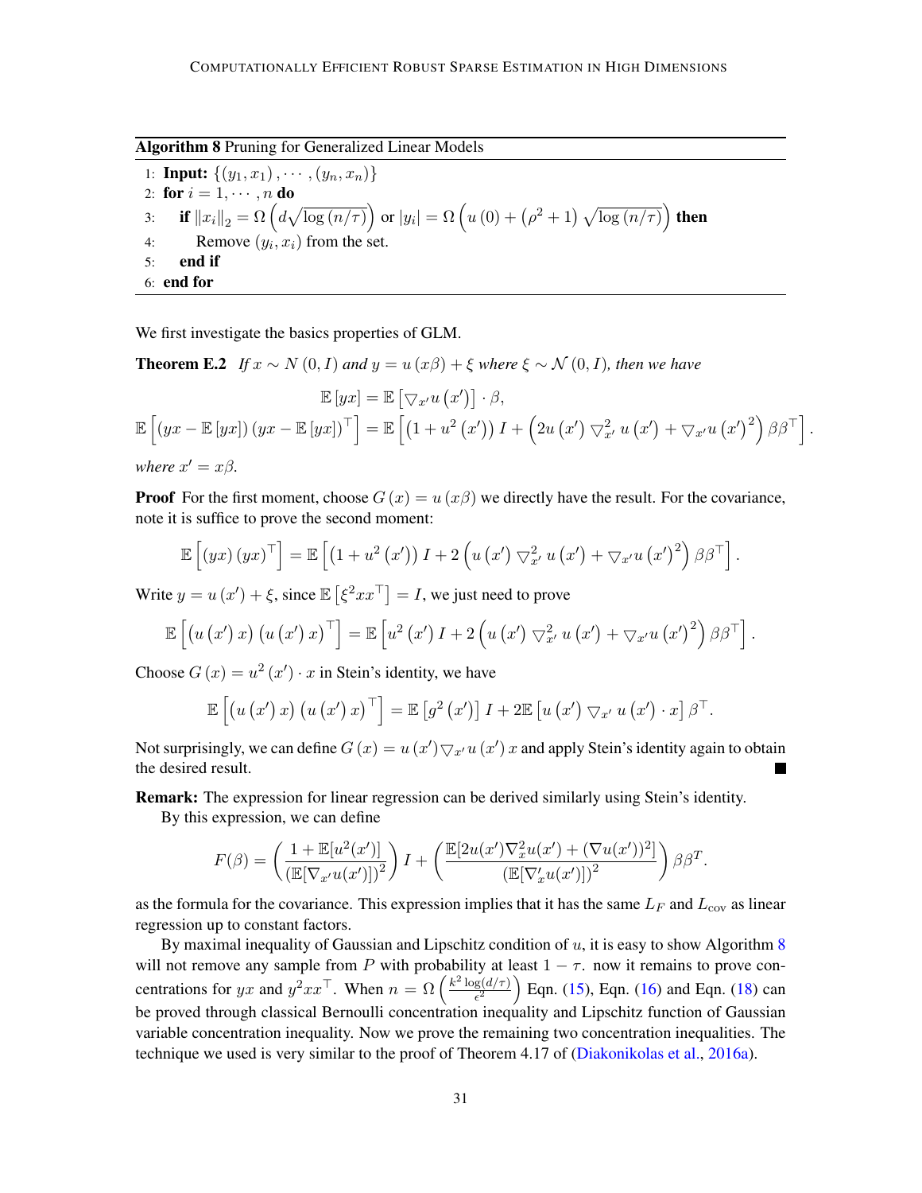**Algorithm 8** Pruning for Generalized Linear Models

```
1: Input: {(y_1, x_1), ..., (y_n, x_n)}
2: for i = 1, ..., n do
3:     if ||x_i||_2 = Ω(d sqrt(log(n/τ))) or |y_i| = Ω(u(0) + (ρ^2 + 1) sqrt(log(n/τ))) then
4:         Remove (y_i, x_i) from the set.
5:     end if
6: end for
```

We first investigate the basics properties of GLM.

**Theorem E.2** *If $x \sim N(0, I)$ and $y = u(x\beta) + \xi$ where $\xi \sim \mathcal{N}(0, I)$, then we have*

$$\mathbb{E}[yx] = \mathbb{E}\left[\bigtriangledown_{x'} u(x')\right] \cdot \beta,$$

$$\mathbb{E}\left[(yx - \mathbb{E}[yx])(yx - \mathbb{E}[yx])^\top\right] = \mathbb{E}\left[\left(1 + u^2(x')\right) I + \left(2u(x') \bigtriangledown_{x'}^2 u(x') + \bigtriangledown_{x'} u(x')^2\right) \beta\beta^\top\right].$$

*where $x' = x\beta$.*

**Proof** For the first moment, choose $G(x) = u(x\beta)$ we directly have the result. For the covariance, note it is suffice to prove the second moment:

$$\mathbb{E}\left[(yx)(yx)^\top\right] = \mathbb{E}\left[\left(1 + u^2(x')\right) I + 2\left(u(x') \bigtriangledown_{x'}^2 u(x') + \bigtriangledown_{x'} u(x')^2\right) \beta\beta^\top\right].$$

Write $y = u(x') + \xi$, since $\mathbb{E}\left[\xi^2 xx^\top\right] = I$, we just need to prove

$$\mathbb{E}\left[\left(u(x')x\right)\left(u(x')x\right)^\top\right] = \mathbb{E}\left[u^2(x') I + 2\left(u(x') \bigtriangledown_{x'}^2 u(x') + \bigtriangledown_{x'} u(x')^2\right) \beta\beta^\top\right].$$

Choose $G(x) = u^2(x') \cdot x$ in Stein's identity, we have

$$\mathbb{E}\left[\left(u(x')x\right)\left(u(x')x\right)^\top\right] = \mathbb{E}\left[g^2(x')\right] I + 2\mathbb{E}\left[u(x') \bigtriangledown_{x'} u(x') \cdot x\right] \beta^\top.$$

Not surprisingly, we can define $G(x) = u(x') \bigtriangledown_{x'} u(x') x$ and apply Stein's identity again to obtain the desired result. ∎

**Remark:** The expression for linear regression can be derived similarly using Stein's identity.

By this expression, we can define

$$F(\beta) = \left(\frac{1 + \mathbb{E}[u^2(x')]}{(\mathbb{E}[\nabla_{x'} u(x')])^2}\right) I + \left(\frac{\mathbb{E}[2u(x')\nabla_x^2 u(x') + (\nabla u(x'))^2]}{(\mathbb{E}[\nabla'_x u(x')])^2}\right) \beta\beta^T.$$

as the formula for the covariance. This expression implies that it has the same $L_F$ and $L_{\mathrm{cov}}$ as linear regression up to constant factors.

By maximal inequality of Gaussian and Lipschitz condition of $u$, it is easy to show Algorithm 8 will not remove any sample from $P$ with probability at least $1 - \tau$. now it remains to prove concentrations for $yx$ and $y^2 xx^\top$. When $n = \Omega\left(\frac{k^2 \log(d/\tau)}{\epsilon^2}\right)$ Eqn. (15), Eqn. (16) and Eqn. (18) can be proved through classical Bernoulli concentration inequality and Lipschitz function of Gaussian variable concentration inequality. Now we prove the remaining two concentration inequalities. The technique we used is very similar to the proof of Theorem 4.17 of (Diakonikolas et al., 2016a).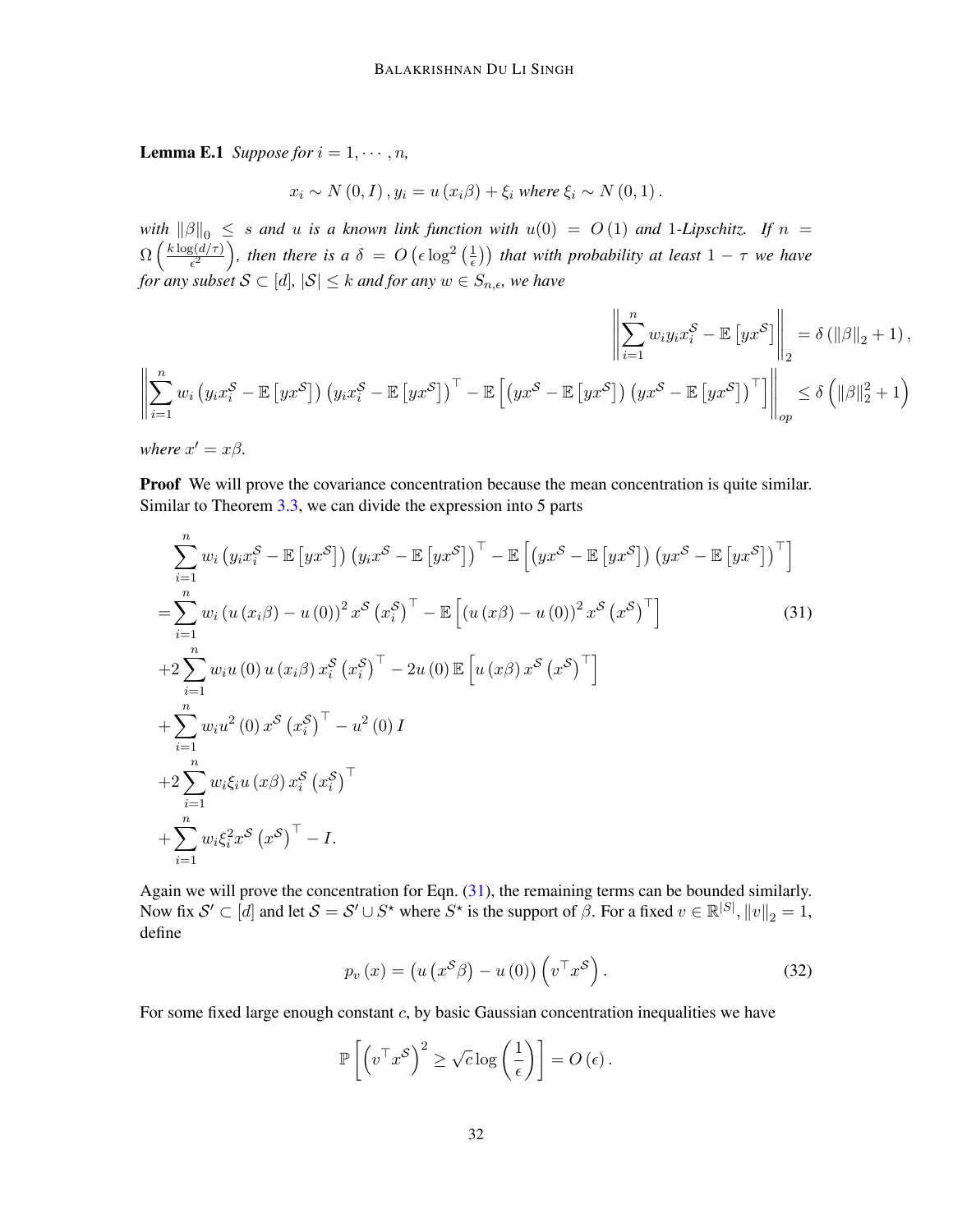**Lemma E.1** *Suppose for $i = 1, \cdots, n$,*

$$x_i \sim N(0, I), y_i = u(x_i \beta) + \xi_i \text{ where } \xi_i \sim N(0, 1).$$

*with $\|\beta\|_0 \leq s$ and $u$ is a known link function with $u(0) = O(1)$ and 1-Lipschitz. If $n = \Omega\left(\frac{k \log(d/\tau)}{\epsilon^2}\right)$, then there is a $\delta = O\left(\epsilon \log^2\left(\frac{1}{\epsilon}\right)\right)$ that with probability at least $1 - \tau$ we have for any subset $\mathcal{S} \subset [d]$, $|\mathcal{S}| \leq k$ and for any $w \in S_{n,\epsilon}$, we have*

$$\left\| \sum_{i=1}^n w_i y_i x_i^{\mathcal{S}} - \mathbb{E}\left[y x^{\mathcal{S}}\right] \right\|_2 = \delta\left(\|\beta\|_2 + 1\right),$$

$$\left\| \sum_{i=1}^n w_i \left(y_i x_i^{\mathcal{S}} - \mathbb{E}\left[y x^{\mathcal{S}}\right]\right)\left(y_i x^{\mathcal{S}} - \mathbb{E}\left[y x^{\mathcal{S}}\right]\right)^\top - \mathbb{E}\left[\left(y x^{\mathcal{S}} - \mathbb{E}\left[y x^{\mathcal{S}}\right]\right)\left(y x^{\mathcal{S}} - \mathbb{E}\left[y x^{\mathcal{S}}\right]\right)^\top\right] \right\|_{op} \leq \delta\left(\|\beta\|_2^2 + 1\right)$$

*where $x' = x\beta$.*

**Proof** We will prove the covariance concentration because the mean concentration is quite similar. Similar to Theorem 3.3, we can divide the expression into 5 parts

$$\begin{aligned}
&\sum_{i=1}^n w_i \left(y_i x_i^{\mathcal{S}} - \mathbb{E}\left[y x^{\mathcal{S}}\right]\right)\left(y_i x^{\mathcal{S}} - \mathbb{E}\left[y x^{\mathcal{S}}\right]\right)^\top - \mathbb{E}\left[\left(y x^{\mathcal{S}} - \mathbb{E}\left[y x^{\mathcal{S}}\right]\right)\left(y x^{\mathcal{S}} - \mathbb{E}\left[y x^{\mathcal{S}}\right]\right)^\top\right] \\
=&\sum_{i=1}^n w_i \left(u(x_i\beta) - u(0)\right)^2 x^{\mathcal{S}}\left(x_i^{\mathcal{S}}\right)^\top - \mathbb{E}\left[\left(u(x\beta) - u(0)\right)^2 x^{\mathcal{S}}\left(x^{\mathcal{S}}\right)^\top\right] \qquad (31)\\
&+2\sum_{i=1}^n w_i u(0)\, u(x_i\beta)\, x_i^{\mathcal{S}}\left(x_i^{\mathcal{S}}\right)^\top - 2u(0)\,\mathbb{E}\left[u(x\beta)\, x^{\mathcal{S}}\left(x^{\mathcal{S}}\right)^\top\right] \\
&+\sum_{i=1}^n w_i u^2(0)\, x^{\mathcal{S}}\left(x_i^{\mathcal{S}}\right)^\top - u^2(0)\, I \\
&+2\sum_{i=1}^n w_i \xi_i u(x\beta)\, x_i^{\mathcal{S}}\left(x_i^{\mathcal{S}}\right)^\top \\
&+\sum_{i=1}^n w_i \xi_i^2 x^{\mathcal{S}}\left(x^{\mathcal{S}}\right)^\top - I.
\end{aligned}$$

Again we will prove the concentration for Eqn. (31), the remaining terms can be bounded similarly. Now fix $\mathcal{S}' \subset [d]$ and let $\mathcal{S} = \mathcal{S}' \cup S^\star$ where $S^\star$ is the support of $\beta$. For a fixed $v \in \mathbb{R}^{|S|}$, $\|v\|_2 = 1$, define

$$p_v(x) = \left(u\left(x^{\mathcal{S}}\beta\right) - u(0)\right)\left(v^\top x^{\mathcal{S}}\right). \qquad (32)$$

For some fixed large enough constant $c$, by basic Gaussian concentration inequalities we have

$$\mathbb{P}\left[\left(v^\top x^{\mathcal{S}}\right)^2 \geq \sqrt{c}\log\left(\frac{1}{\epsilon}\right)\right] = O(\epsilon).$$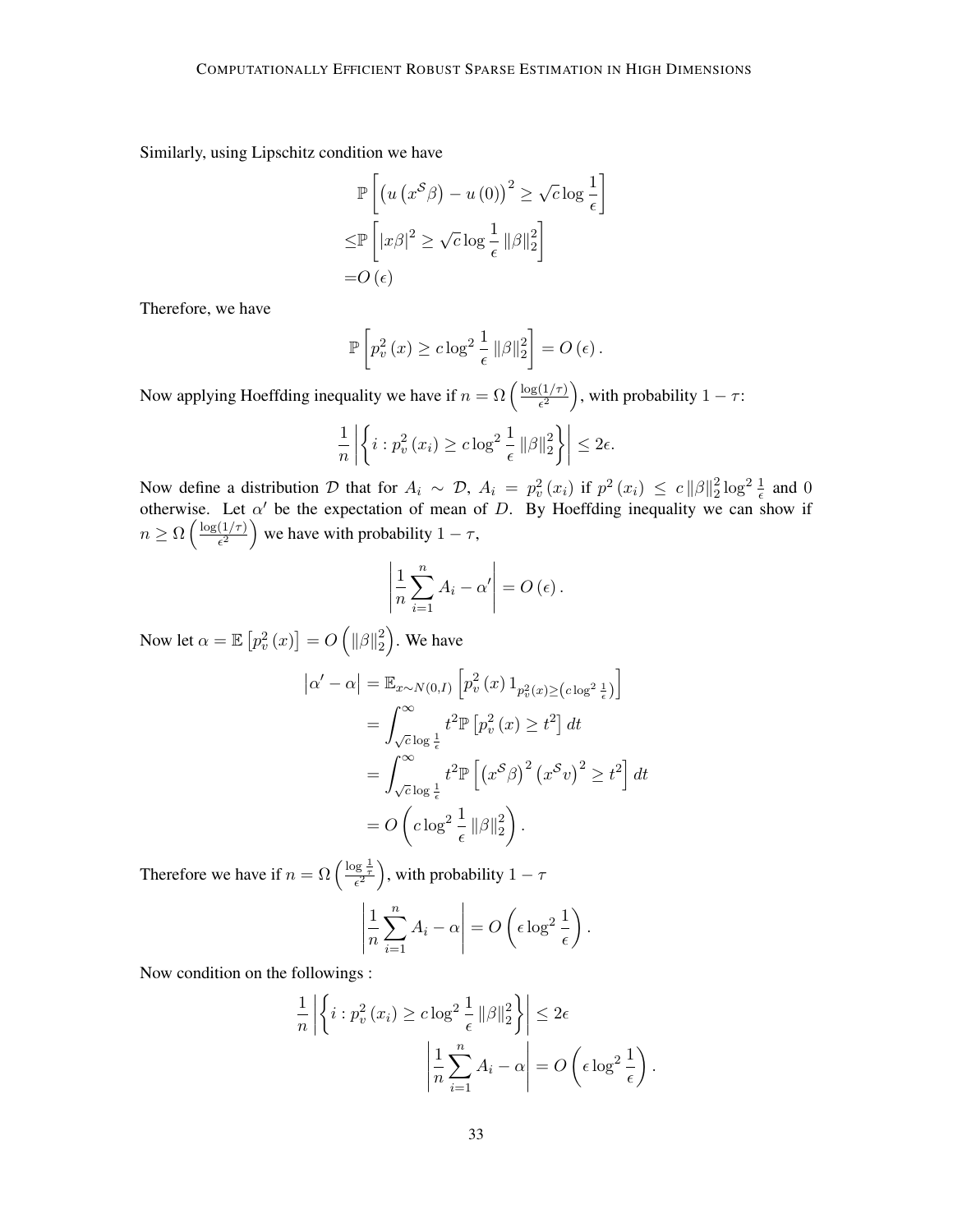Similarly, using Lipschitz condition we have

$$\begin{aligned}
&\mathbb{P}\left[\left(u\left(x^{\mathcal{S}}\beta\right)-u\left(0\right)\right)^2 \geq \sqrt{c}\log\frac{1}{\epsilon}\right] \\
\leq &\mathbb{P}\left[\left|x\beta\right|^2 \geq \sqrt{c}\log\frac{1}{\epsilon}\left\|\beta\right\|_2^2\right] \\
= &O\left(\epsilon\right)
\end{aligned}$$

Therefore, we have

$$\mathbb{P}\left[p_v^2\left(x\right) \geq c\log^2\frac{1}{\epsilon}\left\|\beta\right\|_2^2\right] = O\left(\epsilon\right).$$

Now applying Hoeffding inequality we have if $n = \Omega\left(\frac{\log(1/\tau)}{\epsilon^2}\right)$, with probability $1-\tau$:

$$\frac{1}{n}\left|\left\{i : p_v^2\left(x_i\right) \geq c\log^2\frac{1}{\epsilon}\left\|\beta\right\|_2^2\right\}\right| \leq 2\epsilon.$$

Now define a distribution $\mathcal{D}$ that for $A_i \sim \mathcal{D}$, $A_i = p_v^2\left(x_i\right)$ if $p^2\left(x_i\right) \leq c\left\|\beta\right\|_2^2\log^2\frac{1}{\epsilon}$ and $0$ otherwise. Let $\alpha'$ be the expectation of mean of $D$. By Hoeffding inequality we can show if $n \geq \Omega\left(\frac{\log(1/\tau)}{\epsilon^2}\right)$ we have with probability $1-\tau$,

$$\left|\frac{1}{n}\sum_{i=1}^{n}A_i - \alpha'\right| = O\left(\epsilon\right).$$

Now let $\alpha = \mathbb{E}\left[p_v^2\left(x\right)\right] = O\left(\left\|\beta\right\|_2^2\right)$. We have

$$\begin{aligned}
\left|\alpha' - \alpha\right| &= \mathbb{E}_{x\sim N(0,I)}\left[p_v^2\left(x\right)1_{p_v^2(x)\geq\left(c\log^2\frac{1}{\epsilon}\right)}\right] \\
&= \int_{\sqrt{c}\log\frac{1}{\epsilon}}^{\infty} t^2\mathbb{P}\left[p_v^2\left(x\right) \geq t^2\right]dt \\
&= \int_{\sqrt{c}\log\frac{1}{\epsilon}}^{\infty} t^2\mathbb{P}\left[\left(x^{\mathcal{S}}\beta\right)^2\left(x^{\mathcal{S}}v\right)^2 \geq t^2\right]dt \\
&= O\left(c\log^2\frac{1}{\epsilon}\left\|\beta\right\|_2^2\right).
\end{aligned}$$

Therefore we have if $n = \Omega\left(\frac{\log\frac{1}{\tau}}{\epsilon^2}\right)$, with probability $1-\tau$

$$\left|\frac{1}{n}\sum_{i=1}^{n}A_i - \alpha\right| = O\left(\epsilon\log^2\frac{1}{\epsilon}\right).$$

Now condition on the followings :

$$\frac{1}{n}\left|\left\{i : p_v^2\left(x_i\right) \geq c\log^2\frac{1}{\epsilon}\left\|\beta\right\|_2^2\right\}\right| \leq 2\epsilon$$

$$\left|\frac{1}{n}\sum_{i=1}^{n}A_i - \alpha\right| = O\left(\epsilon\log^2\frac{1}{\epsilon}\right).$$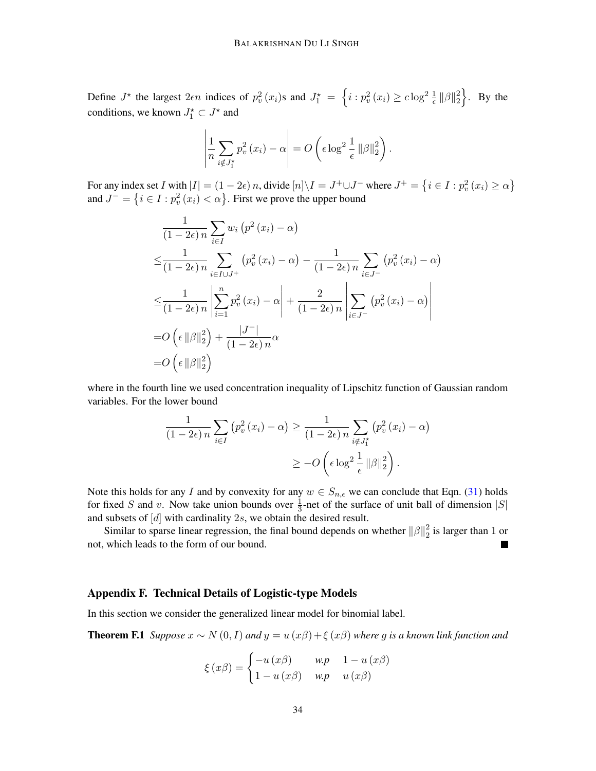Define $J^\star$ the largest $2\epsilon n$ indices of $p_v^2(x_i)$s and $J_1^\star = \left\{ i : p_v^2(x_i) \geq c \log^2 \frac{1}{\epsilon} \|\beta\|_2^2 \right\}$. By the conditions, we known $J_1^\star \subset J^\star$ and

$$\left| \frac{1}{n} \sum_{i \notin J_1^\star} p_v^2(x_i) - \alpha \right| = O\left( \epsilon \log^2 \frac{1}{\epsilon} \|\beta\|_2^2 \right).$$

For any index set $I$ with $|I| = (1-2\epsilon)n$, divide $[n] \backslash I = J^+ \cup J^-$ where $J^+ = \left\{ i \in I : p_v^2(x_i) \geq \alpha \right\}$ and $J^- = \left\{ i \in I : p_v^2(x_i) < \alpha \right\}$. First we prove the upper bound

$$\begin{aligned}
&\frac{1}{(1-2\epsilon)n} \sum_{i \in I} w_i \left( p^2(x_i) - \alpha \right) \\
\leq &\frac{1}{(1-2\epsilon)n} \sum_{i \in I \cup J^+} \left( p_v^2(x_i) - \alpha \right) - \frac{1}{(1-2\epsilon)n} \sum_{i \in J^-} \left( p_v^2(x_i) - \alpha \right) \\
\leq &\frac{1}{(1-2\epsilon)n} \left| \sum_{i=1}^n p_v^2(x_i) - \alpha \right| + \frac{2}{(1-2\epsilon)n} \left| \sum_{i \in J^-} \left( p_v^2(x_i) - \alpha \right) \right| \\
= &O\left( \epsilon \|\beta\|_2^2 \right) + \frac{|J^-|}{(1-2\epsilon)n} \alpha \\
= &O\left( \epsilon \|\beta\|_2^2 \right)
\end{aligned}$$

where in the fourth line we used concentration inequality of Lipschitz function of Gaussian random variables. For the lower bound

$$\begin{aligned}
\frac{1}{(1-2\epsilon)n} \sum_{i \in I} \left( p_v^2(x_i) - \alpha \right) &\geq \frac{1}{(1-2\epsilon)n} \sum_{i \notin J_1^\star} \left( p_v^2(x_i) - \alpha \right) \\
&\geq -O\left( \epsilon \log^2 \frac{1}{\epsilon} \|\beta\|_2^2 \right).
\end{aligned}$$

Note this holds for any $I$ and by convexity for any $w \in S_{n,\epsilon}$ we can conclude that Eqn. (31) holds for fixed $S$ and $v$. Now take union bounds over $\frac{1}{3}$-net of the surface of unit ball of dimension $|S|$ and subsets of $[d]$ with cardinality $2s$, we obtain the desired result.

Similar to sparse linear regression, the final bound depends on whether $\|\beta\|_2^2$ is larger than $1$ or not, which leads to the form of our bound. ■

## Appendix F. Technical Details of Logistic-type Models

In this section we consider the generalized linear model for binomial label.

**Theorem F.1** *Suppose $x \sim N(0, I)$ and $y = u(x\beta) + \xi(x\beta)$ where $g$ is a known link function and*

$$\xi(x\beta) = \begin{cases} -u(x\beta) & w.p \quad 1 - u(x\beta) \\ 1 - u(x\beta) & w.p \quad u(x\beta) \end{cases}$$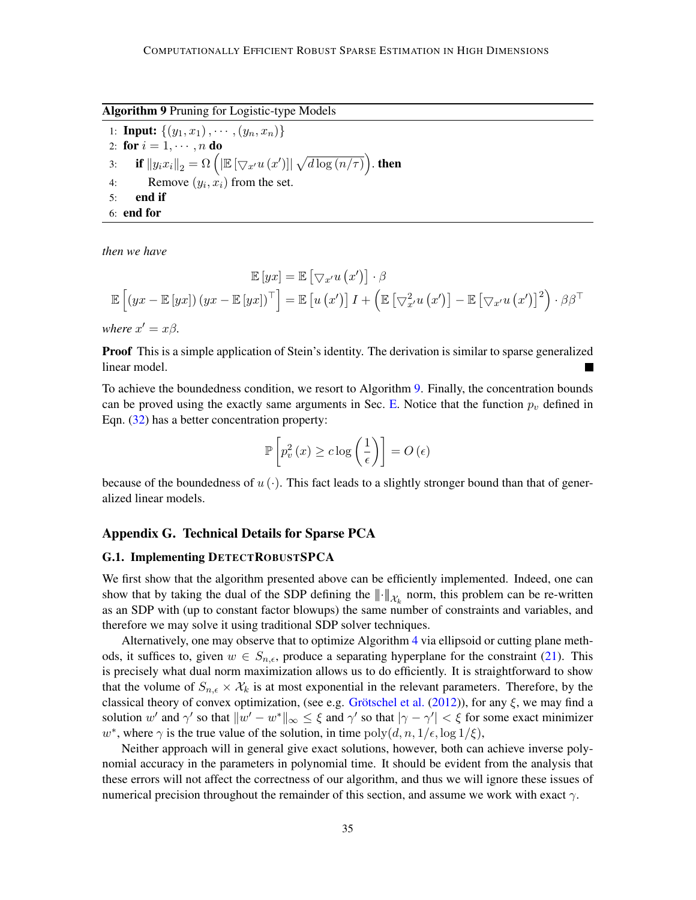**Algorithm 9** Pruning for Logistic-type Models

```
1: Input: {(y_1, x_1), ..., (y_n, x_n)}
2: for i = 1, ..., n do
3:     if ||y_i x_i||_2 = Ω( |E[∇_{x'} u(x')]| sqrt(d log(n/τ)) ). then
4:         Remove (y_i, x_i) from the set.
5:     end if
6: end for
```

*then we have*

$$
\mathbb{E}[yx] = \mathbb{E}\left[\triangledown_{x'} u(x')\right] \cdot \beta
$$

$$
\mathbb{E}\left[(yx - \mathbb{E}[yx])(yx - \mathbb{E}[yx])^\top\right] = \mathbb{E}\left[u(x')\right] I + \left(\mathbb{E}\left[\triangledown^2_{x'} u(x')\right] - \mathbb{E}\left[\triangledown_{x'} u(x')\right]^2\right) \cdot \beta\beta^\top
$$

*where* $x' = x\beta$.

**Proof** This is a simple application of Stein's identity. The derivation is similar to sparse generalized linear model. ■

To achieve the boundedness condition, we resort to Algorithm 9. Finally, the concentration bounds can be proved using the exactly same arguments in Sec. E. Notice that the function $p_v$ defined in Eqn. (32) has a better concentration property:

$$
\mathbb{P}\left[p_v^2(x) \geq c \log\left(\frac{1}{\epsilon}\right)\right] = O(\epsilon)
$$

because of the boundedness of $u(\cdot)$. This fact leads to a slightly stronger bound than that of generalized linear models.

## Appendix G. Technical Details for Sparse PCA

### G.1. Implementing DetectRobustSPCA

We first show that the algorithm presented above can be efficiently implemented. Indeed, one can show that by taking the dual of the SDP defining the $\|\!|\cdot|\!\|_{\mathcal{X}_k}$ norm, this problem can be re-written as an SDP with (up to constant factor blowups) the same number of constraints and variables, and therefore we may solve it using traditional SDP solver techniques.

Alternatively, one may observe that to optimize Algorithm 4 via ellipsoid or cutting plane methods, it suffices to, given $w \in S_{n,\epsilon}$, produce a separating hyperplane for the constraint (21). This is precisely what dual norm maximization allows us to do efficiently. It is straightforward to show that the volume of $S_{n,\epsilon} \times \mathcal{X}_k$ is at most exponential in the relevant parameters. Therefore, by the classical theory of convex optimization, (see e.g. Grötschel et al. (2012)), for any $\xi$, we may find a solution $w'$ and $\gamma'$ so that $\|w' - w^*\|_\infty \leq \xi$ and $\gamma'$ so that $|\gamma - \gamma'| < \xi$ for some exact minimizer $w^*$, where $\gamma$ is the true value of the solution, in time $\mathrm{poly}(d, n, 1/\epsilon, \log 1/\xi)$,

Neither approach will in general give exact solutions, however, both can achieve inverse polynomial accuracy in the parameters in polynomial time. It should be evident from the analysis that these errors will not affect the correctness of our algorithm, and thus we will ignore these issues of numerical precision throughout the remainder of this section, and assume we work with exact $\gamma$.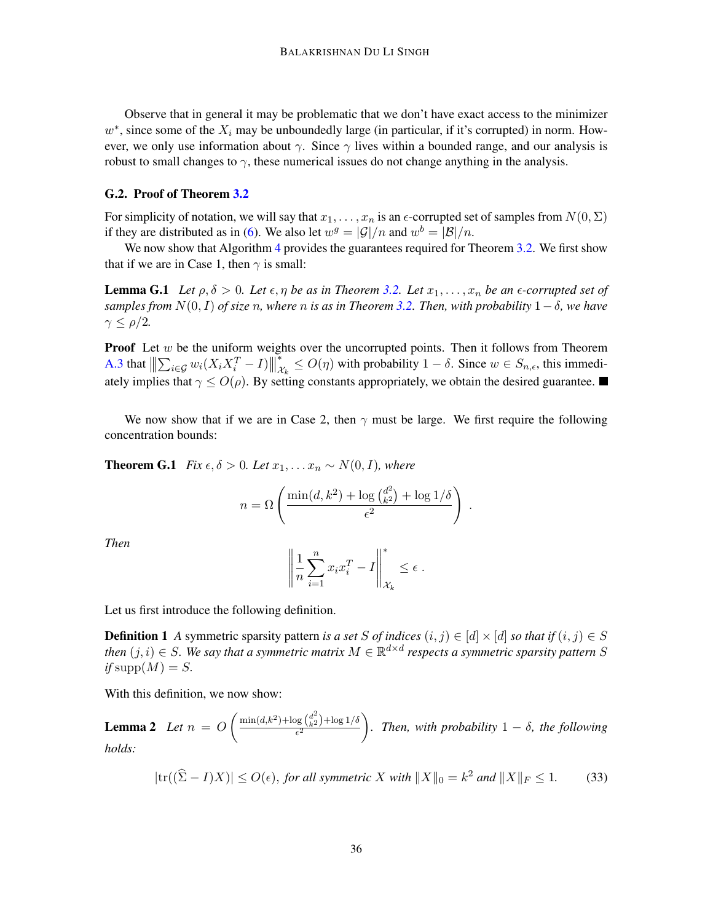Observe that in general it may be problematic that we don't have exact access to the minimizer $w^*$, since some of the $X_i$ may be unboundedly large (in particular, if it's corrupted) in norm. However, we only use information about $\gamma$. Since $\gamma$ lives within a bounded range, and our analysis is robust to small changes to $\gamma$, these numerical issues do not change anything in the analysis.

### G.2. Proof of Theorem 3.2

For simplicity of notation, we will say that $x_1, \ldots, x_n$ is an $\epsilon$-corrupted set of samples from $N(0, \Sigma)$ if they are distributed as in (6). We also let $w^g = |\mathcal{G}|/n$ and $w^b = |\mathcal{B}|/n$.

We now show that Algorithm 4 provides the guarantees required for Theorem 3.2. We first show that if we are in Case 1, then $\gamma$ is small:

**Lemma G.1** *Let $\rho, \delta > 0$. Let $\epsilon, \eta$ be as in Theorem 3.2. Let $x_1, \ldots, x_n$ be an $\epsilon$-corrupted set of samples from $N(0, I)$ of size $n$, where $n$ is as in Theorem 3.2. Then, with probability $1 - \delta$, we have $\gamma \leq \rho/2$.*

**Proof** Let $w$ be the uniform weights over the uncorrupted points. Then it follows from Theorem A.3 that $\left\| \sum_{i \in \mathcal{G}} w_i (X_i X_i^T - I) \right\|_{\mathcal{X}_k}^* \leq O(\eta)$ with probability $1 - \delta$. Since $w \in S_{n,\epsilon}$, this immediately implies that $\gamma \leq O(\rho)$. By setting constants appropriately, we obtain the desired guarantee. ■

We now show that if we are in Case 2, then $\gamma$ must be large. We first require the following concentration bounds:

**Theorem G.1** *Fix $\epsilon, \delta > 0$. Let $x_1, \ldots x_n \sim N(0, I)$, where*

$$n = \Omega \left( \frac{\min(d, k^2) + \log \binom{d^2}{k^2} + \log 1/\delta}{\epsilon^2} \right) .$$

*Then*

$$\left\| \frac{1}{n} \sum_{i=1}^{n} x_i x_i^T - I \right\|_{\mathcal{X}_k}^* \leq \epsilon .$$

Let us first introduce the following definition.

**Definition 1** *A* symmetric sparsity pattern *is a set $S$ of indices $(i, j) \in [d] \times [d]$ so that if $(i, j) \in S$ then $(j, i) \in S$. We say that a symmetric matrix $M \in \mathbb{R}^{d \times d}$ respects a symmetric sparsity pattern $S$ if $\mathrm{supp}(M) = S$.*

With this definition, we now show:

**Lemma 2** *Let $n = O\left( \frac{\min(d,k^2) + \log \binom{d^2}{k^2} + \log 1/\delta}{\epsilon^2} \right)$. Then, with probability $1 - \delta$, the following holds:*

$$|\mathrm{tr}((\widehat{\Sigma} - I)X)| \leq O(\epsilon), \text{ for all symmetric } X \text{ with } \|X\|_0 = k^2 \text{ and } \|X\|_F \leq 1. \tag{33}$$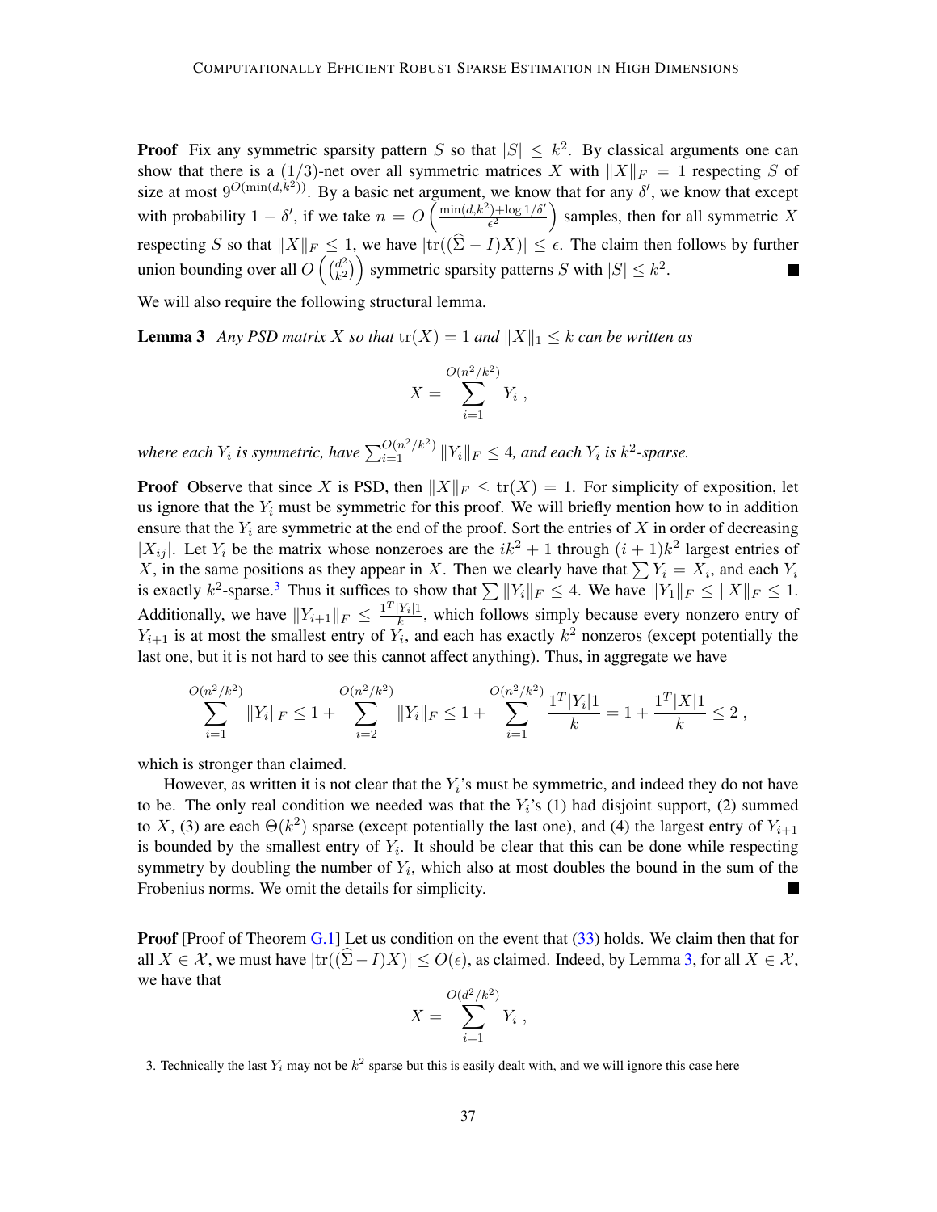**Proof** Fix any symmetric sparsity pattern $S$ so that $|S| \leq k^2$. By classical arguments one can show that there is a $(1/3)$-net over all symmetric matrices $X$ with $\|X\|_F = 1$ respecting $S$ of size at most $9^{O(\min(d,k^2))}$. By a basic net argument, we know that for any $\delta'$, we know that except with probability $1 - \delta'$, if we take $n = O\left(\frac{\min(d,k^2)+\log 1/\delta'}{\epsilon^2}\right)$ samples, then for all symmetric $X$ respecting $S$ so that $\|X\|_F \leq 1$, we have $|\mathrm{tr}((\widehat{\Sigma} - I)X)| \leq \epsilon$. The claim then follows by further union bounding over all $O\left(\binom{d^2}{k^2}\right)$ symmetric sparsity patterns $S$ with $|S| \leq k^2$. ■

We will also require the following structural lemma.

**Lemma 3** *Any PSD matrix $X$ so that $\mathrm{tr}(X) = 1$ and $\|X\|_1 \leq k$ can be written as*

$$X = \sum_{i=1}^{O(n^2/k^2)} Y_i \;,$$

*where each $Y_i$ is symmetric, have $\sum_{i=1}^{O(n^2/k^2)} \|Y_i\|_F \leq 4$, and each $Y_i$ is $k^2$-sparse.*

**Proof** Observe that since $X$ is PSD, then $\|X\|_F \leq \mathrm{tr}(X) = 1$. For simplicity of exposition, let us ignore that the $Y_i$ must be symmetric for this proof. We will briefly mention how to in addition ensure that the $Y_i$ are symmetric at the end of the proof. Sort the entries of $X$ in order of decreasing $|X_{ij}|$. Let $Y_i$ be the matrix whose nonzeroes are the $ik^2 + 1$ through $(i+1)k^2$ largest entries of $X$, in the same positions as they appear in $X$. Then we clearly have that $\sum Y_i = X_i$, and each $Y_i$ is exactly $k^2$-sparse.[3] Thus it suffices to show that $\sum \|Y_i\|_F \leq 4$. We have $\|Y_1\|_F \leq \|X\|_F \leq 1$. Additionally, we have $\|Y_{i+1}\|_F \leq \frac{1^T|Y_i|1}{k}$, which follows simply because every nonzero entry of $Y_{i+1}$ is at most the smallest entry of $Y_i$, and each has exactly $k^2$ nonzeros (except potentially the last one, but it is not hard to see this cannot affect anything). Thus, in aggregate we have

$$\sum_{i=1}^{O(n^2/k^2)} \|Y_i\|_F \leq 1 + \sum_{i=2}^{O(n^2/k^2)} \|Y_i\|_F \leq 1 + \sum_{i=1}^{O(n^2/k^2)} \frac{1^T|Y_i|1}{k} = 1 + \frac{1^T|X|1}{k} \leq 2 \;,$$

which is stronger than claimed.

However, as written it is not clear that the $Y_i$'s must be symmetric, and indeed they do not have to be. The only real condition we needed was that the $Y_i$'s (1) had disjoint support, (2) summed to $X$, (3) are each $\Theta(k^2)$ sparse (except potentially the last one), and (4) the largest entry of $Y_{i+1}$ is bounded by the smallest entry of $Y_i$. It should be clear that this can be done while respecting symmetry by doubling the number of $Y_i$, which also at most doubles the bound in the sum of the Frobenius norms. We omit the details for simplicity. ■

**Proof** [Proof of Theorem G.1] Let us condition on the event that (33) holds. We claim then that for all $X \in \mathcal{X}$, we must have $|\mathrm{tr}((\widehat{\Sigma} - I)X)| \leq O(\epsilon)$, as claimed. Indeed, by Lemma 3, for all $X \in \mathcal{X}$, we have that

$$X = \sum_{i=1}^{O(d^2/k^2)} Y_i \;,$$

3. Technically the last $Y_i$ may not be $k^2$ sparse but this is easily dealt with, and we will ignore this case here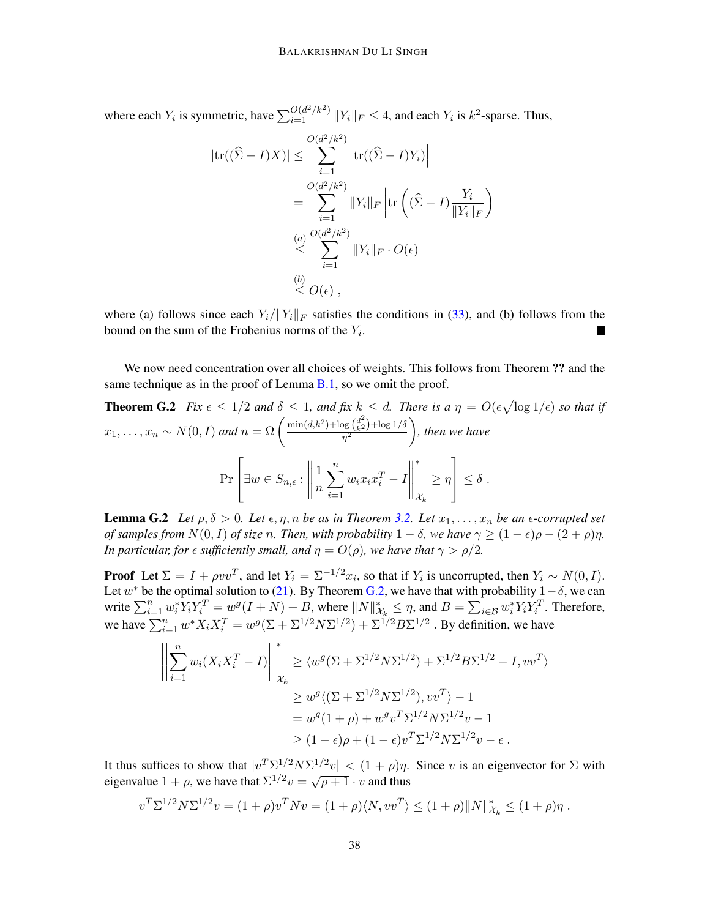where each $Y_i$ is symmetric, have $\sum_{i=1}^{O(d^2/k^2)} \|Y_i\|_F \leq 4$, and each $Y_i$ is $k^2$-sparse. Thus,

$$
\begin{aligned}
|\mathrm{tr}((\widehat{\Sigma} - I)X)| &\leq \sum_{i=1}^{O(d^2/k^2)} \left|\mathrm{tr}((\widehat{\Sigma} - I)Y_i)\right| \\
&= \sum_{i=1}^{O(d^2/k^2)} \|Y_i\|_F \left|\mathrm{tr}\left((\widehat{\Sigma} - I)\frac{Y_i}{\|Y_i\|_F}\right)\right| \\
&\overset{(a)}{\leq} \sum_{i=1}^{O(d^2/k^2)} \|Y_i\|_F \cdot O(\epsilon) \\
&\overset{(b)}{\leq} O(\epsilon) ,
\end{aligned}
$$

where (a) follows since each $Y_i/\|Y_i\|_F$ satisfies the conditions in (33), and (b) follows from the bound on the sum of the Frobenius norms of the $Y_i$. ■

We now need concentration over all choices of weights. This follows from Theorem **??** and the same technique as in the proof of Lemma B.1, so we omit the proof.

**Theorem G.2** *Fix $\epsilon \leq 1/2$ and $\delta \leq 1$, and fix $k \leq d$. There is a $\eta = O(\epsilon\sqrt{\log 1/\epsilon})$ so that if $x_1, \ldots, x_n \sim N(0, I)$ and $n = \Omega\left(\frac{\min(d,k^2) + \log\binom{d^2}{k^2} + \log 1/\delta}{\eta^2}\right)$, then we have*

$$
\Pr\left[\exists w \in S_{n,\epsilon} : \left\|\frac{1}{n}\sum_{i=1}^{n} w_i x_i x_i^T - I\right\|_{\mathcal{X}_k}^{*} \geq \eta\right] \leq \delta .
$$

**Lemma G.2** *Let $\rho, \delta > 0$. Let $\epsilon, \eta, n$ be as in Theorem 3.2. Let $x_1, \ldots, x_n$ be an $\epsilon$-corrupted set of samples from $N(0, I)$ of size $n$. Then, with probability $1 - \delta$, we have $\gamma \geq (1 - \epsilon)\rho - (2 + \rho)\eta$. In particular, for $\epsilon$ sufficiently small, and $\eta = O(\rho)$, we have that $\gamma > \rho/2$.*

**Proof** Let $\Sigma = I + \rho vv^T$, and let $Y_i = \Sigma^{-1/2} x_i$, so that if $Y_i$ is uncorrupted, then $Y_i \sim N(0, I)$. Let $w^*$ be the optimal solution to (21). By Theorem G.2, we have that with probability $1 - \delta$, we can write $\sum_{i=1}^n w_i^* Y_i Y_i^T = w^g(I + N) + B$, where $\|N\|_{\mathcal{X}_k}^* \leq \eta$, and $B = \sum_{i \in \mathcal{B}} w_i^* Y_i Y_i^T$. Therefore, we have $\sum_{i=1}^n w^* X_i X_i^T = w^g(\Sigma + \Sigma^{1/2} N \Sigma^{1/2}) + \Sigma^{1/2} B \Sigma^{1/2}$ . By definition, we have

$$
\begin{aligned}
\left\|\sum_{i=1}^{n} w_i (X_i X_i^T - I)\right\|_{\mathcal{X}_k}^{*} &\geq \langle w^g(\Sigma + \Sigma^{1/2} N \Sigma^{1/2}) + \Sigma^{1/2} B \Sigma^{1/2} - I, vv^T \rangle \\
&\geq w^g \langle (\Sigma + \Sigma^{1/2} N \Sigma^{1/2}), vv^T \rangle - 1 \\
&= w^g(1 + \rho) + w^g v^T \Sigma^{1/2} N \Sigma^{1/2} v - 1 \\
&\geq (1 - \epsilon)\rho + (1 - \epsilon) v^T \Sigma^{1/2} N \Sigma^{1/2} v - \epsilon .
\end{aligned}
$$

It thus suffices to show that $|v^T \Sigma^{1/2} N \Sigma^{1/2} v| < (1 + \rho)\eta$. Since $v$ is an eigenvector for $\Sigma$ with eigenvalue $1 + \rho$, we have that $\Sigma^{1/2} v = \sqrt{\rho + 1} \cdot v$ and thus

$$
v^T \Sigma^{1/2} N \Sigma^{1/2} v = (1 + \rho) v^T N v = (1 + \rho)\langle N, vv^T \rangle \leq (1 + \rho)\|N\|_{\mathcal{X}_k}^* \leq (1 + \rho)\eta .
$$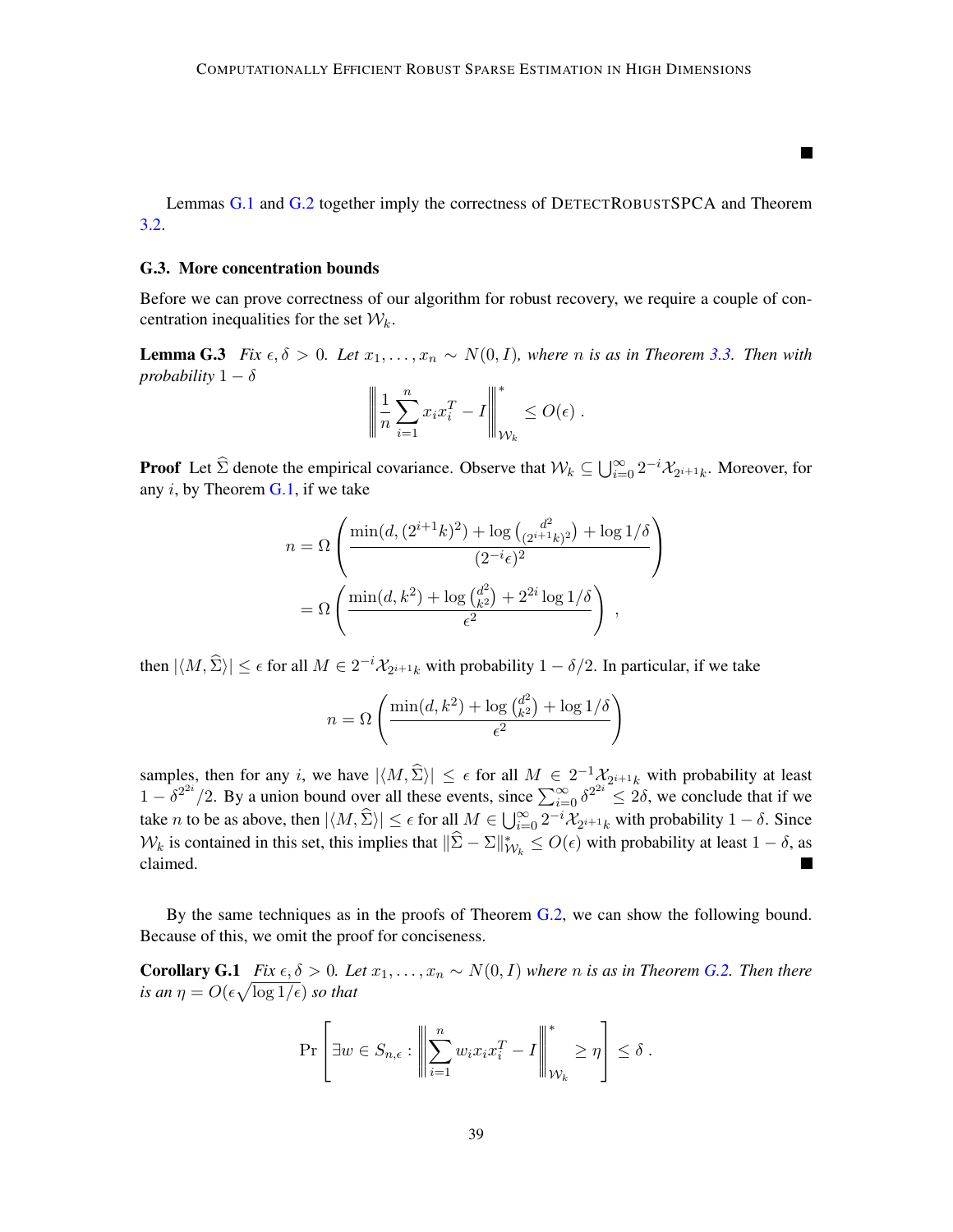■

Lemmas G.1 and G.2 together imply the correctness of DETECTROBUSTSPCA and Theorem 3.2.

### G.3. More concentration bounds

Before we can prove correctness of our algorithm for robust recovery, we require a couple of concentration inequalities for the set $\mathcal{W}_k$.

**Lemma G.3** *Fix $\epsilon, \delta > 0$. Let $x_1, \ldots, x_n \sim N(0, I)$, where $n$ is as in Theorem 3.3. Then with probability $1 - \delta$*

$$\left\| \frac{1}{n} \sum_{i=1}^{n} x_i x_i^T - I \right\|_{\mathcal{W}_k}^{*} \leq O(\epsilon) \ .$$

**Proof** Let $\widehat{\Sigma}$ denote the empirical covariance. Observe that $\mathcal{W}_k \subseteq \bigcup_{i=0}^{\infty} 2^{-i} \mathcal{X}_{2^{i+1}k}$. Moreover, for any $i$, by Theorem G.1, if we take

$$\begin{aligned} n &= \Omega\left( \frac{\min(d, (2^{i+1}k)^2) + \log \binom{d^2}{(2^{i+1}k)^2} + \log 1/\delta}{(2^{-i}\epsilon)^2} \right) \\ &= \Omega\left( \frac{\min(d, k^2) + \log \binom{d^2}{k^2} + 2^{2i} \log 1/\delta}{\epsilon^2} \right) \ , \end{aligned}$$

then $|\langle M, \widehat{\Sigma} \rangle| \leq \epsilon$ for all $M \in 2^{-i}\mathcal{X}_{2^{i+1}k}$ with probability $1 - \delta/2$. In particular, if we take

$$n = \Omega\left( \frac{\min(d, k^2) + \log \binom{d^2}{k^2} + \log 1/\delta}{\epsilon^2} \right)$$

samples, then for any $i$, we have $|\langle M, \widehat{\Sigma} \rangle| \leq \epsilon$ for all $M \in 2^{-1}\mathcal{X}_{2^{i+1}k}$ with probability at least $1 - \delta^{2^{2i}}/2$. By a union bound over all these events, since $\sum_{i=0}^{\infty} \delta^{2^{2i}} \leq 2\delta$, we conclude that if we take $n$ to be as above, then $|\langle M, \widehat{\Sigma} \rangle| \leq \epsilon$ for all $M \in \bigcup_{i=0}^{\infty} 2^{-i}\mathcal{X}_{2^{i+1}k}$ with probability $1 - \delta$. Since $\mathcal{W}_k$ is contained in this set, this implies that $\|\widehat{\Sigma} - \Sigma\|_{\mathcal{W}_k}^{*} \leq O(\epsilon)$ with probability at least $1 - \delta$, as claimed. ■

By the same techniques as in the proofs of Theorem G.2, we can show the following bound. Because of this, we omit the proof for conciseness.

**Corollary G.1** *Fix $\epsilon, \delta > 0$. Let $x_1, \ldots, x_n \sim N(0, I)$ where $n$ is as in Theorem G.2. Then there is an $\eta = O(\epsilon\sqrt{\log 1/\epsilon})$ so that*

$$\Pr\left[ \exists w \in S_{n,\epsilon} : \left\| \sum_{i=1}^{n} w_i x_i x_i^T - I \right\|_{\mathcal{W}_k}^{*} \geq \eta \right] \leq \delta \ .$$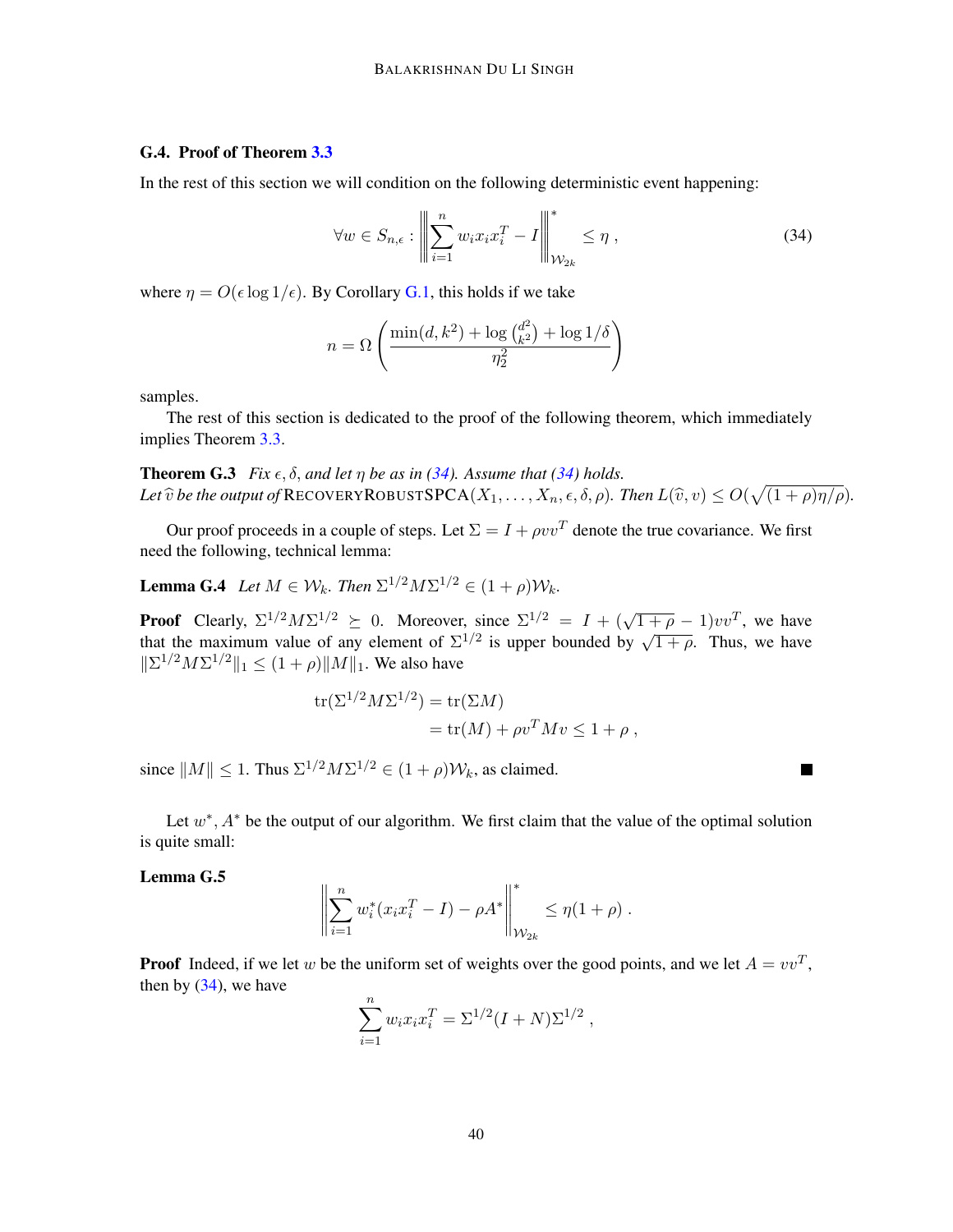## G.4. Proof of Theorem 3.3

In the rest of this section we will condition on the following deterministic event happening:

$$\forall w \in S_{n,\epsilon} : \left\| \sum_{i=1}^{n} w_i x_i x_i^T - I \right\|_{\mathcal{W}_{2k}}^{*} \leq \eta \,, \tag{34}$$

where $\eta = O(\epsilon \log 1/\epsilon)$. By Corollary G.1, this holds if we take

$$n = \Omega\left( \frac{\min(d, k^2) + \log \binom{d^2}{k^2} + \log 1/\delta}{\eta_2^2} \right)$$

samples.

The rest of this section is dedicated to the proof of the following theorem, which immediately implies Theorem 3.3.

**Theorem G.3** *Fix $\epsilon, \delta$, and let $\eta$ be as in (34). Assume that (34) holds. Let $\widehat{v}$ be the output of* RecoveryRobustSPCA$(X_1, \ldots, X_n, \epsilon, \delta, \rho)$. *Then $L(\widehat{v}, v) \leq O(\sqrt{(1+\rho)\eta/\rho})$.*

Our proof proceeds in a couple of steps. Let $\Sigma = I + \rho v v^T$ denote the true covariance. We first need the following, technical lemma:

**Lemma G.4** *Let $M \in \mathcal{W}_k$. Then $\Sigma^{1/2} M \Sigma^{1/2} \in (1+\rho)\mathcal{W}_k$.*

**Proof** Clearly, $\Sigma^{1/2} M \Sigma^{1/2} \succeq 0$. Moreover, since $\Sigma^{1/2} = I + (\sqrt{1+\rho} - 1) v v^T$, we have that the maximum value of any element of $\Sigma^{1/2}$ is upper bounded by $\sqrt{1+\rho}$. Thus, we have $\|\Sigma^{1/2} M \Sigma^{1/2}\|_1 \leq (1+\rho)\|M\|_1$. We also have

$$\begin{aligned}
\operatorname{tr}(\Sigma^{1/2} M \Sigma^{1/2}) &= \operatorname{tr}(\Sigma M) \\
&= \operatorname{tr}(M) + \rho v^T M v \leq 1 + \rho \,,
\end{aligned}$$

since $\|M\| \leq 1$. Thus $\Sigma^{1/2} M \Sigma^{1/2} \in (1+\rho)\mathcal{W}_k$, as claimed. ∎

Let $w^*, A^*$ be the output of our algorithm. We first claim that the value of the optimal solution is quite small:

**Lemma G.5**

$$\left\| \sum_{i=1}^{n} w_i^* (x_i x_i^T - I) - \rho A^* \right\|_{\mathcal{W}_{2k}}^{*} \leq \eta(1+\rho) \,.$$

**Proof** Indeed, if we let $w$ be the uniform set of weights over the good points, and we let $A = v v^T$, then by (34), we have

$$\sum_{i=1}^{n} w_i x_i x_i^T = \Sigma^{1/2}(I + N)\Sigma^{1/2} \,,$$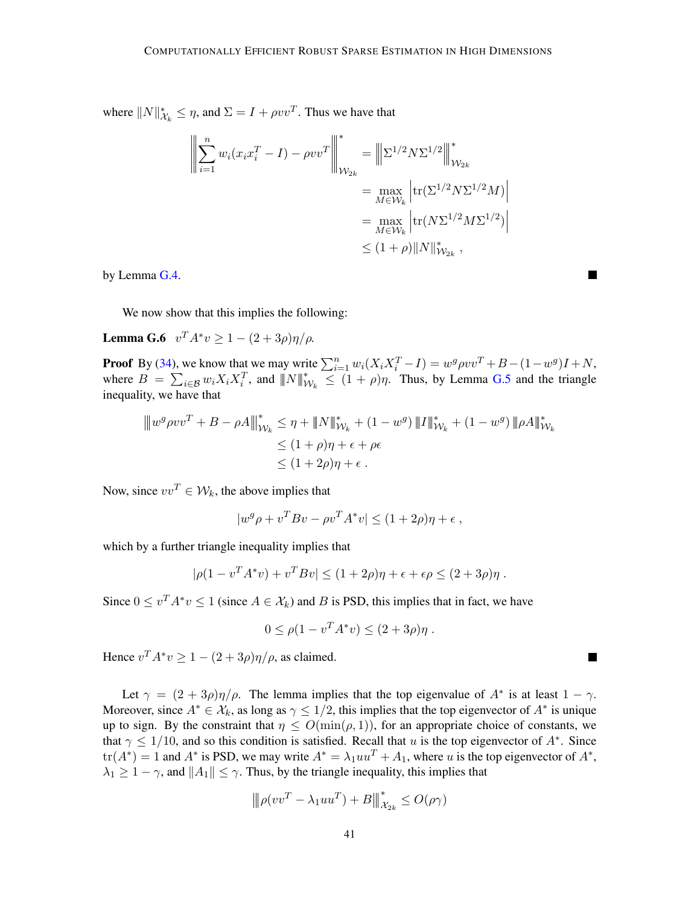where $\|N\|^*_{\mathcal{X}_k} \leq \eta$, and $\Sigma = I + \rho vv^T$. Thus we have that

$$
\begin{aligned}
\left\|\left\| \sum_{i=1}^n w_i (x_i x_i^T - I) - \rho vv^T \right\|\right\|^*_{\mathcal{W}_{2k}} &= \left\|\left| \Sigma^{1/2} N \Sigma^{1/2} \right|\right\|^*_{\mathcal{W}_{2k}} \\
&= \max_{M \in \mathcal{W}_k} \left| \mathrm{tr}(\Sigma^{1/2} N \Sigma^{1/2} M) \right| \\
&= \max_{M \in \mathcal{W}_k} \left| \mathrm{tr}(N \Sigma^{1/2} M \Sigma^{1/2}) \right| \\
&\leq (1+\rho) \|N\|^*_{\mathcal{W}_{2k}} ,
\end{aligned}
$$

by Lemma G.4. ■

We now show that this implies the following:

**Lemma G.6** $v^T A^* v \geq 1 - (2+3\rho)\eta/\rho$.

**Proof** By (34), we know that we may write $\sum_{i=1}^n w_i (X_i X_i^T - I) = w^g \rho vv^T + B - (1-w^g)I + N$, where $B = \sum_{i \in \mathcal{B}} w_i X_i X_i^T$, and $\|N\|^*_{\mathcal{W}_k} \leq (1+\rho)\eta$. Thus, by Lemma G.5 and the triangle inequality, we have that

$$
\begin{aligned}
\left\|\left| w^g \rho vv^T + B - \rho A \right|\right\|^*_{\mathcal{W}_k} &\leq \eta + \|N\|^*_{\mathcal{W}_k} + (1-w^g) \|I\|^*_{\mathcal{W}_k} + (1-w^g) \|\rho A\|^*_{\mathcal{W}_k} \\
&\leq (1+\rho)\eta + \epsilon + \rho\epsilon \\
&\leq (1+2\rho)\eta + \epsilon .
\end{aligned}
$$

Now, since $vv^T \in \mathcal{W}_k$, the above implies that

$$
|w^g \rho + v^T B v - \rho v^T A^* v| \leq (1+2\rho)\eta + \epsilon ,
$$

which by a further triangle inequality implies that

$$
|\rho(1 - v^T A^* v) + v^T B v| \leq (1+2\rho)\eta + \epsilon + \epsilon\rho \leq (2+3\rho)\eta .
$$

Since $0 \leq v^T A^* v \leq 1$ (since $A \in \mathcal{X}_k$) and $B$ is PSD, this implies that in fact, we have

$$
0 \leq \rho(1 - v^T A^* v) \leq (2+3\rho)\eta .
$$

Hence $v^T A^* v \geq 1 - (2+3\rho)\eta/\rho$, as claimed. ■

Let $\gamma = (2+3\rho)\eta/\rho$. The lemma implies that the top eigenvalue of $A^*$ is at least $1-\gamma$. Moreover, since $A^* \in \mathcal{X}_k$, as long as $\gamma \leq 1/2$, this implies that the top eigenvector of $A^*$ is unique up to sign. By the constraint that $\eta \leq O(\min(\rho, 1))$, for an appropriate choice of constants, we that $\gamma \leq 1/10$, and so this condition is satisfied. Recall that $u$ is the top eigenvector of $A^*$. Since $\mathrm{tr}(A^*) = 1$ and $A^*$ is PSD, we may write $A^* = \lambda_1 uu^T + A_1$, where $u$ is the top eigenvector of $A^*$, $\lambda_1 \geq 1-\gamma$, and $\|A_1\| \leq \gamma$. Thus, by the triangle inequality, this implies that

$$
\left\|\left| \rho(vv^T - \lambda_1 uu^T) + B \right|\right\|^*_{\mathcal{X}_{2k}} \leq O(\rho\gamma)
$$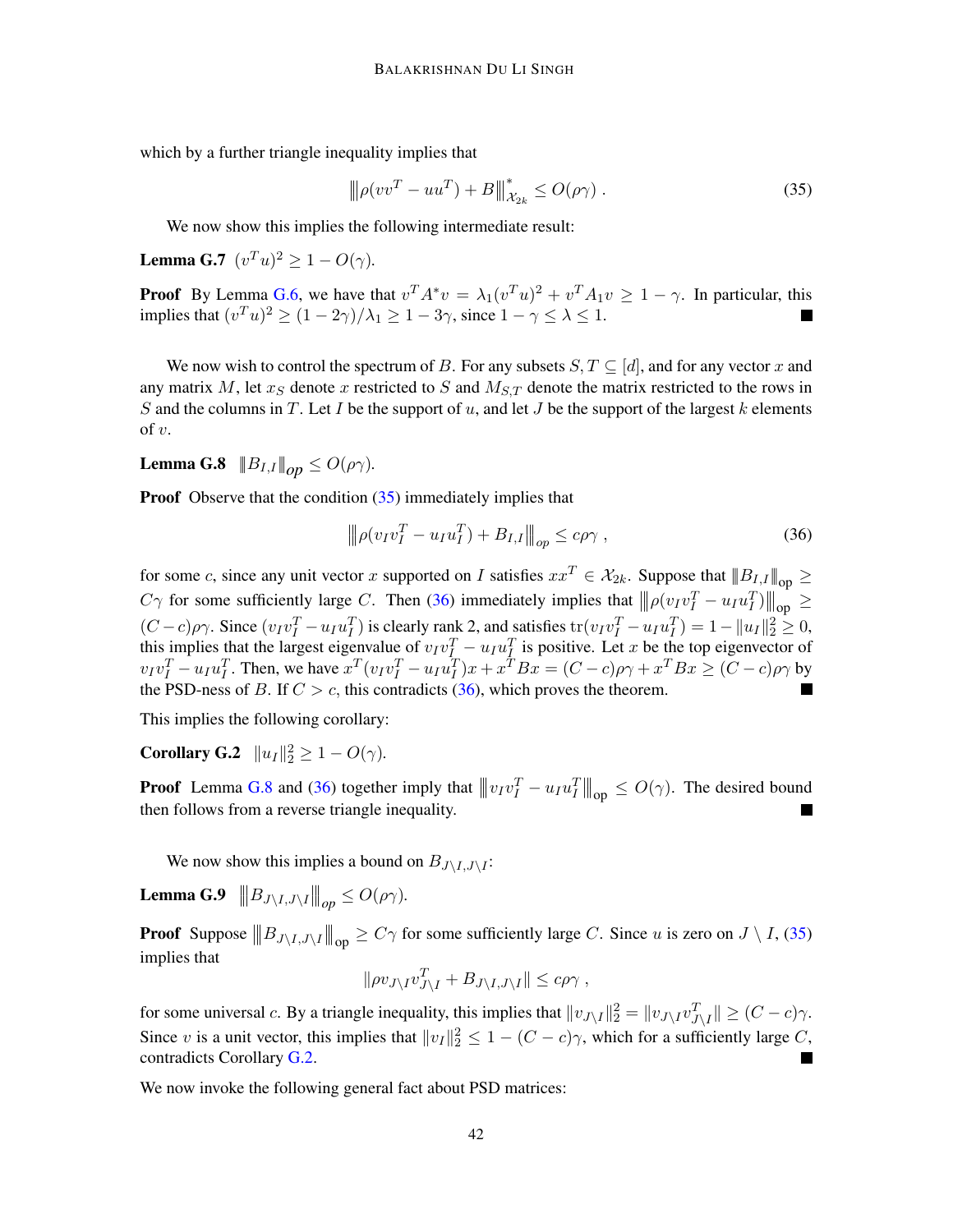which by a further triangle inequality implies that

$$\left\|\rho(vv^T - uu^T) + B\right\|^*_{\mathcal{X}_{2k}} \leq O(\rho\gamma) . \tag{35}$$

We now show this implies the following intermediate result:

**Lemma G.7** $(v^T u)^2 \geq 1 - O(\gamma)$.

**Proof** By Lemma G.6, we have that $v^T A^* v = \lambda_1 (v^T u)^2 + v^T A_1 v \geq 1 - \gamma$. In particular, this implies that $(v^T u)^2 \geq (1 - 2\gamma)/\lambda_1 \geq 1 - 3\gamma$, since $1 - \gamma \leq \lambda \leq 1$. ∎

We now wish to control the spectrum of $B$. For any subsets $S, T \subseteq [d]$, and for any vector $x$ and any matrix $M$, let $x_S$ denote $x$ restricted to $S$ and $M_{S,T}$ denote the matrix restricted to the rows in $S$ and the columns in $T$. Let $I$ be the support of $u$, and let $J$ be the support of the largest $k$ elements of $v$.

**Lemma G.8** $\|B_{I,I}\|_{op} \leq O(\rho\gamma)$.

**Proof** Observe that the condition (35) immediately implies that

$$\left\|\rho(v_I v_I^T - u_I u_I^T) + B_{I,I}\right\|_{op} \leq c\rho\gamma , \tag{36}$$

for some $c$, since any unit vector $x$ supported on $I$ satisfies $xx^T \in \mathcal{X}_{2k}$. Suppose that $\|B_{I,I}\|_{\text{op}} \geq C\gamma$ for some sufficiently large $C$. Then (36) immediately implies that $\left\|\rho(v_I v_I^T - u_I u_I^T)\right\|_{\text{op}} \geq (C - c)\rho\gamma$. Since $(v_I v_I^T - u_I u_I^T)$ is clearly rank 2, and satisfies $\text{tr}(v_I v_I^T - u_I u_I^T) = 1 - \|u_I\|_2^2 \geq 0$, this implies that the largest eigenvalue of $v_I v_I^T - u_I u_I^T$ is positive. Let $x$ be the top eigenvector of $v_I v_I^T - u_I u_I^T$. Then, we have $x^T(v_I v_I^T - u_I u_I^T)x + x^T B x = (C - c)\rho\gamma + x^T B x \geq (C - c)\rho\gamma$ by the PSD-ness of $B$. If $C > c$, this contradicts (36), which proves the theorem. ∎

This implies the following corollary:

**Corollary G.2** $\|u_I\|_2^2 \geq 1 - O(\gamma)$.

**Proof** Lemma G.8 and (36) together imply that $\left\|v_I v_I^T - u_I u_I^T\right\|_{\text{op}} \leq O(\gamma)$. The desired bound then follows from a reverse triangle inequality. ∎

We now show this implies a bound on $B_{J \setminus I, J \setminus I}$:

**Lemma G.9** $\left\|B_{J\setminus I, J\setminus I}\right\|_{op} \leq O(\rho\gamma)$.

**Proof** Suppose $\left\|B_{J\setminus I, J\setminus I}\right\|_{\text{op}} \geq C\gamma$ for some sufficiently large $C$. Since $u$ is zero on $J \setminus I$, (35) implies that

$$\|\rho v_{J\setminus I} v_{J\setminus I}^T + B_{J\setminus I, J\setminus I}\| \leq c\rho\gamma ,$$

for some universal $c$. By a triangle inequality, this implies that $\|v_{J\setminus I}\|_2^2 = \|v_{J\setminus I} v_{J\setminus I}^T\| \geq (C - c)\gamma$. Since $v$ is a unit vector, this implies that $\|v_I\|_2^2 \leq 1 - (C - c)\gamma$, which for a sufficiently large $C$, contradicts Corollary G.2. ∎

We now invoke the following general fact about PSD matrices: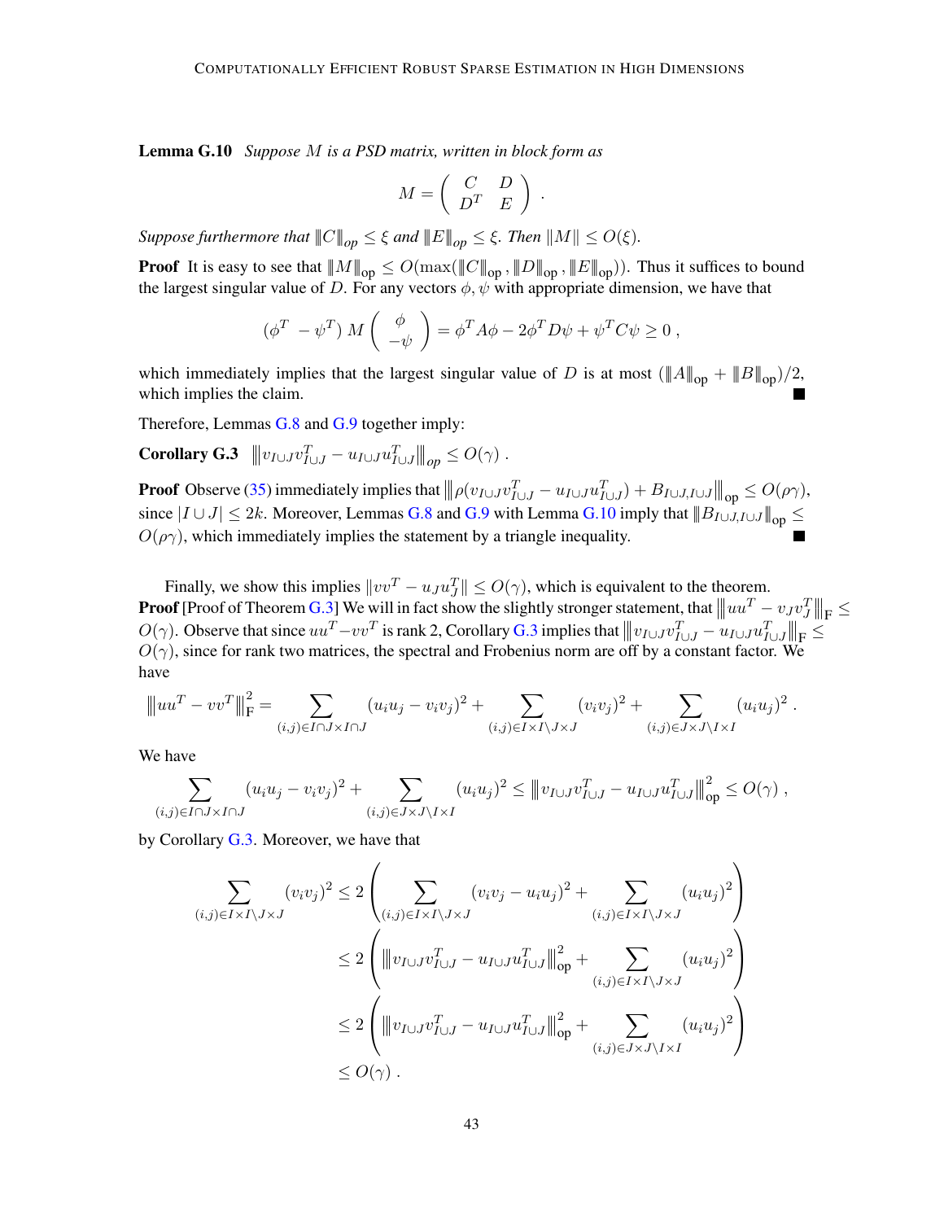**Lemma G.10** *Suppose $M$ is a PSD matrix, written in block form as*

$$
M = \begin{pmatrix} C & D \\ D^T & E \end{pmatrix} .
$$

*Suppose furthermore that $\|C\|_{op} \leq \xi$ and $\|E\|_{op} \leq \xi$. Then $\|M\| \leq O(\xi)$.*

**Proof** It is easy to see that $\|M\|_{\mathrm{op}} \leq O(\max(\|C\|_{\mathrm{op}}, \|D\|_{\mathrm{op}}, \|E\|_{\mathrm{op}}))$. Thus it suffices to bound the largest singular value of $D$. For any vectors $\phi, \psi$ with appropriate dimension, we have that

$$
(\phi^T \; -\psi^T) \, M \begin{pmatrix} \phi \\ -\psi \end{pmatrix} = \phi^T A \phi - 2\phi^T D \psi + \psi^T C \psi \geq 0 ,
$$

which immediately implies that the largest singular value of $D$ is at most $(\|A\|_{\mathrm{op}} + \|B\|_{\mathrm{op}})/2$, which implies the claim. ■

Therefore, Lemmas G.8 and G.9 together imply:

**Corollary G.3** $\left\| v_{I \cup J} v_{I \cup J}^T - u_{I \cup J} u_{I \cup J}^T \right\|_{op} \leq O(\gamma)$ .

**Proof** Observe (35) immediately implies that $\left\| \rho(v_{I \cup J} v_{I \cup J}^T - u_{I \cup J} u_{I \cup J}^T) + B_{I \cup J, I \cup J} \right\|_{\mathrm{op}} \leq O(\rho\gamma)$, since $|I \cup J| \leq 2k$. Moreover, Lemmas G.8 and G.9 with Lemma G.10 imply that $\|B_{I \cup J, I \cup J}\|_{\mathrm{op}} \leq O(\rho\gamma)$, which immediately implies the statement by a triangle inequality. ■

Finally, we show this implies $\|vv^T - u_J u_J^T\| \leq O(\gamma)$, which is equivalent to the theorem.

**Proof** [Proof of Theorem G.3] We will in fact show the slightly stronger statement, that $\left\| uu^T - v_J v_J^T \right\|_{\mathrm{F}} \leq O(\gamma)$. Observe that since $uu^T - vv^T$ is rank 2, Corollary G.3 implies that $\left\| v_{I \cup J} v_{I \cup J}^T - u_{I \cup J} u_{I \cup J}^T \right\|_{\mathrm{F}} \leq O(\gamma)$, since for rank two matrices, the spectral and Frobenius norm are off by a constant factor. We have

$$
\left\| uu^T - vv^T \right\|_{\mathrm{F}}^2 = \sum_{(i,j) \in I \cap J \times I \cap J} (u_i u_j - v_i v_j)^2 + \sum_{(i,j) \in I \times I \setminus J \times J} (v_i v_j)^2 + \sum_{(i,j) \in J \times J \setminus I \times I} (u_i u_j)^2 .
$$

We have

$$
\sum_{(i,j) \in I \cap J \times I \cap J} (u_i u_j - v_i v_j)^2 + \sum_{(i,j) \in J \times J \setminus I \times I} (u_i u_j)^2 \leq \left\| v_{I \cup J} v_{I \cup J}^T - u_{I \cup J} u_{I \cup J}^T \right\|_{\mathrm{op}}^2 \leq O(\gamma) ,
$$

by Corollary G.3. Moreover, we have that

$$
\begin{aligned}
\sum_{(i,j) \in I \times I \setminus J \times J} (v_i v_j)^2 &\leq 2 \left( \sum_{(i,j) \in I \times I \setminus J \times J} (v_i v_j - u_i u_j)^2 + \sum_{(i,j) \in I \times I \setminus J \times J} (u_i u_j)^2 \right) \\
&\leq 2 \left( \left\| v_{I \cup J} v_{I \cup J}^T - u_{I \cup J} u_{I \cup J}^T \right\|_{\mathrm{op}}^2 + \sum_{(i,j) \in I \times I \setminus J \times J} (u_i u_j)^2 \right) \\
&\leq 2 \left( \left\| v_{I \cup J} v_{I \cup J}^T - u_{I \cup J} u_{I \cup J}^T \right\|_{\mathrm{op}}^2 + \sum_{(i,j) \in J \times J \setminus I \times I} (u_i u_j)^2 \right) \\
&\leq O(\gamma) .
\end{aligned}
$$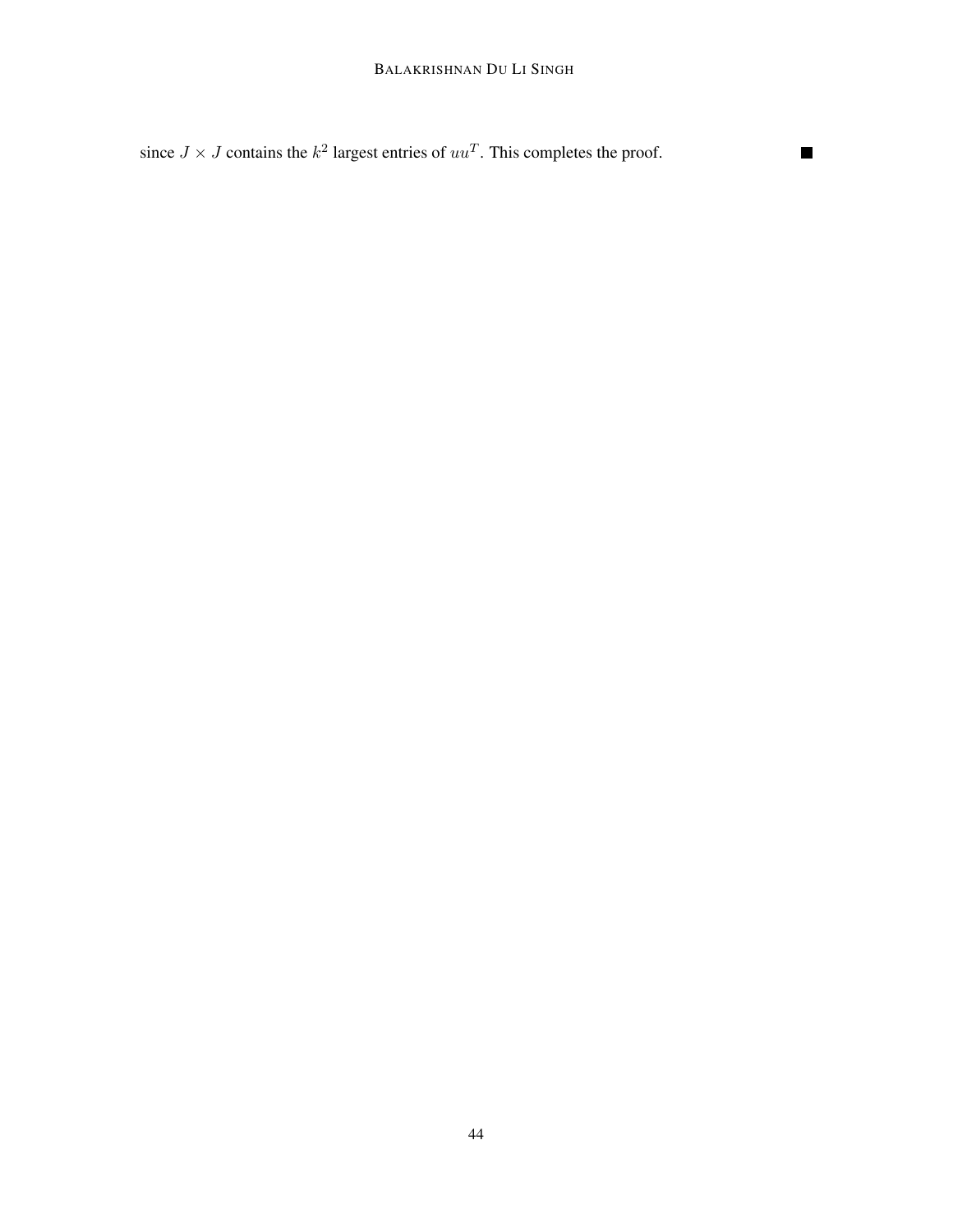since $J \times J$ contains the $k^2$ largest entries of $uu^T$. This completes the proof. ■